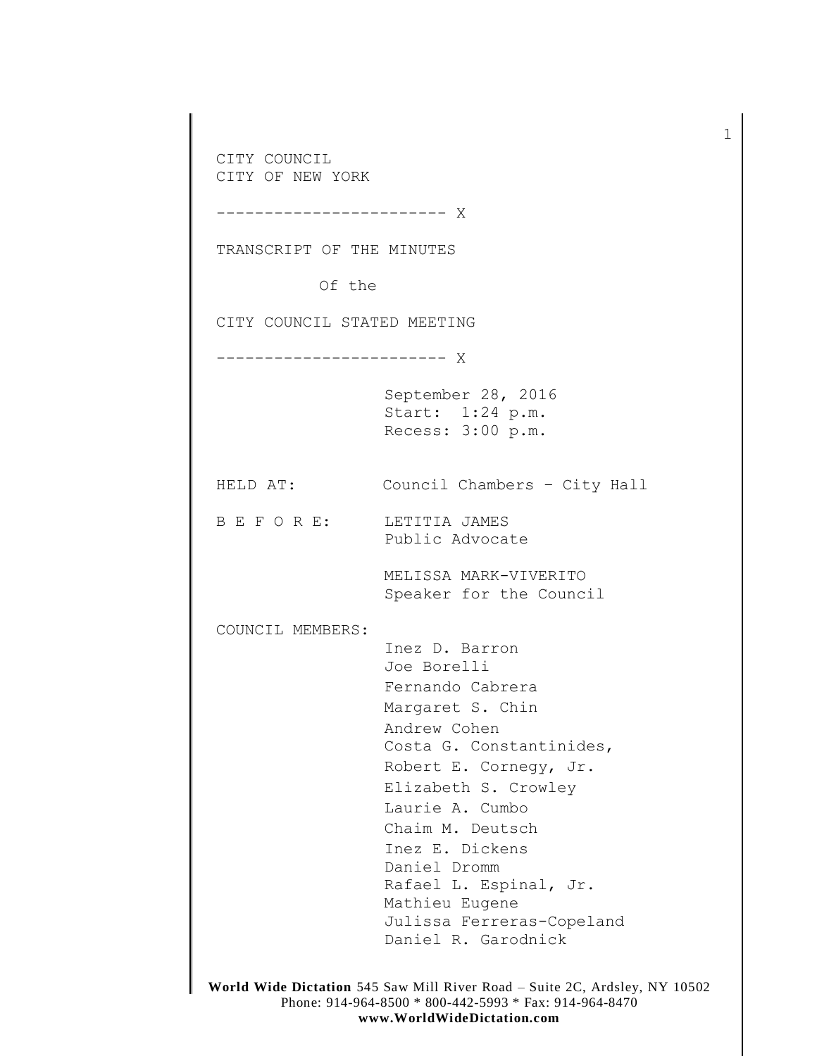CITY COUNCIL
CITY OF NEW YORK

------------------------ X

TRANSCRIPT OF THE MINUTES

Of the

CITY COUNCIL STATED MEETING

------------------------ X

September 28, 2016
Start: 1:24 p.m.
Recess: 3:00 p.m.

HELD AT: Council Chambers – City Hall

B E F O R E: LETITIA JAMES
Public Advocate

MELISSA MARK-VIVERITO
Speaker for the Council

COUNCIL MEMBERS:

Inez D. Barron
Joe Borelli
Fernando Cabrera
Margaret S. Chin
Andrew Cohen
Costa G. Constantinides,
Robert E. Cornegy, Jr.
Elizabeth S. Crowley
Laurie A. Cumbo
Chaim M. Deutsch
Inez E. Dickens
Daniel Dromm
Rafael L. Espinal, Jr.
Mathieu Eugene
Julissa Ferreras-Copeland
Daniel R. Garodnick

**World Wide Dictation** 545 Saw Mill River Road – Suite 2C, Ardsley, NY 10502
Phone: 914-964-8500 * 800-442-5993 * Fax: 914-964-8470
**www.WorldWideDictation.com**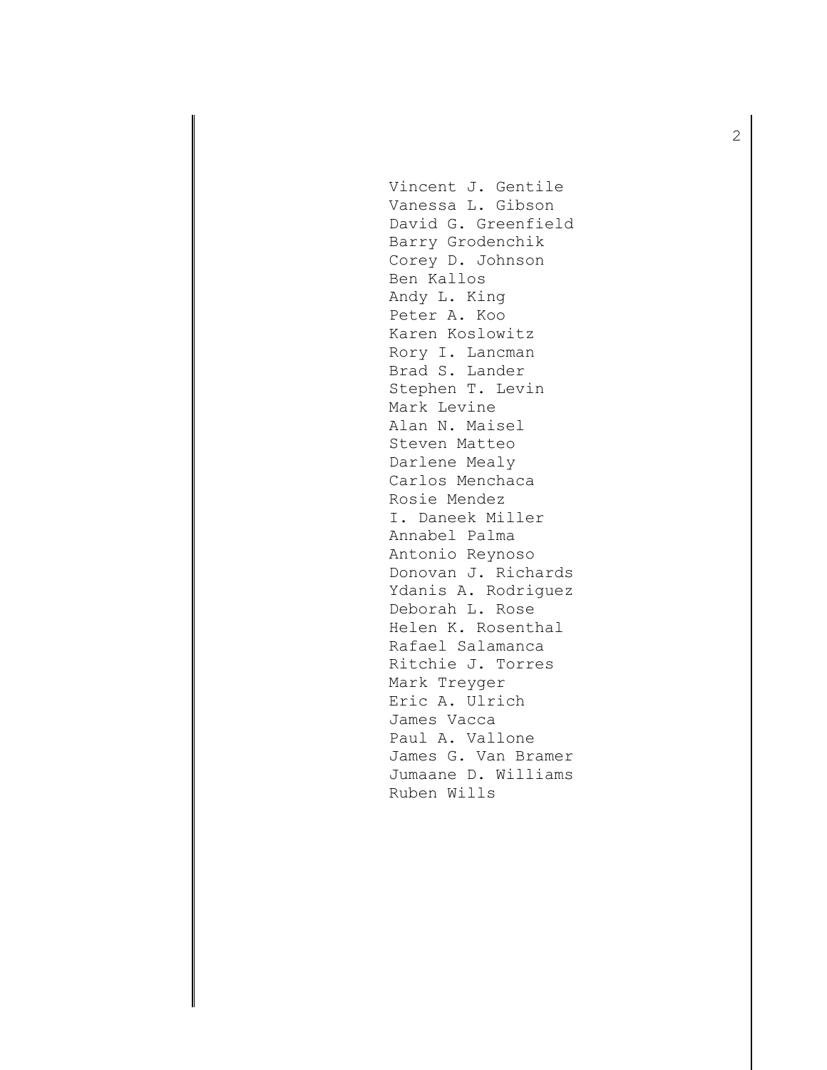Vincent J. Gentile
Vanessa L. Gibson
David G. Greenfield
Barry Grodenchik
Corey D. Johnson
Ben Kallos
Andy L. King
Peter A. Koo
Karen Koslowitz
Rory I. Lancman
Brad S. Lander
Stephen T. Levin
Mark Levine
Alan N. Maisel
Steven Matteo
Darlene Mealy
Carlos Menchaca
Rosie Mendez
I. Daneek Miller
Annabel Palma
Antonio Reynoso
Donovan J. Richards
Ydanis A. Rodriguez
Deborah L. Rose
Helen K. Rosenthal
Rafael Salamanca
Ritchie J. Torres
Mark Treyger
Eric A. Ulrich
James Vacca
Paul A. Vallone
James G. Van Bramer
Jumaane D. Williams
Ruben Wills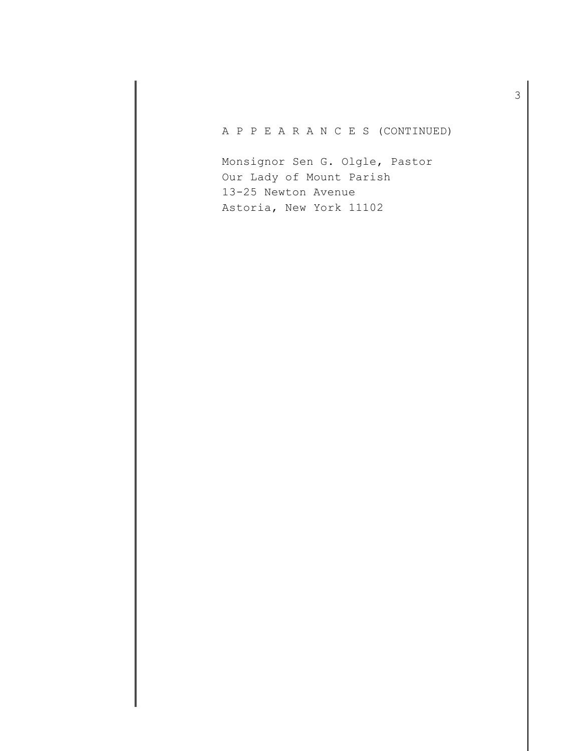A P P E A R A N C E S (CONTINUED)

Monsignor Sen G. Olgle, Pastor
Our Lady of Mount Parish
13-25 Newton Avenue
Astoria, New York 11102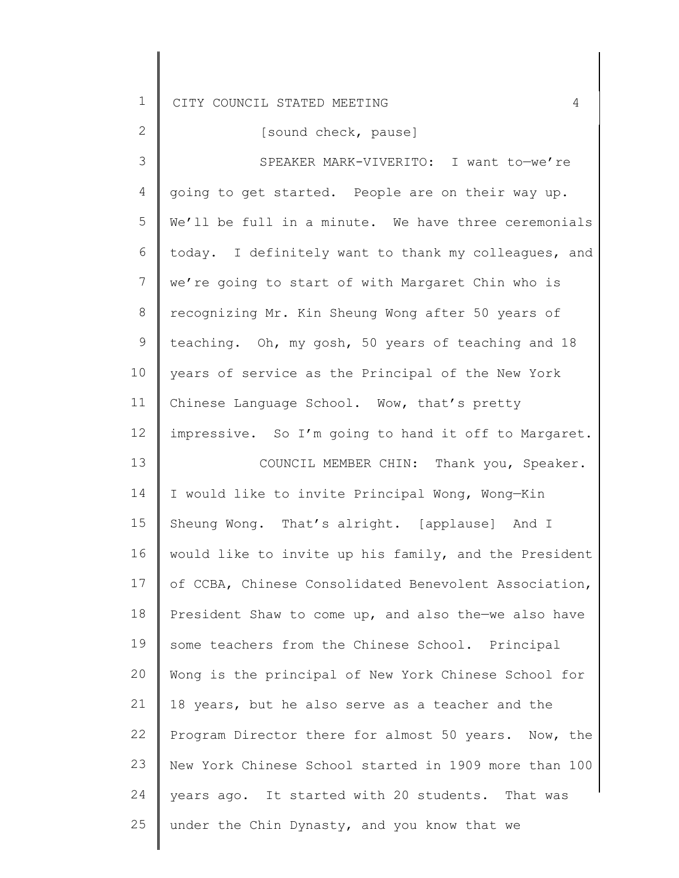[sound check, pause]

SPEAKER MARK-VIVERITO: I want to—we're going to get started. People are on their way up. We'll be full in a minute. We have three ceremonials today. I definitely want to thank my colleagues, and we're going to start of with Margaret Chin who is recognizing Mr. Kin Sheung Wong after 50 years of teaching. Oh, my gosh, 50 years of teaching and 18 years of service as the Principal of the New York Chinese Language School. Wow, that's pretty impressive. So I'm going to hand it off to Margaret.

COUNCIL MEMBER CHIN: Thank you, Speaker. I would like to invite Principal Wong, Wong—Kin Sheung Wong. That's alright. [applause] And I would like to invite up his family, and the President of CCBA, Chinese Consolidated Benevolent Association, President Shaw to come up, and also the—we also have some teachers from the Chinese School. Principal Wong is the principal of New York Chinese School for 18 years, but he also serve as a teacher and the Program Director there for almost 50 years. Now, the New York Chinese School started in 1909 more than 100 years ago. It started with 20 students. That was under the Chin Dynasty, and you know that we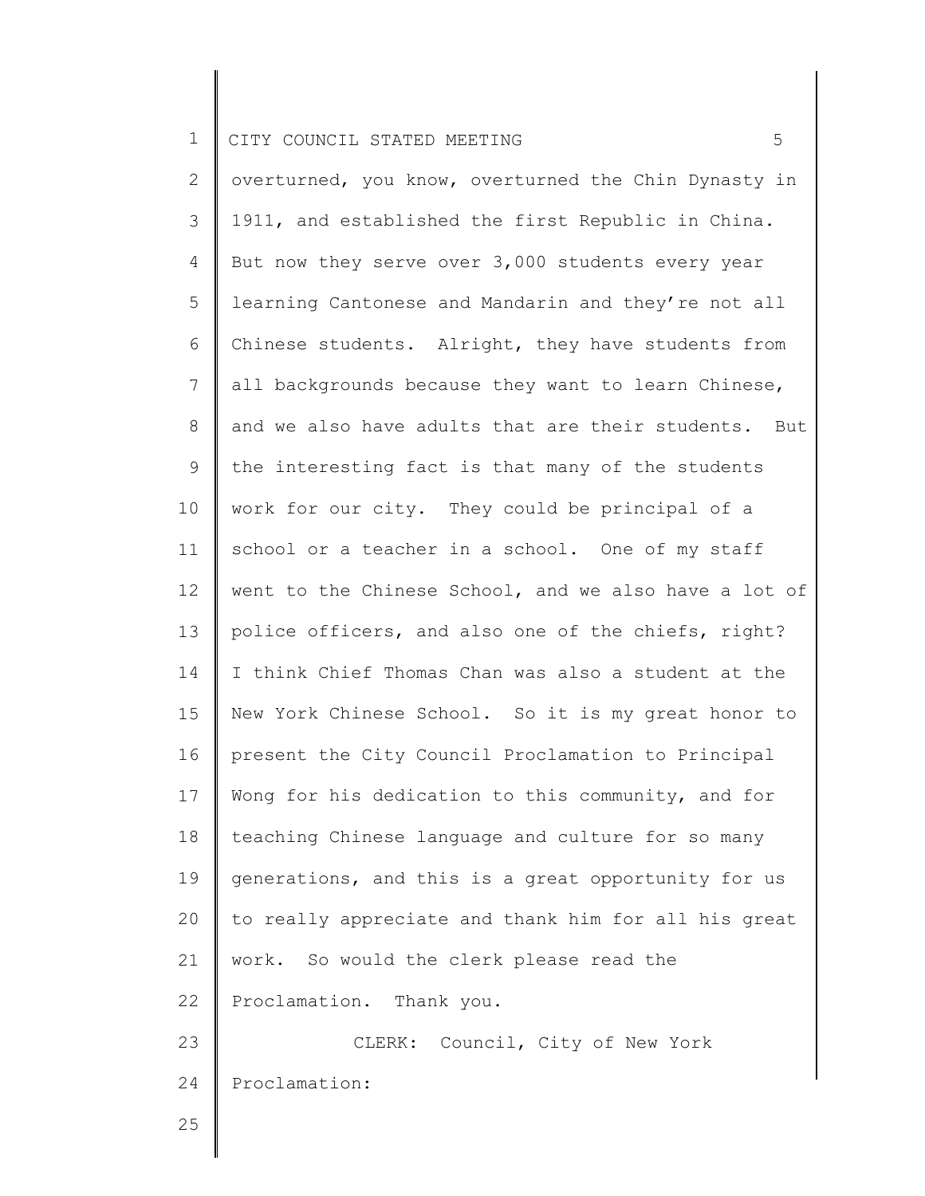overturned, you know, overturned the Chin Dynasty in 1911, and established the first Republic in China. But now they serve over 3,000 students every year learning Cantonese and Mandarin and they're not all Chinese students. Alright, they have students from all backgrounds because they want to learn Chinese, and we also have adults that are their students. But the interesting fact is that many of the students work for our city. They could be principal of a school or a teacher in a school. One of my staff went to the Chinese School, and we also have a lot of police officers, and also one of the chiefs, right? I think Chief Thomas Chan was also a student at the New York Chinese School. So it is my great honor to present the City Council Proclamation to Principal Wong for his dedication to this community, and for teaching Chinese language and culture for so many generations, and this is a great opportunity for us to really appreciate and thank him for all his great work. So would the clerk please read the Proclamation. Thank you.

CLERK: Council, City of New York Proclamation: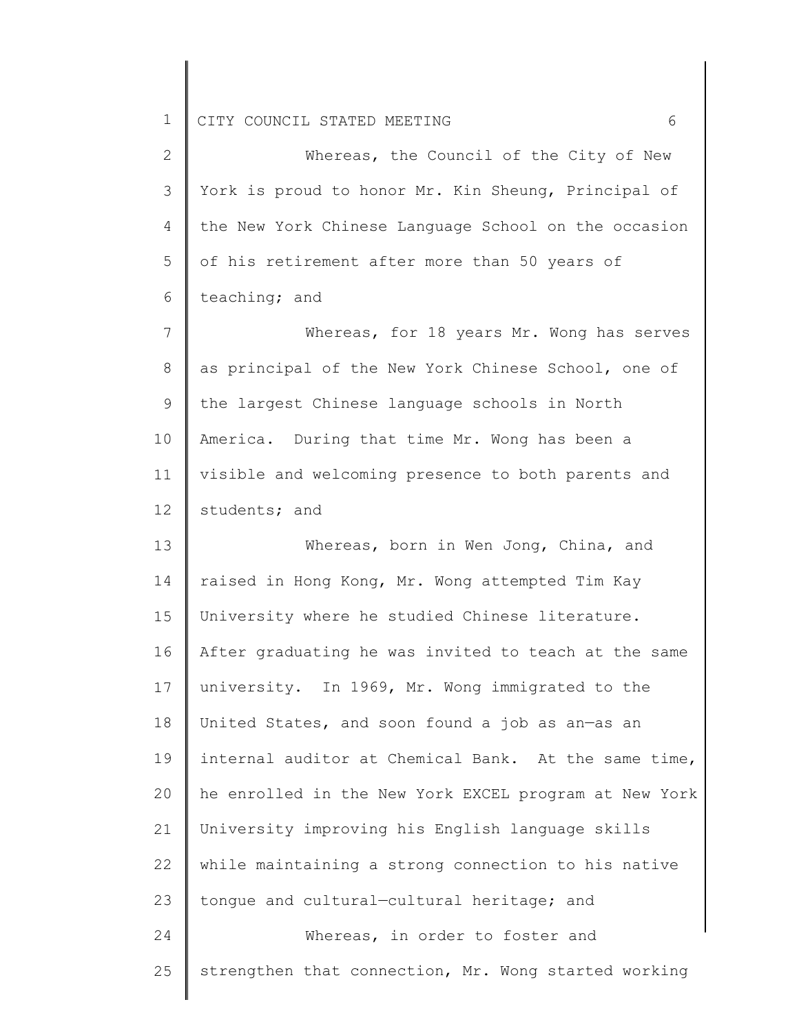Whereas, the Council of the City of New York is proud to honor Mr. Kin Sheung, Principal of the New York Chinese Language School on the occasion of his retirement after more than 50 years of teaching; and

Whereas, for 18 years Mr. Wong has serves as principal of the New York Chinese School, one of the largest Chinese language schools in North America. During that time Mr. Wong has been a visible and welcoming presence to both parents and students; and

Whereas, born in Wen Jong, China, and raised in Hong Kong, Mr. Wong attempted Tim Kay University where he studied Chinese literature. After graduating he was invited to teach at the same university. In 1969, Mr. Wong immigrated to the United States, and soon found a job as an—as an internal auditor at Chemical Bank. At the same time, he enrolled in the New York EXCEL program at New York University improving his English language skills while maintaining a strong connection to his native tongue and cultural—cultural heritage; and

Whereas, in order to foster and strengthen that connection, Mr. Wong started working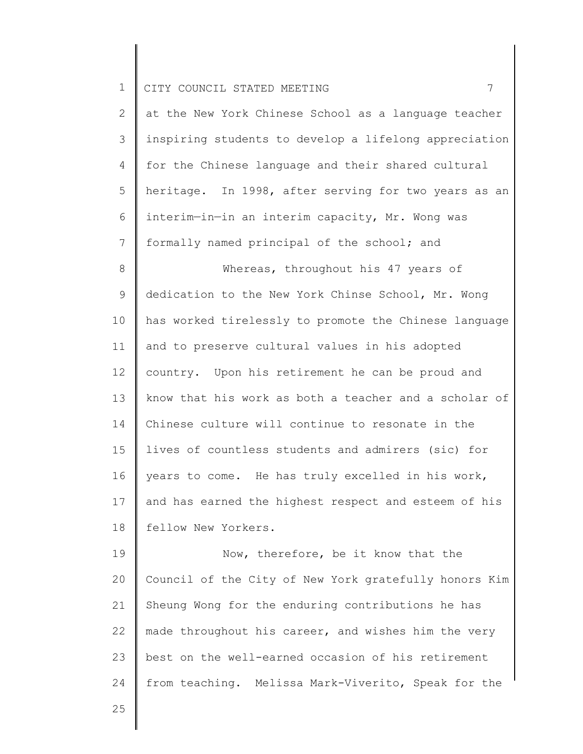at the New York Chinese School as a language teacher inspiring students to develop a lifelong appreciation for the Chinese language and their shared cultural heritage. In 1998, after serving for two years as an interim—in—in an interim capacity, Mr. Wong was formally named principal of the school; and

Whereas, throughout his 47 years of dedication to the New York Chinse School, Mr. Wong has worked tirelessly to promote the Chinese language and to preserve cultural values in his adopted country. Upon his retirement he can be proud and know that his work as both a teacher and a scholar of Chinese culture will continue to resonate in the lives of countless students and admirers (sic) for years to come. He has truly excelled in his work, and has earned the highest respect and esteem of his fellow New Yorkers.

Now, therefore, be it know that the Council of the City of New York gratefully honors Kim Sheung Wong for the enduring contributions he has made throughout his career, and wishes him the very best on the well-earned occasion of his retirement from teaching. Melissa Mark-Viverito, Speak for the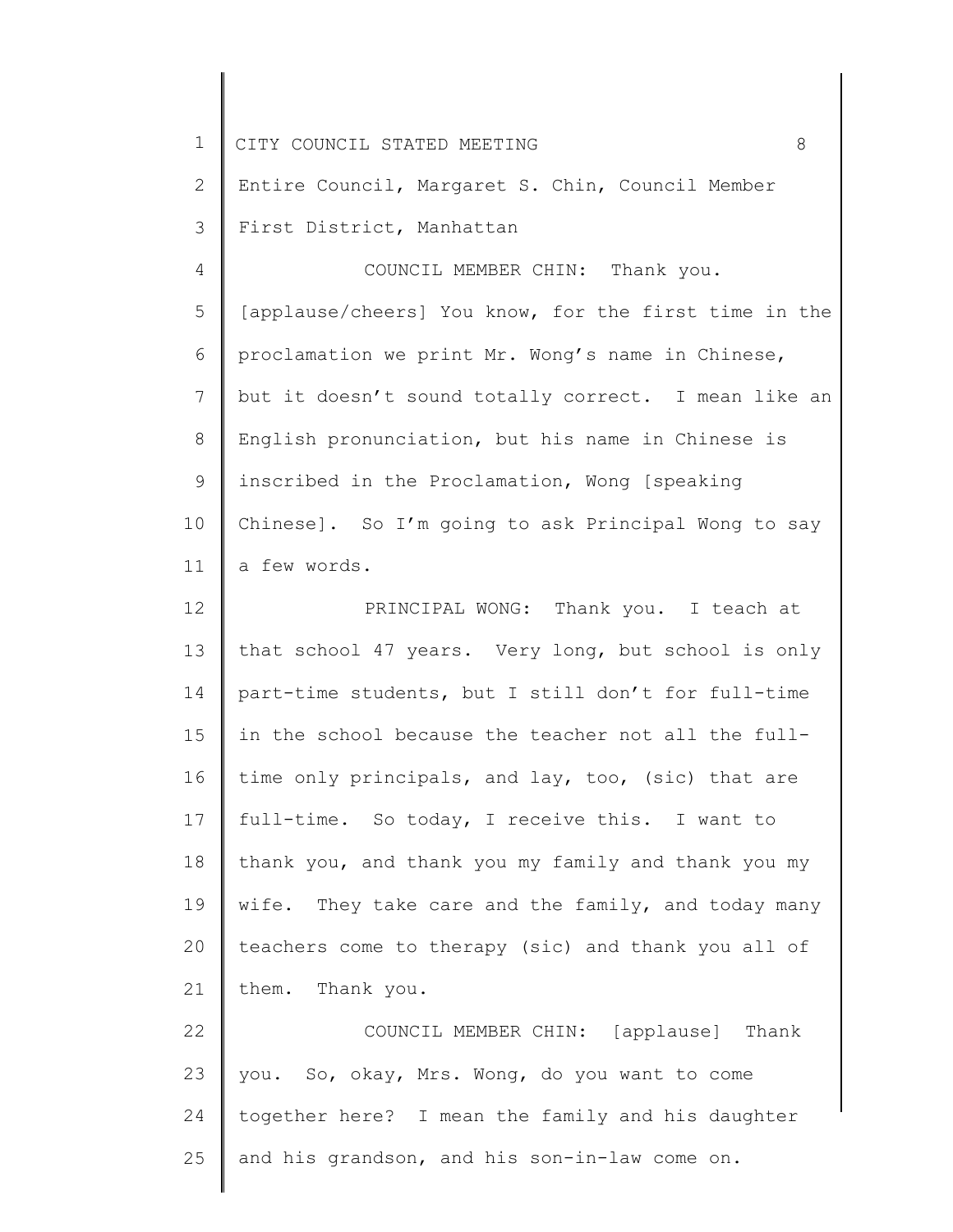Entire Council, Margaret S. Chin, Council Member First District, Manhattan

COUNCIL MEMBER CHIN: Thank you. [applause/cheers] You know, for the first time in the proclamation we print Mr. Wong's name in Chinese, but it doesn't sound totally correct. I mean like an English pronunciation, but his name in Chinese is inscribed in the Proclamation, Wong [speaking Chinese]. So I'm going to ask Principal Wong to say a few words.

PRINCIPAL WONG: Thank you. I teach at that school 47 years. Very long, but school is only part-time students, but I still don't for full-time in the school because the teacher not all the full-time only principals, and lay, too, (sic) that are full-time. So today, I receive this. I want to thank you, and thank you my family and thank you my wife. They take care and the family, and today many teachers come to therapy (sic) and thank you all of them. Thank you.

COUNCIL MEMBER CHIN: [applause] Thank you. So, okay, Mrs. Wong, do you want to come together here? I mean the family and his daughter and his grandson, and his son-in-law come on.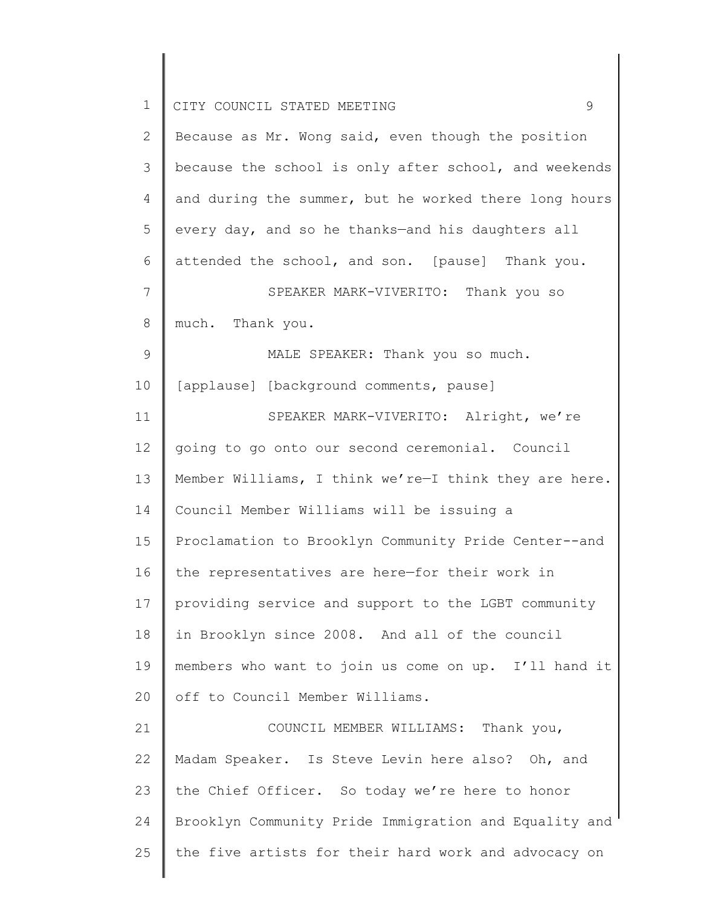Because as Mr. Wong said, even though the position because the school is only after school, and weekends and during the summer, but he worked there long hours every day, and so he thanks—and his daughters all attended the school, and son. [pause] Thank you.

SPEAKER MARK-VIVERITO: Thank you so much. Thank you.

MALE SPEAKER: Thank you so much.

[applause] [background comments, pause]

SPEAKER MARK-VIVERITO: Alright, we're going to go onto our second ceremonial. Council Member Williams, I think we're—I think they are here. Council Member Williams will be issuing a Proclamation to Brooklyn Community Pride Center--and the representatives are here—for their work in providing service and support to the LGBT community in Brooklyn since 2008. And all of the council members who want to join us come on up. I'll hand it off to Council Member Williams.

COUNCIL MEMBER WILLIAMS: Thank you, Madam Speaker. Is Steve Levin here also? Oh, and the Chief Officer. So today we're here to honor Brooklyn Community Pride Immigration and Equality and the five artists for their hard work and advocacy on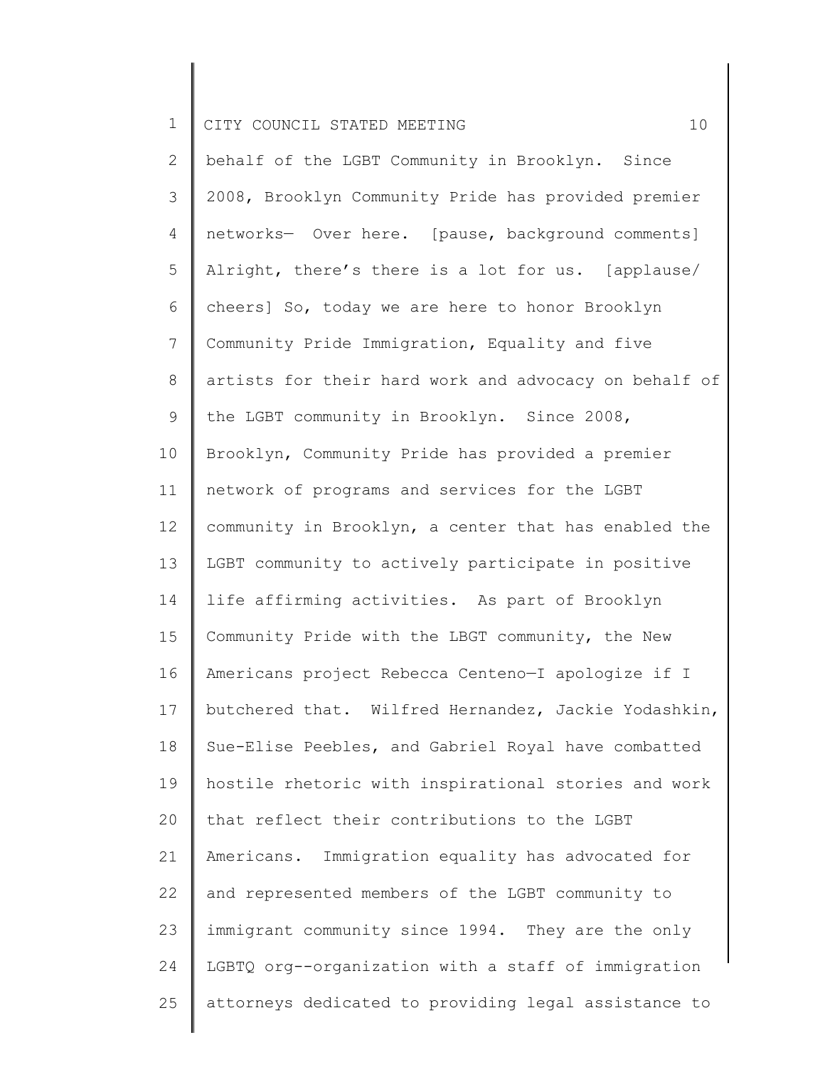behalf of the LGBT Community in Brooklyn. Since 2008, Brooklyn Community Pride has provided premier networks— Over here. [pause, background comments] Alright, there's there is a lot for us. [applause/ cheers] So, today we are here to honor Brooklyn Community Pride Immigration, Equality and five artists for their hard work and advocacy on behalf of the LGBT community in Brooklyn. Since 2008, Brooklyn, Community Pride has provided a premier network of programs and services for the LGBT community in Brooklyn, a center that has enabled the LGBT community to actively participate in positive life affirming activities. As part of Brooklyn Community Pride with the LBGT community, the New Americans project Rebecca Centeno—I apologize if I butchered that. Wilfred Hernandez, Jackie Yodashkin, Sue-Elise Peebles, and Gabriel Royal have combatted hostile rhetoric with inspirational stories and work that reflect their contributions to the LGBT Americans. Immigration equality has advocated for and represented members of the LGBT community to immigrant community since 1994. They are the only LGBTQ org--organization with a staff of immigration attorneys dedicated to providing legal assistance to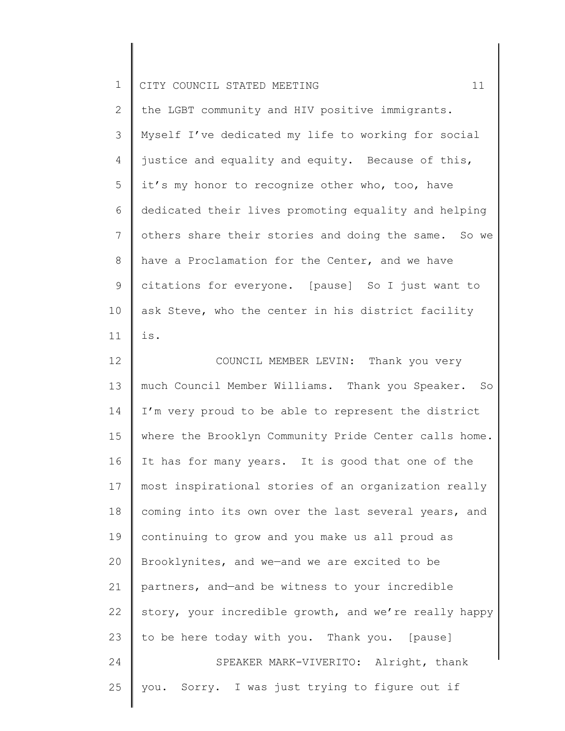the LGBT community and HIV positive immigrants. Myself I've dedicated my life to working for social justice and equality and equity. Because of this, it's my honor to recognize other who, too, have dedicated their lives promoting equality and helping others share their stories and doing the same. So we have a Proclamation for the Center, and we have citations for everyone. [pause] So I just want to ask Steve, who the center in his district facility is.

COUNCIL MEMBER LEVIN: Thank you very much Council Member Williams. Thank you Speaker. So I'm very proud to be able to represent the district where the Brooklyn Community Pride Center calls home. It has for many years. It is good that one of the most inspirational stories of an organization really coming into its own over the last several years, and continuing to grow and you make us all proud as Brooklynites, and we—and we are excited to be partners, and—and be witness to your incredible story, your incredible growth, and we're really happy to be here today with you. Thank you. [pause]

SPEAKER MARK-VIVERITO: Alright, thank you. Sorry. I was just trying to figure out if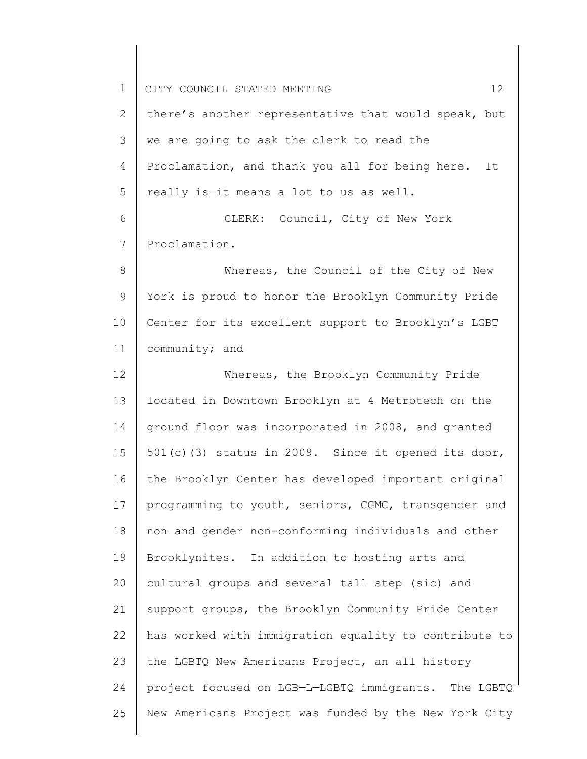there's another representative that would speak, but we are going to ask the clerk to read the Proclamation, and thank you all for being here. It really is—it means a lot to us as well.

CLERK: Council, City of New York Proclamation.

Whereas, the Council of the City of New York is proud to honor the Brooklyn Community Pride Center for its excellent support to Brooklyn's LGBT community; and

Whereas, the Brooklyn Community Pride located in Downtown Brooklyn at 4 Metrotech on the ground floor was incorporated in 2008, and granted 501(c)(3) status in 2009. Since it opened its door, the Brooklyn Center has developed important original programming to youth, seniors, CGMC, transgender and non—and gender non-conforming individuals and other Brooklynites. In addition to hosting arts and cultural groups and several tall step (sic) and support groups, the Brooklyn Community Pride Center has worked with immigration equality to contribute to the LGBTQ New Americans Project, an all history project focused on LGB—L—LGBTQ immigrants. The LGBTQ New Americans Project was funded by the New York City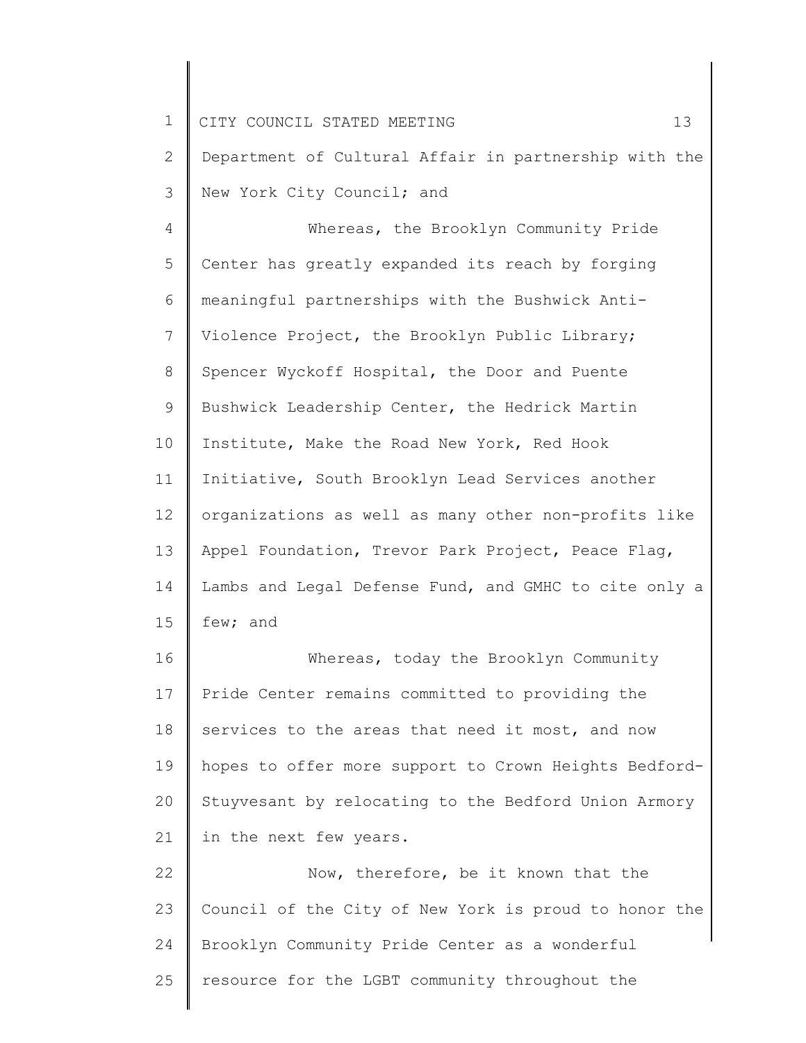Department of Cultural Affair in partnership with the New York City Council; and

Whereas, the Brooklyn Community Pride Center has greatly expanded its reach by forging meaningful partnerships with the Bushwick Anti-Violence Project, the Brooklyn Public Library; Spencer Wyckoff Hospital, the Door and Puente Bushwick Leadership Center, the Hedrick Martin Institute, Make the Road New York, Red Hook Initiative, South Brooklyn Lead Services another organizations as well as many other non-profits like Appel Foundation, Trevor Park Project, Peace Flag, Lambs and Legal Defense Fund, and GMHC to cite only a few; and

Whereas, today the Brooklyn Community Pride Center remains committed to providing the services to the areas that need it most, and now hopes to offer more support to Crown Heights Bedford-Stuyvesant by relocating to the Bedford Union Armory in the next few years.

Now, therefore, be it known that the Council of the City of New York is proud to honor the Brooklyn Community Pride Center as a wonderful resource for the LGBT community throughout the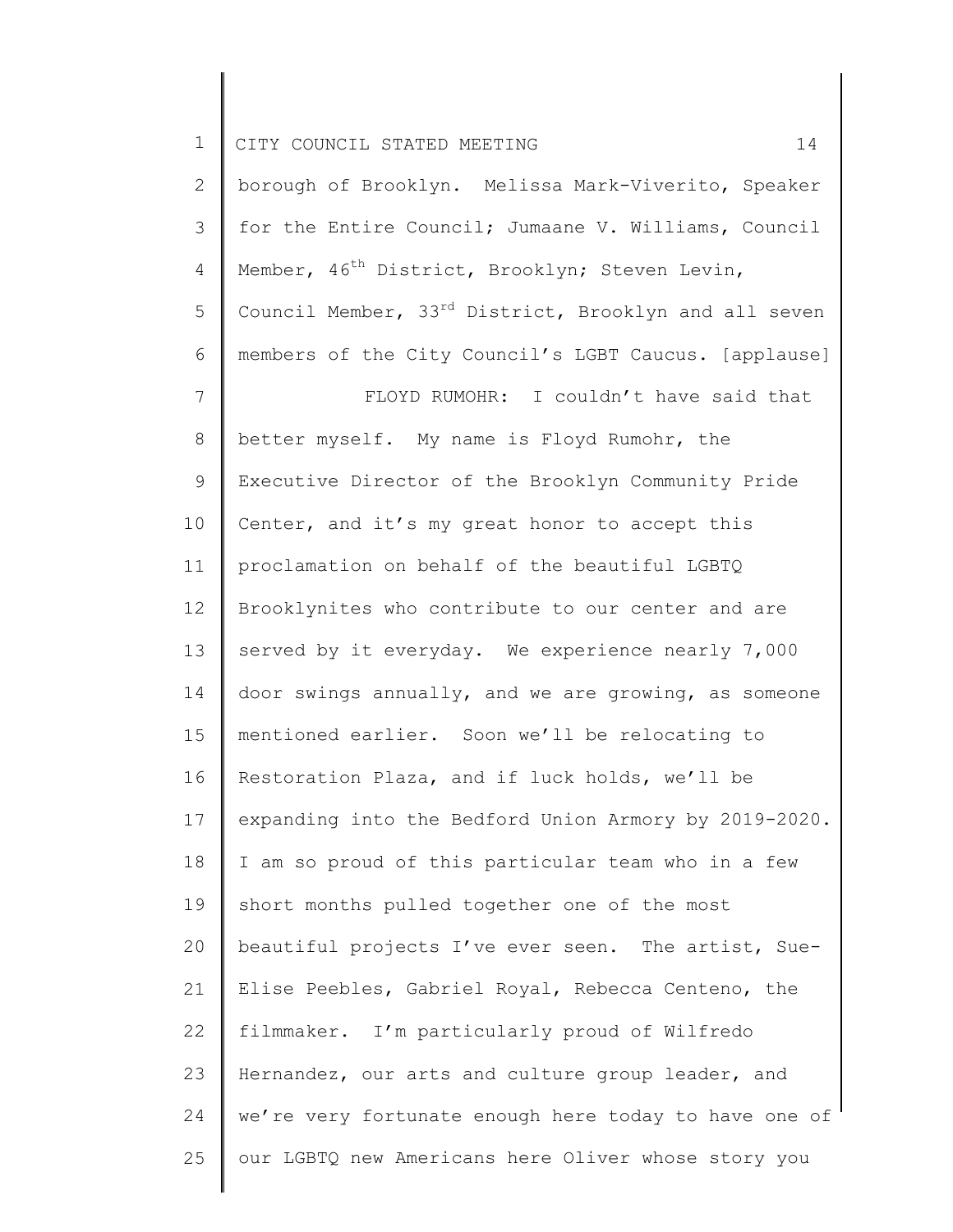borough of Brooklyn. Melissa Mark-Viverito, Speaker for the Entire Council; Jumaane V. Williams, Council Member, 46th District, Brooklyn; Steven Levin, Council Member, 33rd District, Brooklyn and all seven members of the City Council's LGBT Caucus. [applause]

FLOYD RUMOHR: I couldn't have said that better myself. My name is Floyd Rumohr, the Executive Director of the Brooklyn Community Pride Center, and it's my great honor to accept this proclamation on behalf of the beautiful LGBTQ Brooklynites who contribute to our center and are served by it everyday. We experience nearly 7,000 door swings annually, and we are growing, as someone mentioned earlier. Soon we'll be relocating to Restoration Plaza, and if luck holds, we'll be expanding into the Bedford Union Armory by 2019-2020. I am so proud of this particular team who in a few short months pulled together one of the most beautiful projects I've ever seen. The artist, Sue-Elise Peebles, Gabriel Royal, Rebecca Centeno, the filmmaker. I'm particularly proud of Wilfredo Hernandez, our arts and culture group leader, and we're very fortunate enough here today to have one of our LGBTQ new Americans here Oliver whose story you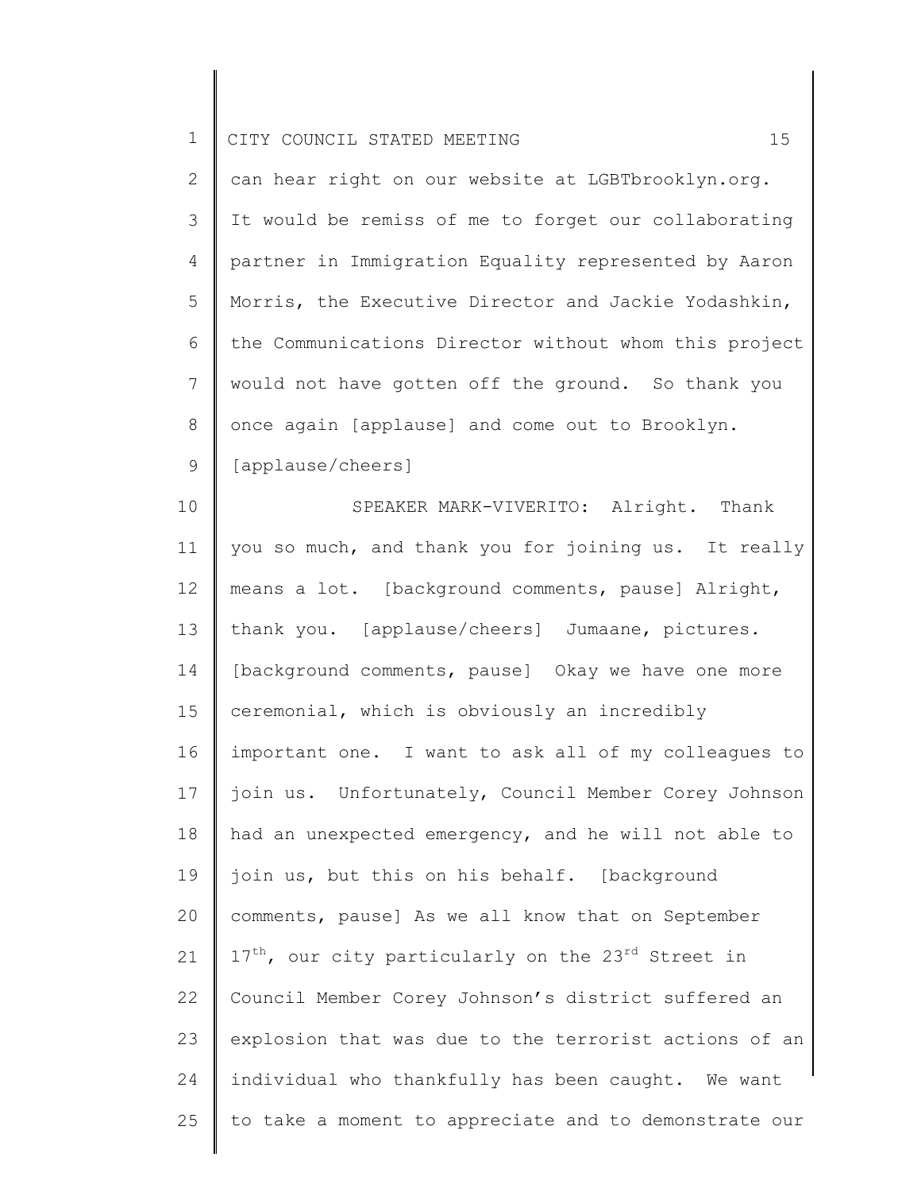can hear right on our website at LGBTbrooklyn.org. It would be remiss of me to forget our collaborating partner in Immigration Equality represented by Aaron Morris, the Executive Director and Jackie Yodashkin, the Communications Director without whom this project would not have gotten off the ground. So thank you once again [applause] and come out to Brooklyn. [applause/cheers]

SPEAKER MARK-VIVERITO: Alright. Thank you so much, and thank you for joining us. It really means a lot. [background comments, pause] Alright, thank you. [applause/cheers] Jumaane, pictures. [background comments, pause] Okay we have one more ceremonial, which is obviously an incredibly important one. I want to ask all of my colleagues to join us. Unfortunately, Council Member Corey Johnson had an unexpected emergency, and he will not able to join us, but this on his behalf. [background comments, pause] As we all know that on September 17th, our city particularly on the 23rd Street in Council Member Corey Johnson's district suffered an explosion that was due to the terrorist actions of an individual who thankfully has been caught. We want to take a moment to appreciate and to demonstrate our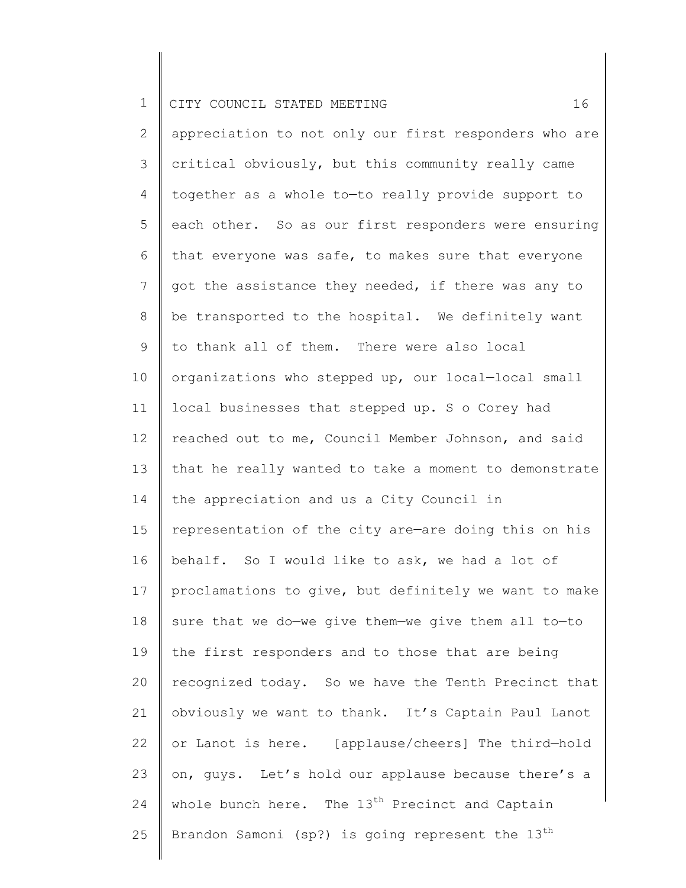appreciation to not only our first responders who are critical obviously, but this community really came together as a whole to—to really provide support to each other. So as our first responders were ensuring that everyone was safe, to makes sure that everyone got the assistance they needed, if there was any to be transported to the hospital. We definitely want to thank all of them. There were also local organizations who stepped up, our local—local small local businesses that stepped up. S o Corey had reached out to me, Council Member Johnson, and said that he really wanted to take a moment to demonstrate the appreciation and us a City Council in representation of the city are—are doing this on his behalf. So I would like to ask, we had a lot of proclamations to give, but definitely we want to make sure that we do—we give them—we give them all to—to the first responders and to those that are being recognized today. So we have the Tenth Precinct that obviously we want to thank. It's Captain Paul Lanot or Lanot is here. [applause/cheers] The third—hold on, guys. Let's hold our applause because there's a whole bunch here. The 13th Precinct and Captain Brandon Samoni (sp?) is going represent the 13th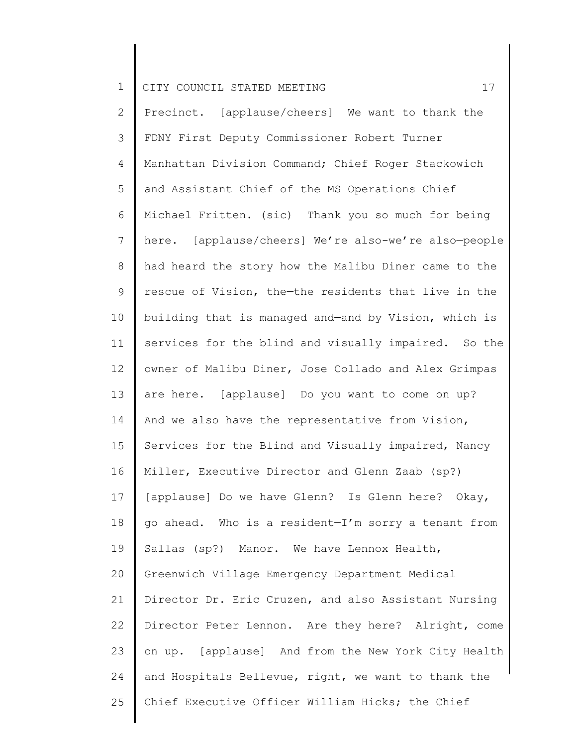Precinct. [applause/cheers] We want to thank the FDNY First Deputy Commissioner Robert Turner Manhattan Division Command; Chief Roger Stackowich and Assistant Chief of the MS Operations Chief Michael Fritten. (sic) Thank you so much for being here. [applause/cheers] We're also-we're also—people had heard the story how the Malibu Diner came to the rescue of Vision, the—the residents that live in the building that is managed and—and by Vision, which is services for the blind and visually impaired. So the owner of Malibu Diner, Jose Collado and Alex Grimpas are here. [applause] Do you want to come on up? And we also have the representative from Vision, Services for the Blind and Visually impaired, Nancy Miller, Executive Director and Glenn Zaab (sp?) [applause] Do we have Glenn? Is Glenn here? Okay, go ahead. Who is a resident—I'm sorry a tenant from Sallas (sp?) Manor. We have Lennox Health, Greenwich Village Emergency Department Medical Director Dr. Eric Cruzen, and also Assistant Nursing Director Peter Lennon. Are they here? Alright, come on up. [applause] And from the New York City Health and Hospitals Bellevue, right, we want to thank the Chief Executive Officer William Hicks; the Chief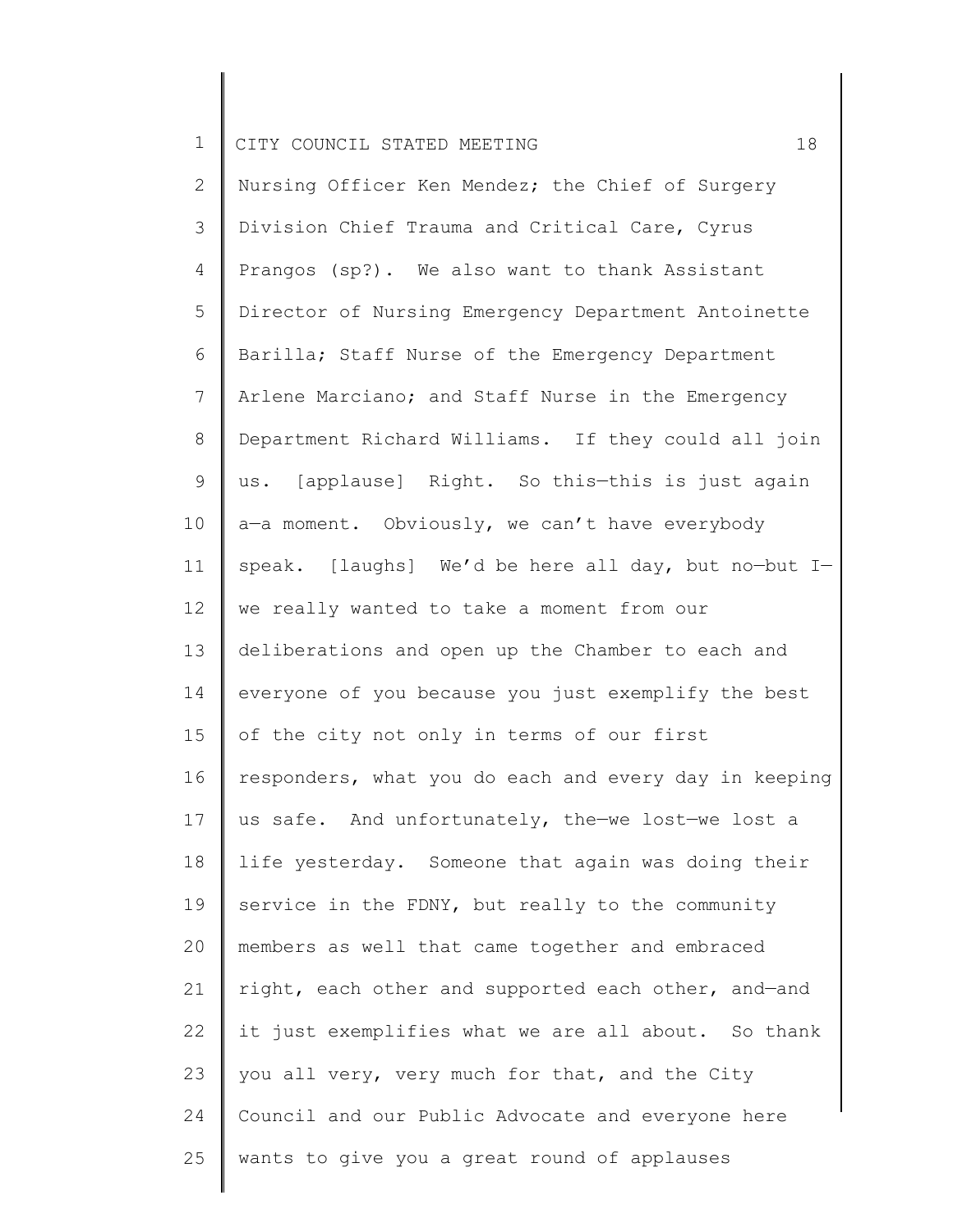Nursing Officer Ken Mendez; the Chief of Surgery Division Chief Trauma and Critical Care, Cyrus Prangos (sp?). We also want to thank Assistant Director of Nursing Emergency Department Antoinette Barilla; Staff Nurse of the Emergency Department Arlene Marciano; and Staff Nurse in the Emergency Department Richard Williams. If they could all join us. [applause] Right. So this—this is just again a—a moment. Obviously, we can't have everybody speak. [laughs] We'd be here all day, but no—but I—we really wanted to take a moment from our deliberations and open up the Chamber to each and everyone of you because you just exemplify the best of the city not only in terms of our first responders, what you do each and every day in keeping us safe. And unfortunately, the—we lost—we lost a life yesterday. Someone that again was doing their service in the FDNY, but really to the community members as well that came together and embraced right, each other and supported each other, and—and it just exemplifies what we are all about. So thank you all very, very much for that, and the City Council and our Public Advocate and everyone here wants to give you a great round of applauses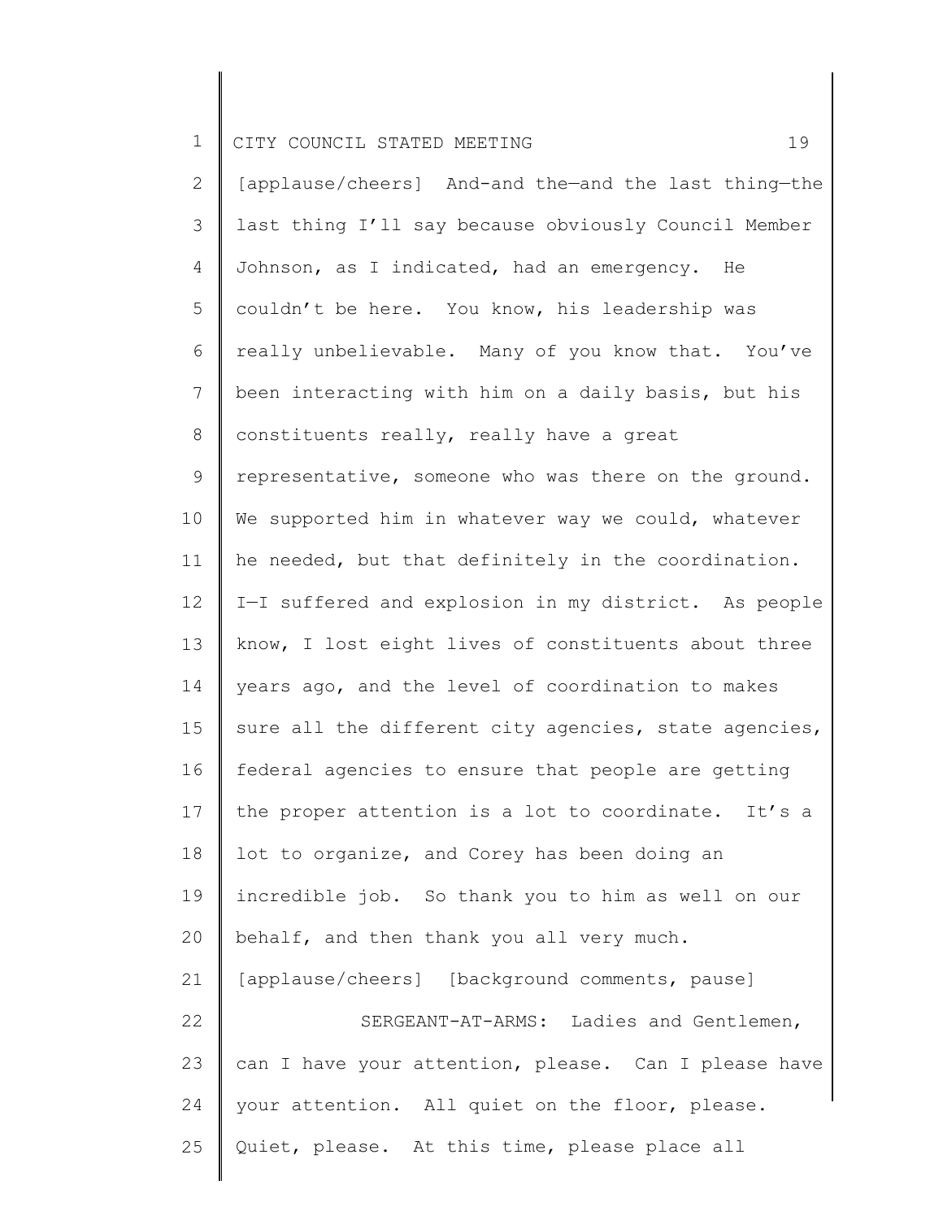[applause/cheers] And-and the—and the last thing—the last thing I'll say because obviously Council Member Johnson, as I indicated, had an emergency. He couldn't be here. You know, his leadership was really unbelievable. Many of you know that. You've been interacting with him on a daily basis, but his constituents really, really have a great representative, someone who was there on the ground. We supported him in whatever way we could, whatever he needed, but that definitely in the coordination. I—I suffered and explosion in my district. As people know, I lost eight lives of constituents about three years ago, and the level of coordination to makes sure all the different city agencies, state agencies, federal agencies to ensure that people are getting the proper attention is a lot to coordinate. It's a lot to organize, and Corey has been doing an incredible job. So thank you to him as well on our behalf, and then thank you all very much.
[applause/cheers] [background comments, pause]

SERGEANT-AT-ARMS: Ladies and Gentlemen, can I have your attention, please. Can I please have your attention. All quiet on the floor, please. Quiet, please. At this time, please place all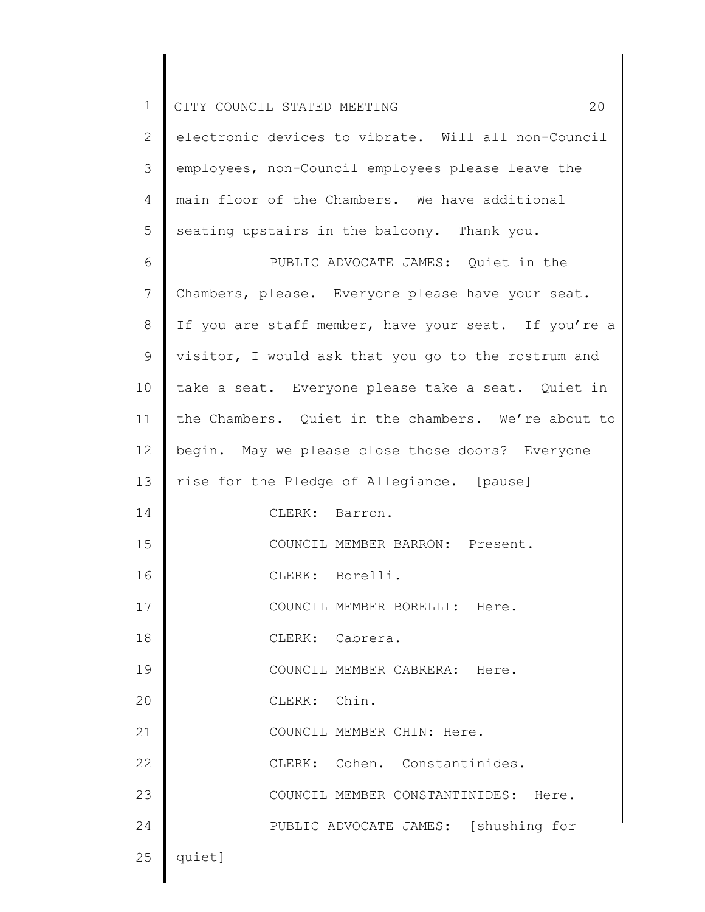electronic devices to vibrate. Will all non-Council employees, non-Council employees please leave the main floor of the Chambers. We have additional seating upstairs in the balcony. Thank you.

PUBLIC ADVOCATE JAMES: Quiet in the Chambers, please. Everyone please have your seat. If you are staff member, have your seat. If you're a visitor, I would ask that you go to the rostrum and take a seat. Everyone please take a seat. Quiet in the Chambers. Quiet in the chambers. We're about to begin. May we please close those doors? Everyone rise for the Pledge of Allegiance. [pause]

CLERK: Barron.

COUNCIL MEMBER BARRON: Present.

CLERK: Borelli.

COUNCIL MEMBER BORELLI: Here.

CLERK: Cabrera.

COUNCIL MEMBER CABRERA: Here.

CLERK: Chin.

COUNCIL MEMBER CHIN: Here.

CLERK: Cohen. Constantinides.

COUNCIL MEMBER CONSTANTINIDES: Here.

PUBLIC ADVOCATE JAMES: [shushing for quiet]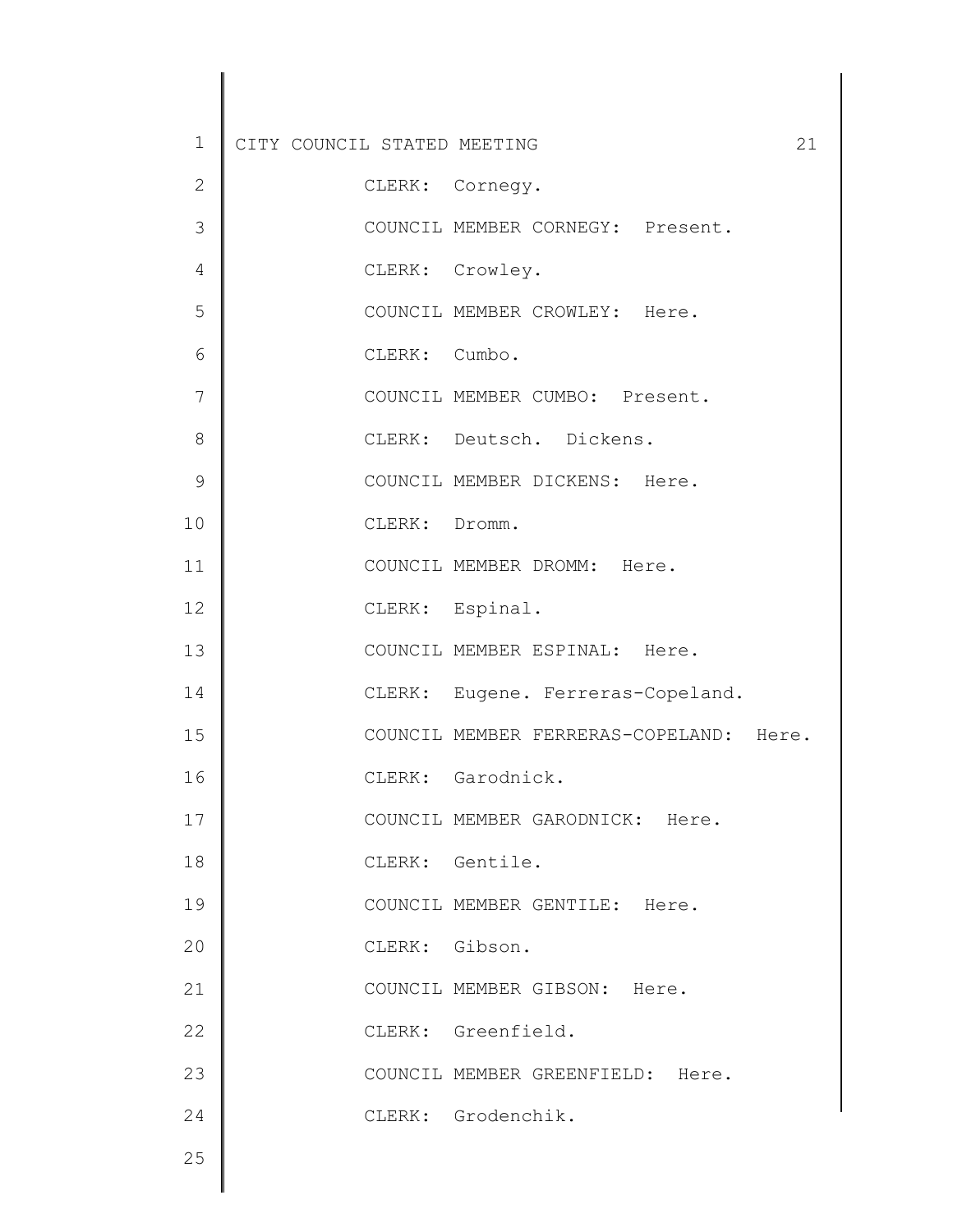CLERK: Cornegy.

COUNCIL MEMBER CORNEGY: Present.

CLERK: Crowley.

COUNCIL MEMBER CROWLEY: Here.

CLERK: Cumbo.

COUNCIL MEMBER CUMBO: Present.

CLERK: Deutsch. Dickens.

COUNCIL MEMBER DICKENS: Here.

CLERK: Dromm.

COUNCIL MEMBER DROMM: Here.

CLERK: Espinal.

COUNCIL MEMBER ESPINAL: Here.

CLERK: Eugene. Ferreras-Copeland.

COUNCIL MEMBER FERRERAS-COPELAND: Here.

CLERK: Garodnick.

COUNCIL MEMBER GARODNICK: Here.

CLERK: Gentile.

COUNCIL MEMBER GENTILE: Here.

CLERK: Gibson.

COUNCIL MEMBER GIBSON: Here.

CLERK: Greenfield.

COUNCIL MEMBER GREENFIELD: Here.

CLERK: Grodenchik.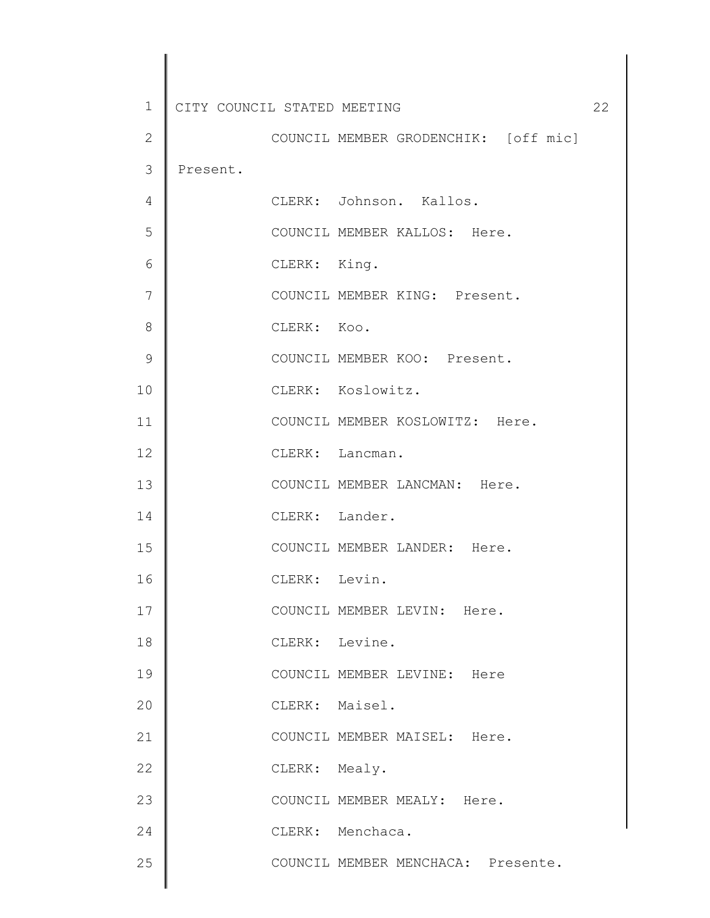COUNCIL MEMBER GRODENCHIK: [off mic] Present.

CLERK: Johnson. Kallos.

COUNCIL MEMBER KALLOS: Here.

CLERK: King.

COUNCIL MEMBER KING: Present.

CLERK: Koo.

COUNCIL MEMBER KOO: Present.

CLERK: Koslowitz.

COUNCIL MEMBER KOSLOWITZ: Here.

CLERK: Lancman.

COUNCIL MEMBER LANCMAN: Here.

CLERK: Lander.

COUNCIL MEMBER LANDER: Here.

CLERK: Levin.

COUNCIL MEMBER LEVIN: Here.

CLERK: Levine.

COUNCIL MEMBER LEVINE: Here

CLERK: Maisel.

COUNCIL MEMBER MAISEL: Here.

CLERK: Mealy.

COUNCIL MEMBER MEALY: Here.

CLERK: Menchaca.

COUNCIL MEMBER MENCHACA: Presente.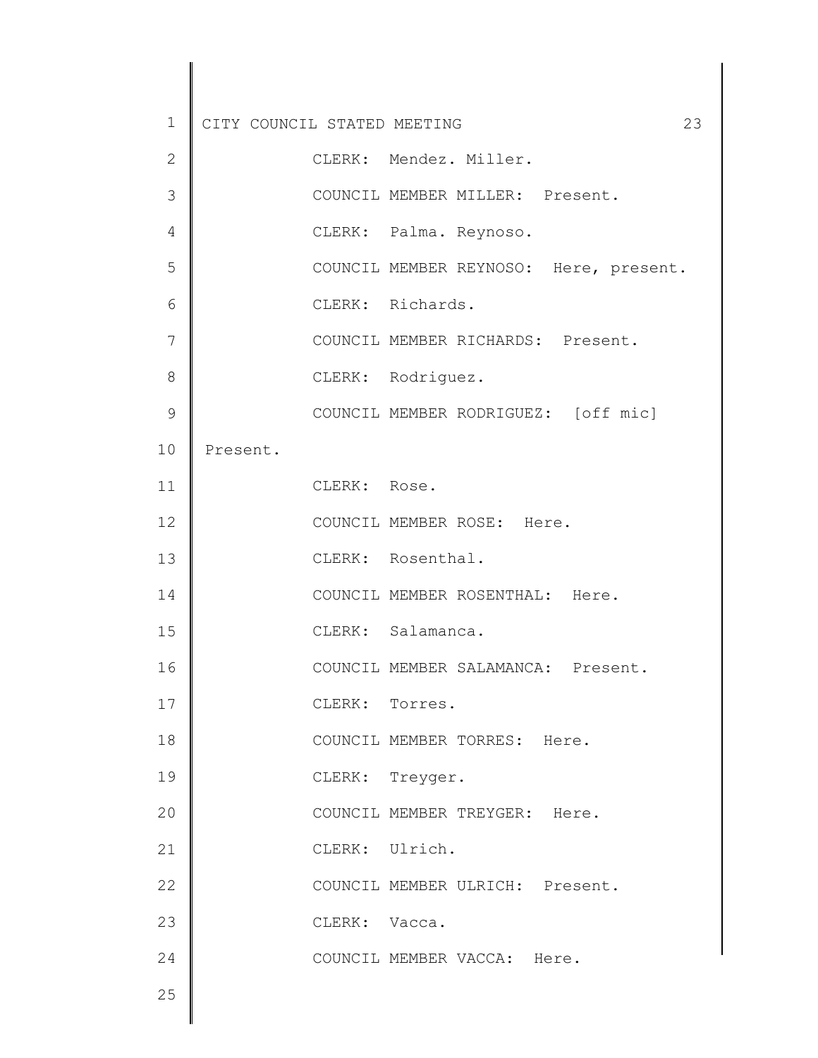CLERK: Mendez. Miller.

COUNCIL MEMBER MILLER: Present.

CLERK: Palma. Reynoso.

COUNCIL MEMBER REYNOSO: Here, present.

CLERK: Richards.

COUNCIL MEMBER RICHARDS: Present.

CLERK: Rodriguez.

COUNCIL MEMBER RODRIGUEZ: [off mic] Present.

CLERK: Rose.

COUNCIL MEMBER ROSE: Here.

CLERK: Rosenthal.

COUNCIL MEMBER ROSENTHAL: Here.

CLERK: Salamanca.

COUNCIL MEMBER SALAMANCA: Present.

CLERK: Torres.

COUNCIL MEMBER TORRES: Here.

CLERK: Treyger.

COUNCIL MEMBER TREYGER: Here.

CLERK: Ulrich.

COUNCIL MEMBER ULRICH: Present.

CLERK: Vacca.

COUNCIL MEMBER VACCA: Here.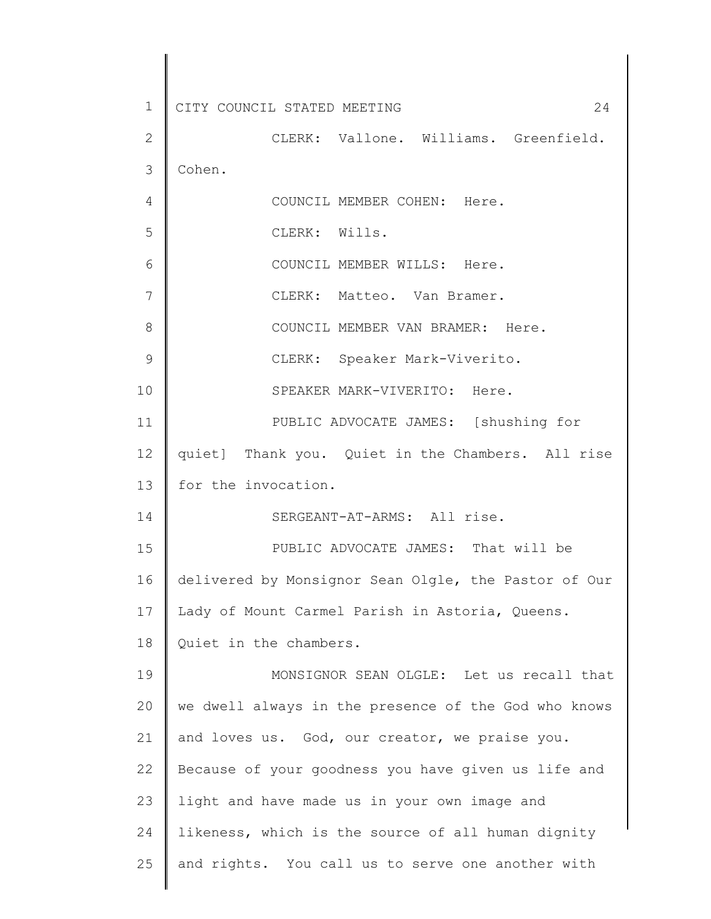CLERK: Vallone. Williams. Greenfield. Cohen.

COUNCIL MEMBER COHEN: Here.

CLERK: Wills.

COUNCIL MEMBER WILLS: Here.

CLERK: Matteo. Van Bramer.

COUNCIL MEMBER VAN BRAMER: Here.

CLERK: Speaker Mark-Viverito.

SPEAKER MARK-VIVERITO: Here.

PUBLIC ADVOCATE JAMES: [shushing for quiet] Thank you. Quiet in the Chambers. All rise for the invocation.

SERGEANT-AT-ARMS: All rise.

PUBLIC ADVOCATE JAMES: That will be delivered by Monsignor Sean Olgle, the Pastor of Our Lady of Mount Carmel Parish in Astoria, Queens. Quiet in the chambers.

MONSIGNOR SEAN OLGLE: Let us recall that we dwell always in the presence of the God who knows and loves us. God, our creator, we praise you. Because of your goodness you have given us life and light and have made us in your own image and likeness, which is the source of all human dignity and rights. You call us to serve one another with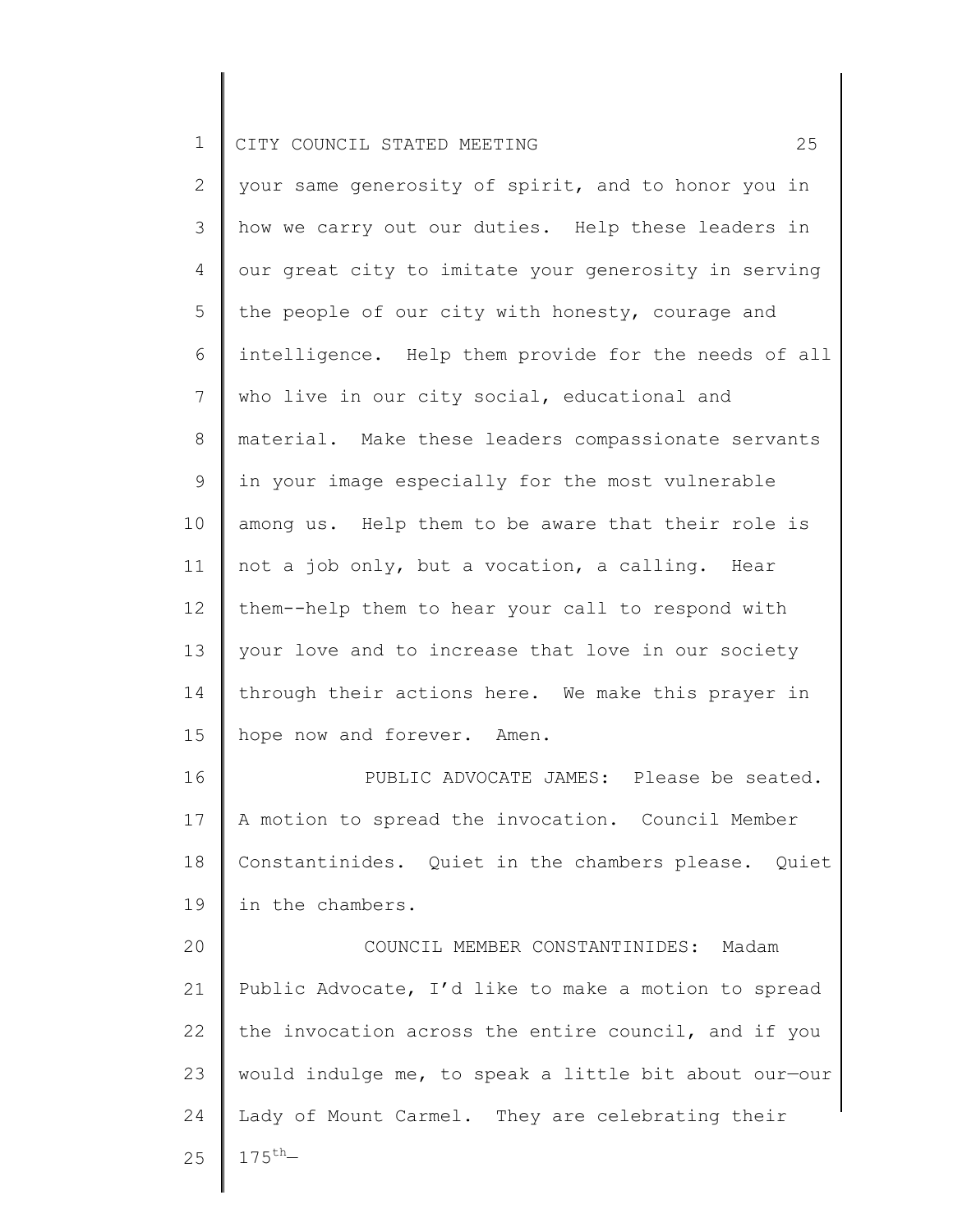your same generosity of spirit, and to honor you in how we carry out our duties. Help these leaders in our great city to imitate your generosity in serving the people of our city with honesty, courage and intelligence. Help them provide for the needs of all who live in our city social, educational and material. Make these leaders compassionate servants in your image especially for the most vulnerable among us. Help them to be aware that their role is not a job only, but a vocation, a calling. Hear them--help them to hear your call to respond with your love and to increase that love in our society through their actions here. We make this prayer in hope now and forever. Amen.

PUBLIC ADVOCATE JAMES: Please be seated. A motion to spread the invocation. Council Member Constantinides. Quiet in the chambers please. Quiet in the chambers.

COUNCIL MEMBER CONSTANTINIDES: Madam Public Advocate, I'd like to make a motion to spread the invocation across the entire council, and if you would indulge me, to speak a little bit about our—our Lady of Mount Carmel. They are celebrating their 175th—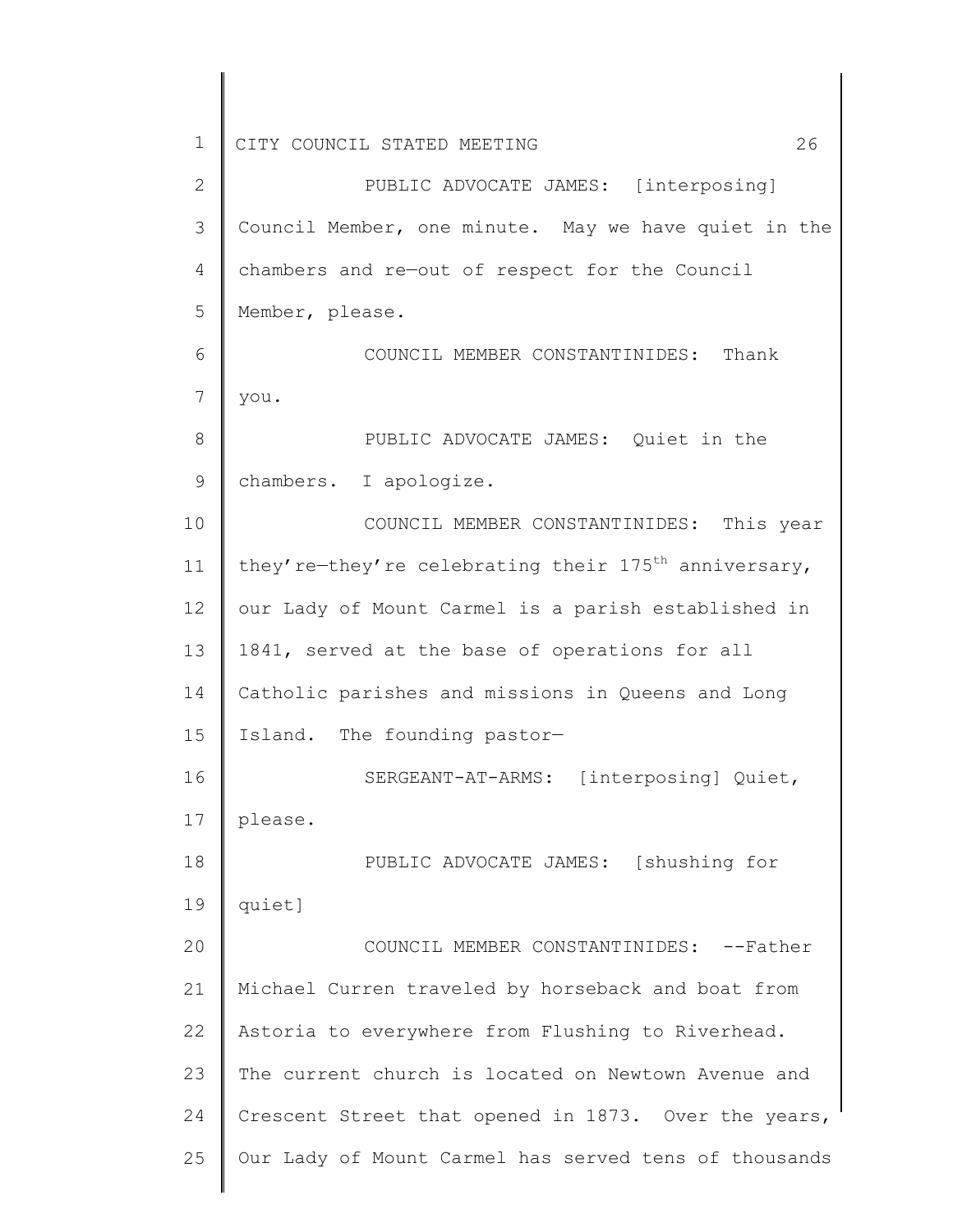PUBLIC ADVOCATE JAMES: [interposing] Council Member, one minute. May we have quiet in the chambers and re—out of respect for the Council Member, please.

COUNCIL MEMBER CONSTANTINIDES: Thank you.

PUBLIC ADVOCATE JAMES: Quiet in the chambers. I apologize.

COUNCIL MEMBER CONSTANTINIDES: This year they're—they're celebrating their 175th anniversary, our Lady of Mount Carmel is a parish established in 1841, served at the base of operations for all Catholic parishes and missions in Queens and Long Island. The founding pastor—

SERGEANT-AT-ARMS: [interposing] Quiet, please.

PUBLIC ADVOCATE JAMES: [shushing for quiet]

COUNCIL MEMBER CONSTANTINIDES: --Father Michael Curren traveled by horseback and boat from Astoria to everywhere from Flushing to Riverhead. The current church is located on Newtown Avenue and Crescent Street that opened in 1873. Over the years, Our Lady of Mount Carmel has served tens of thousands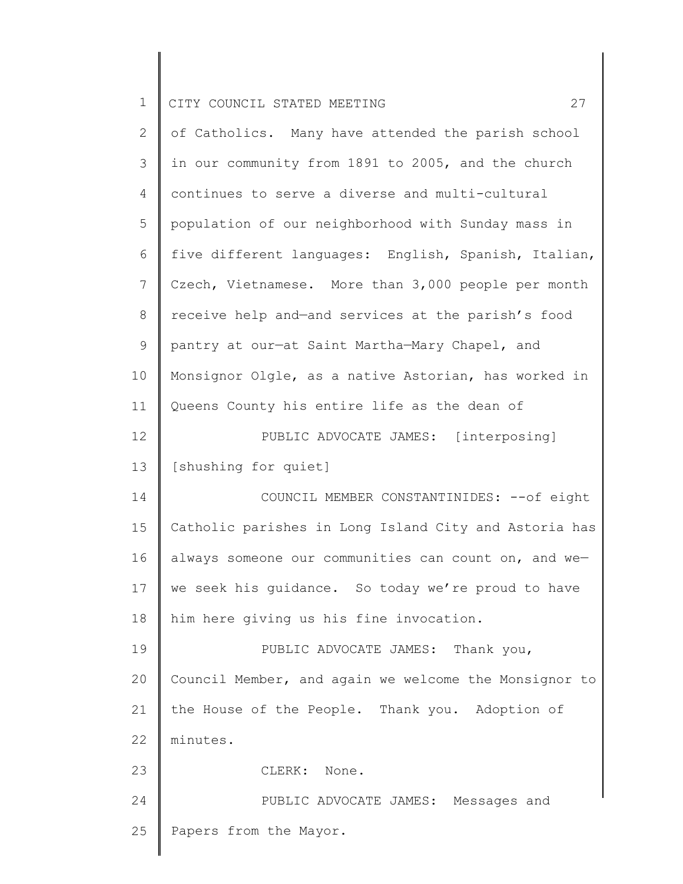of Catholics. Many have attended the parish school in our community from 1891 to 2005, and the church continues to serve a diverse and multi-cultural population of our neighborhood with Sunday mass in five different languages: English, Spanish, Italian, Czech, Vietnamese. More than 3,000 people per month receive help and—and services at the parish's food pantry at our—at Saint Martha—Mary Chapel, and Monsignor Olgle, as a native Astorian, has worked in Queens County his entire life as the dean of

PUBLIC ADVOCATE JAMES: [interposing] [shushing for quiet]

COUNCIL MEMBER CONSTANTINIDES: --of eight Catholic parishes in Long Island City and Astoria has always someone our communities can count on, and we—we seek his guidance. So today we're proud to have him here giving us his fine invocation.

PUBLIC ADVOCATE JAMES: Thank you, Council Member, and again we welcome the Monsignor to the House of the People. Thank you. Adoption of minutes.

CLERK: None.

PUBLIC ADVOCATE JAMES: Messages and Papers from the Mayor.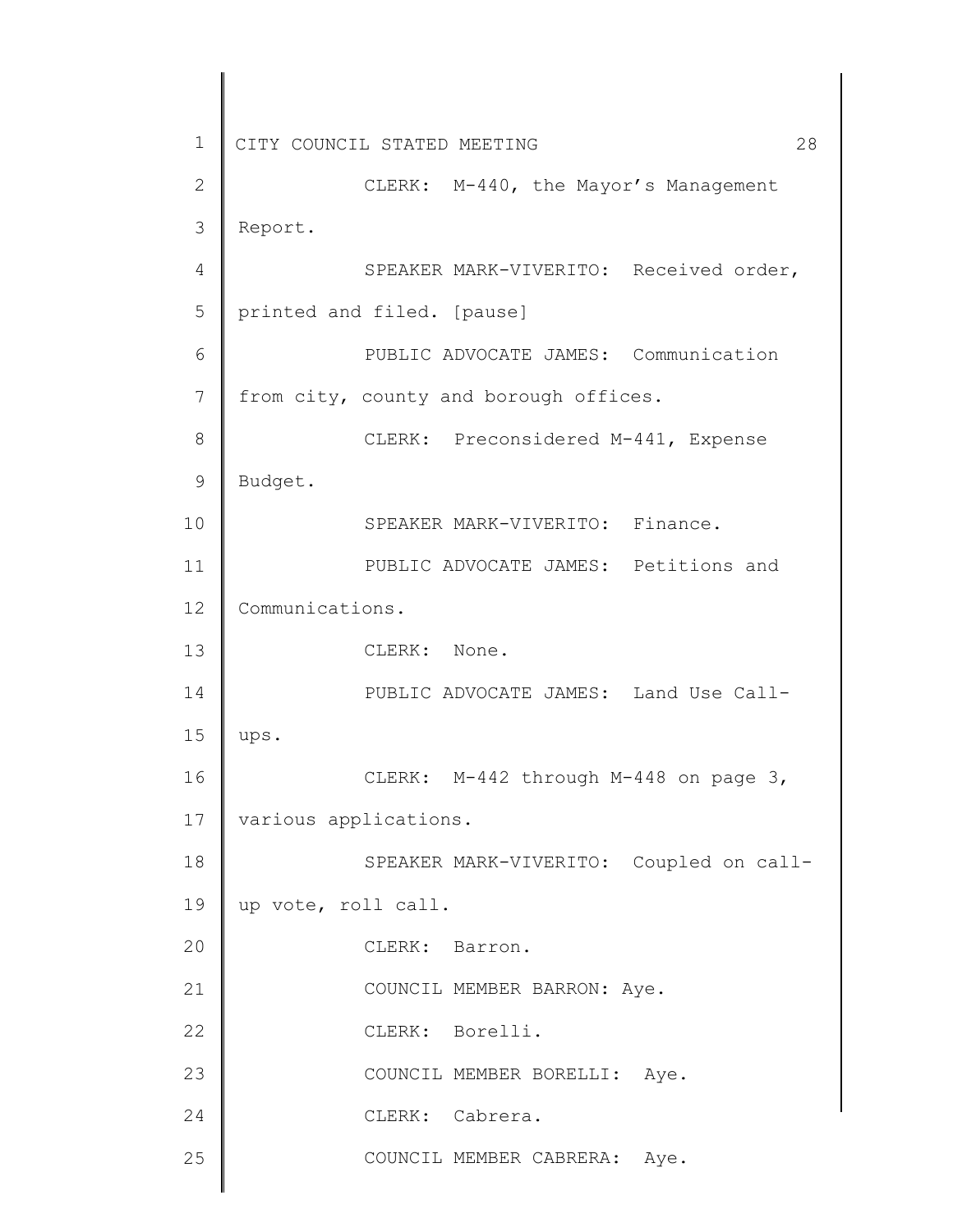CLERK: M-440, the Mayor's Management Report.

SPEAKER MARK-VIVERITO: Received order, printed and filed. [pause]

PUBLIC ADVOCATE JAMES: Communication from city, county and borough offices.

CLERK: Preconsidered M-441, Expense Budget.

SPEAKER MARK-VIVERITO: Finance.

PUBLIC ADVOCATE JAMES: Petitions and Communications.

CLERK: None.

PUBLIC ADVOCATE JAMES: Land Use Call-ups.

CLERK: M-442 through M-448 on page 3, various applications.

SPEAKER MARK-VIVERITO: Coupled on call-up vote, roll call.

CLERK: Barron.

COUNCIL MEMBER BARRON: Aye.

CLERK: Borelli.

COUNCIL MEMBER BORELLI: Aye.

CLERK: Cabrera.

COUNCIL MEMBER CABRERA: Aye.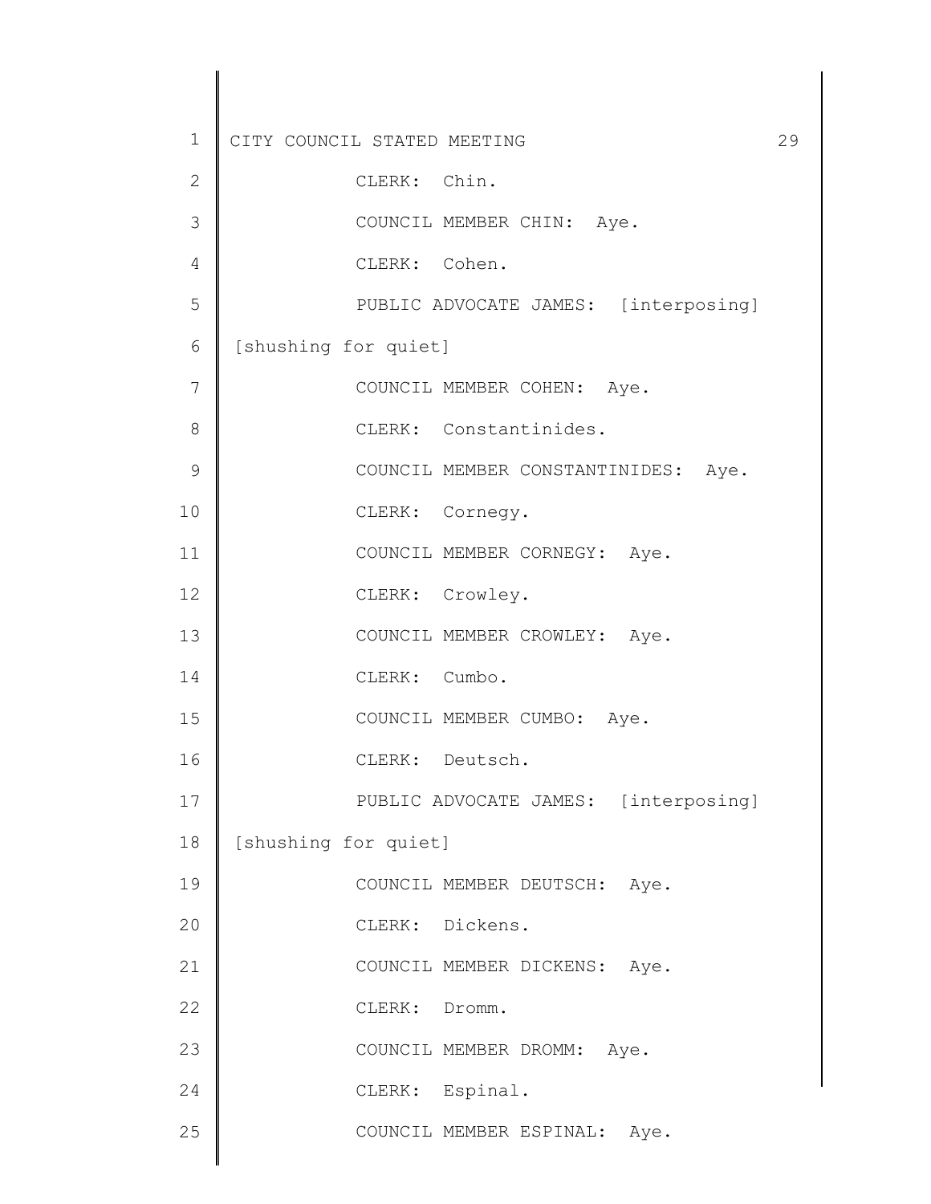CLERK: Chin.

COUNCIL MEMBER CHIN: Aye.

CLERK: Cohen.

PUBLIC ADVOCATE JAMES: [interposing] [shushing for quiet]

COUNCIL MEMBER COHEN: Aye.

CLERK: Constantinides.

COUNCIL MEMBER CONSTANTINIDES: Aye.

CLERK: Cornegy.

COUNCIL MEMBER CORNEGY: Aye.

CLERK: Crowley.

COUNCIL MEMBER CROWLEY: Aye.

CLERK: Cumbo.

COUNCIL MEMBER CUMBO: Aye.

CLERK: Deutsch.

PUBLIC ADVOCATE JAMES: [interposing] [shushing for quiet]

COUNCIL MEMBER DEUTSCH: Aye.

CLERK: Dickens.

COUNCIL MEMBER DICKENS: Aye.

CLERK: Dromm.

COUNCIL MEMBER DROMM: Aye.

CLERK: Espinal.

COUNCIL MEMBER ESPINAL: Aye.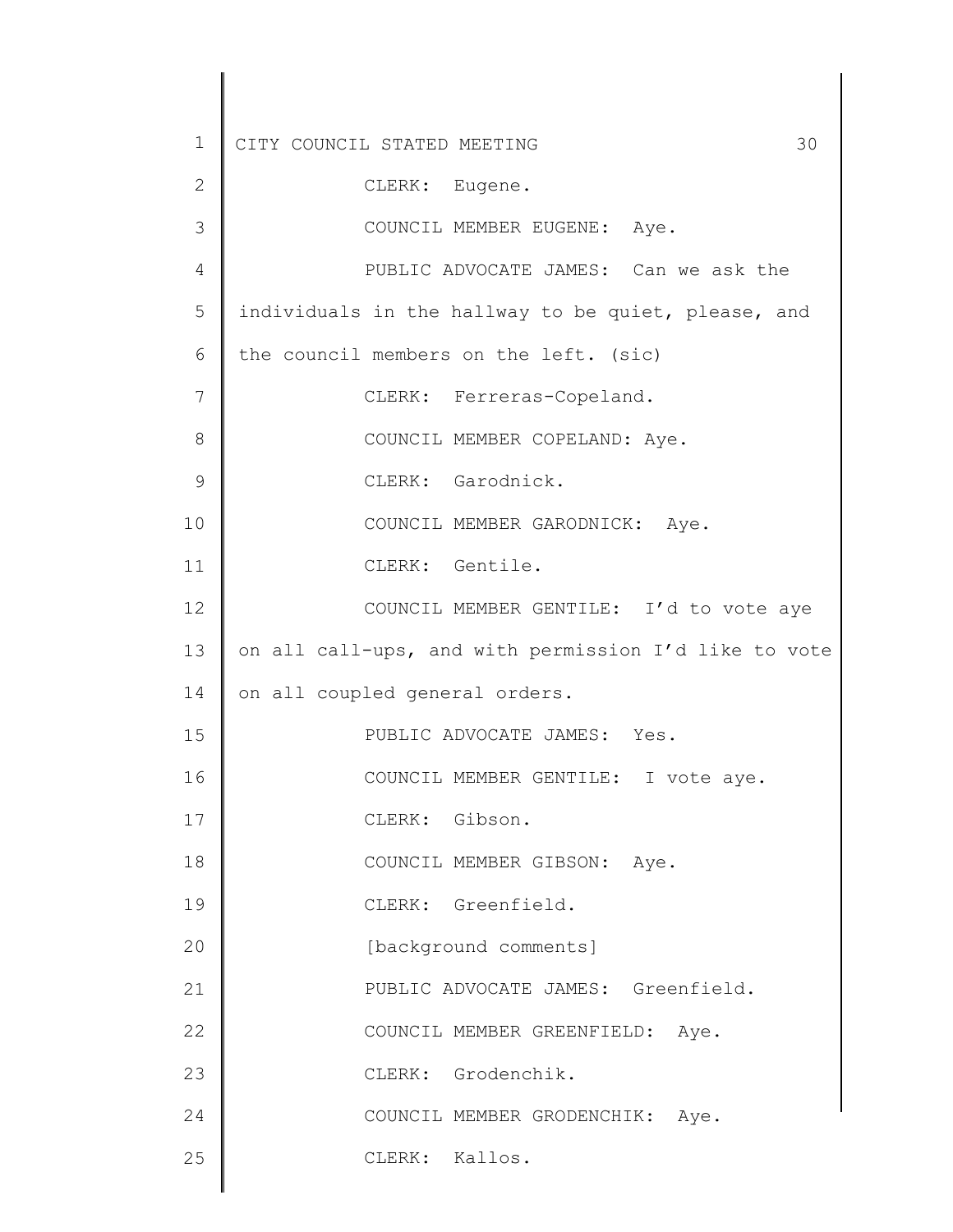CLERK: Eugene.

COUNCIL MEMBER EUGENE: Aye.

PUBLIC ADVOCATE JAMES: Can we ask the individuals in the hallway to be quiet, please, and the council members on the left. (sic)

CLERK: Ferreras-Copeland.

COUNCIL MEMBER COPELAND: Aye.

CLERK: Garodnick.

COUNCIL MEMBER GARODNICK: Aye.

CLERK: Gentile.

COUNCIL MEMBER GENTILE: I'd to vote aye on all call-ups, and with permission I'd like to vote on all coupled general orders.

PUBLIC ADVOCATE JAMES: Yes.

COUNCIL MEMBER GENTILE: I vote aye.

CLERK: Gibson.

COUNCIL MEMBER GIBSON: Aye.

CLERK: Greenfield.

[background comments]

PUBLIC ADVOCATE JAMES: Greenfield.

COUNCIL MEMBER GREENFIELD: Aye.

CLERK: Grodenchik.

COUNCIL MEMBER GRODENCHIK: Aye.

CLERK: Kallos.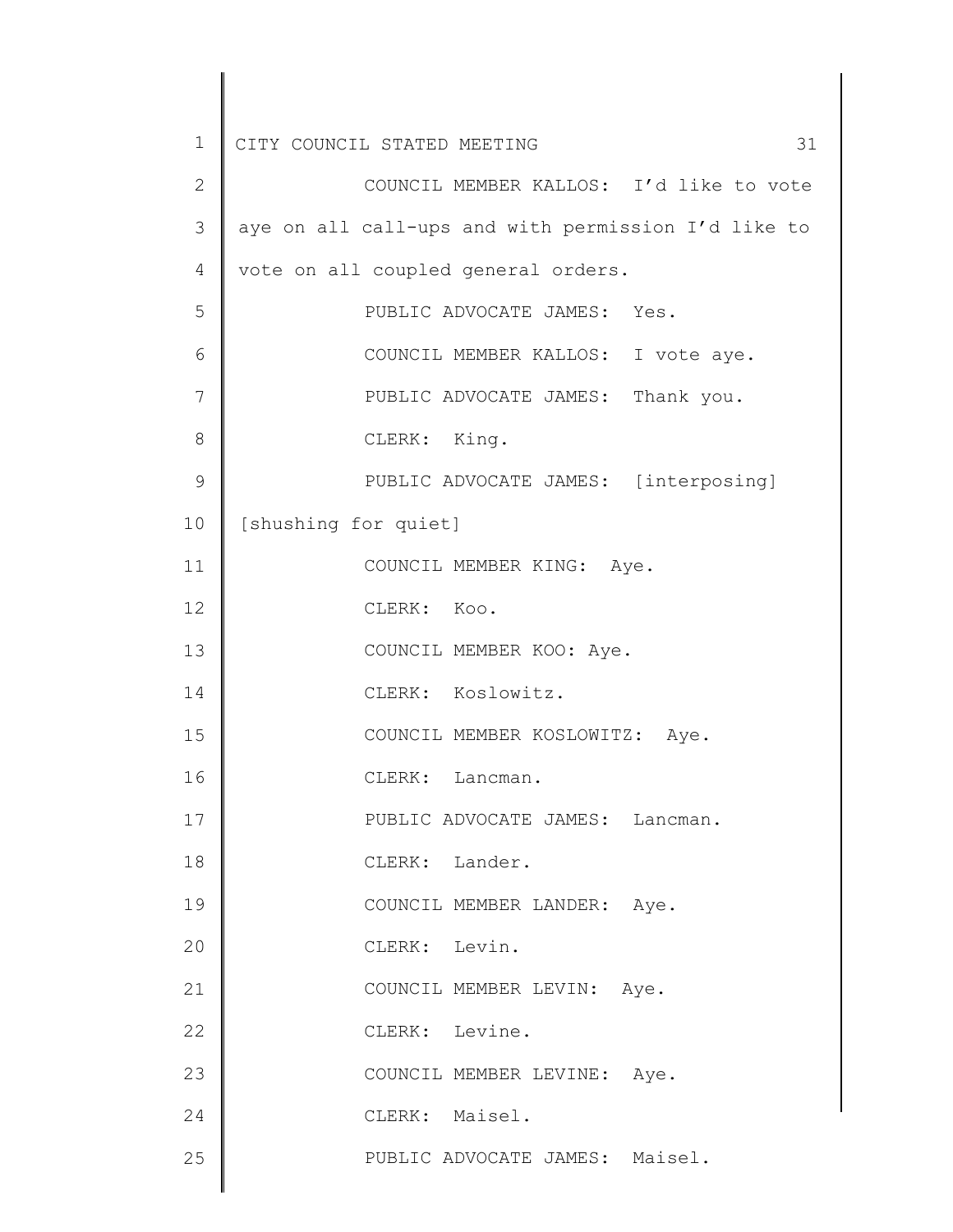COUNCIL MEMBER KALLOS: I'd like to vote aye on all call-ups and with permission I'd like to vote on all coupled general orders.

PUBLIC ADVOCATE JAMES: Yes.

COUNCIL MEMBER KALLOS: I vote aye.

PUBLIC ADVOCATE JAMES: Thank you.

CLERK: King.

PUBLIC ADVOCATE JAMES: [interposing] [shushing for quiet]

COUNCIL MEMBER KING: Aye.

CLERK: Koo.

COUNCIL MEMBER KOO: Aye.

CLERK: Koslowitz.

COUNCIL MEMBER KOSLOWITZ: Aye.

CLERK: Lancman.

PUBLIC ADVOCATE JAMES: Lancman.

CLERK: Lander.

COUNCIL MEMBER LANDER: Aye.

CLERK: Levin.

COUNCIL MEMBER LEVIN: Aye.

CLERK: Levine.

COUNCIL MEMBER LEVINE: Aye.

CLERK: Maisel.

PUBLIC ADVOCATE JAMES: Maisel.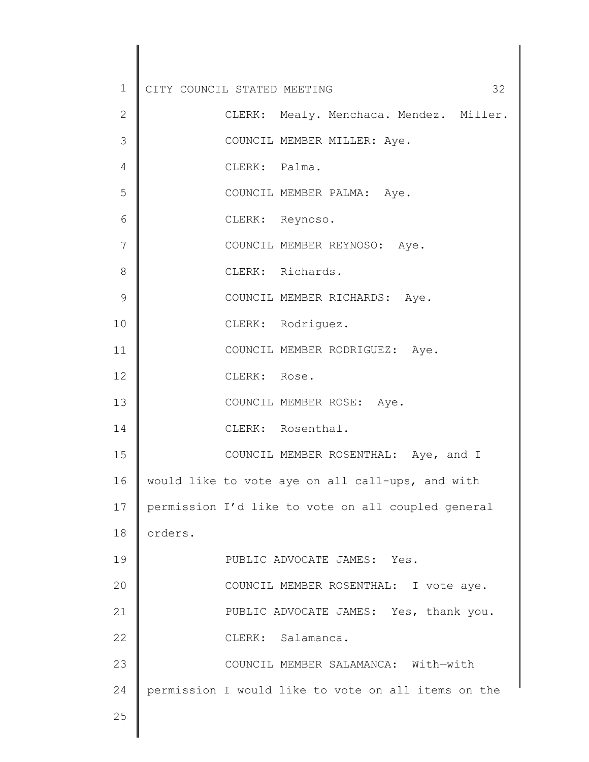CLERK: Mealy. Menchaca. Mendez. Miller.

COUNCIL MEMBER MILLER: Aye.

CLERK: Palma.

COUNCIL MEMBER PALMA: Aye.

CLERK: Reynoso.

COUNCIL MEMBER REYNOSO: Aye.

CLERK: Richards.

COUNCIL MEMBER RICHARDS: Aye.

CLERK: Rodriguez.

COUNCIL MEMBER RODRIGUEZ: Aye.

CLERK: Rose.

COUNCIL MEMBER ROSE: Aye.

CLERK: Rosenthal.

COUNCIL MEMBER ROSENTHAL: Aye, and I would like to vote aye on all call-ups, and with permission I'd like to vote on all coupled general orders.

PUBLIC ADVOCATE JAMES: Yes.

COUNCIL MEMBER ROSENTHAL: I vote aye.

PUBLIC ADVOCATE JAMES: Yes, thank you.

CLERK: Salamanca.

COUNCIL MEMBER SALAMANCA: With—with permission I would like to vote on all items on the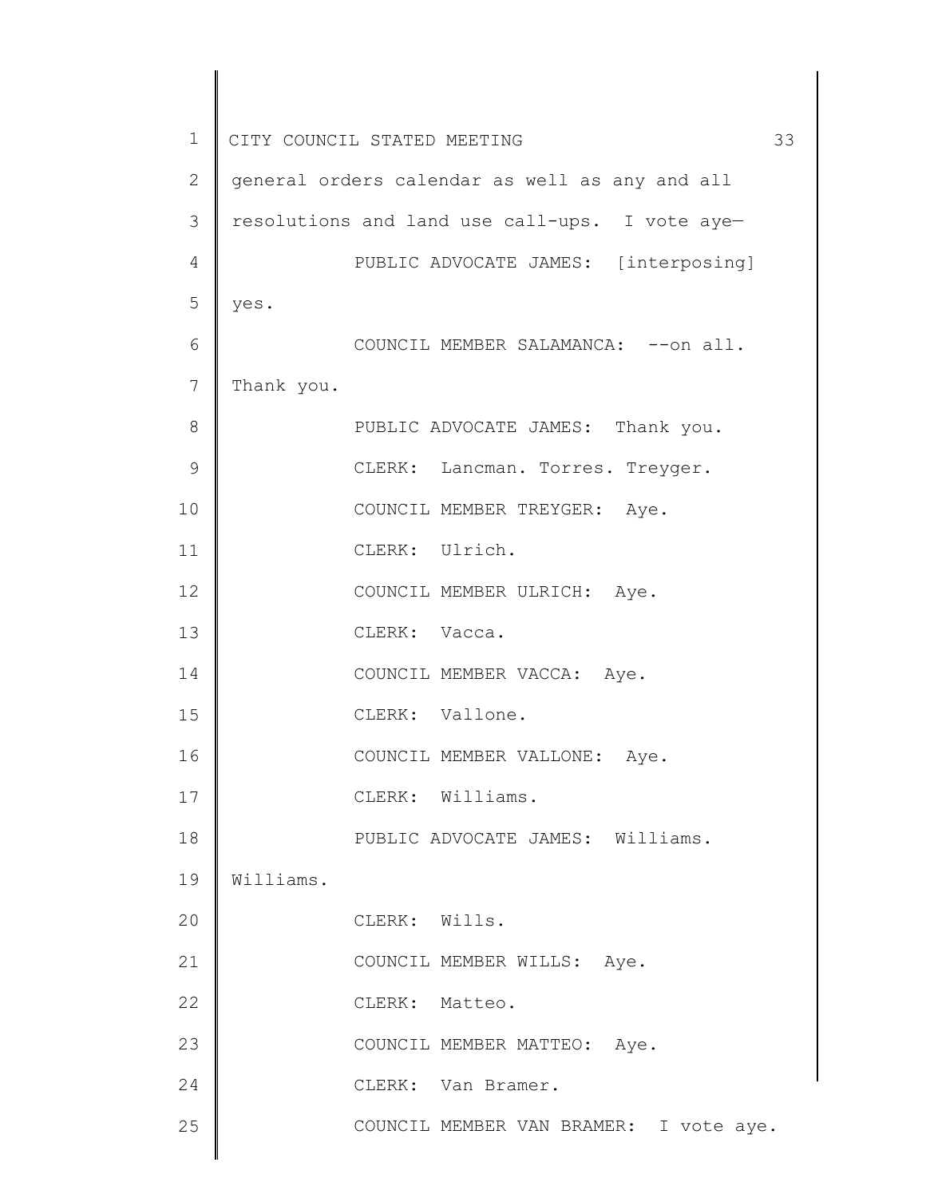general orders calendar as well as any and all resolutions and land use call-ups. I vote aye—

PUBLIC ADVOCATE JAMES: [interposing] yes.

COUNCIL MEMBER SALAMANCA: --on all. Thank you.

PUBLIC ADVOCATE JAMES: Thank you.

CLERK: Lancman. Torres. Treyger.

COUNCIL MEMBER TREYGER: Aye.

CLERK: Ulrich.

COUNCIL MEMBER ULRICH: Aye.

CLERK: Vacca.

COUNCIL MEMBER VACCA: Aye.

CLERK: Vallone.

COUNCIL MEMBER VALLONE: Aye.

CLERK: Williams.

PUBLIC ADVOCATE JAMES: Williams. Williams.

CLERK: Wills.

COUNCIL MEMBER WILLS: Aye.

CLERK: Matteo.

COUNCIL MEMBER MATTEO: Aye.

CLERK: Van Bramer.

COUNCIL MEMBER VAN BRAMER: I vote aye.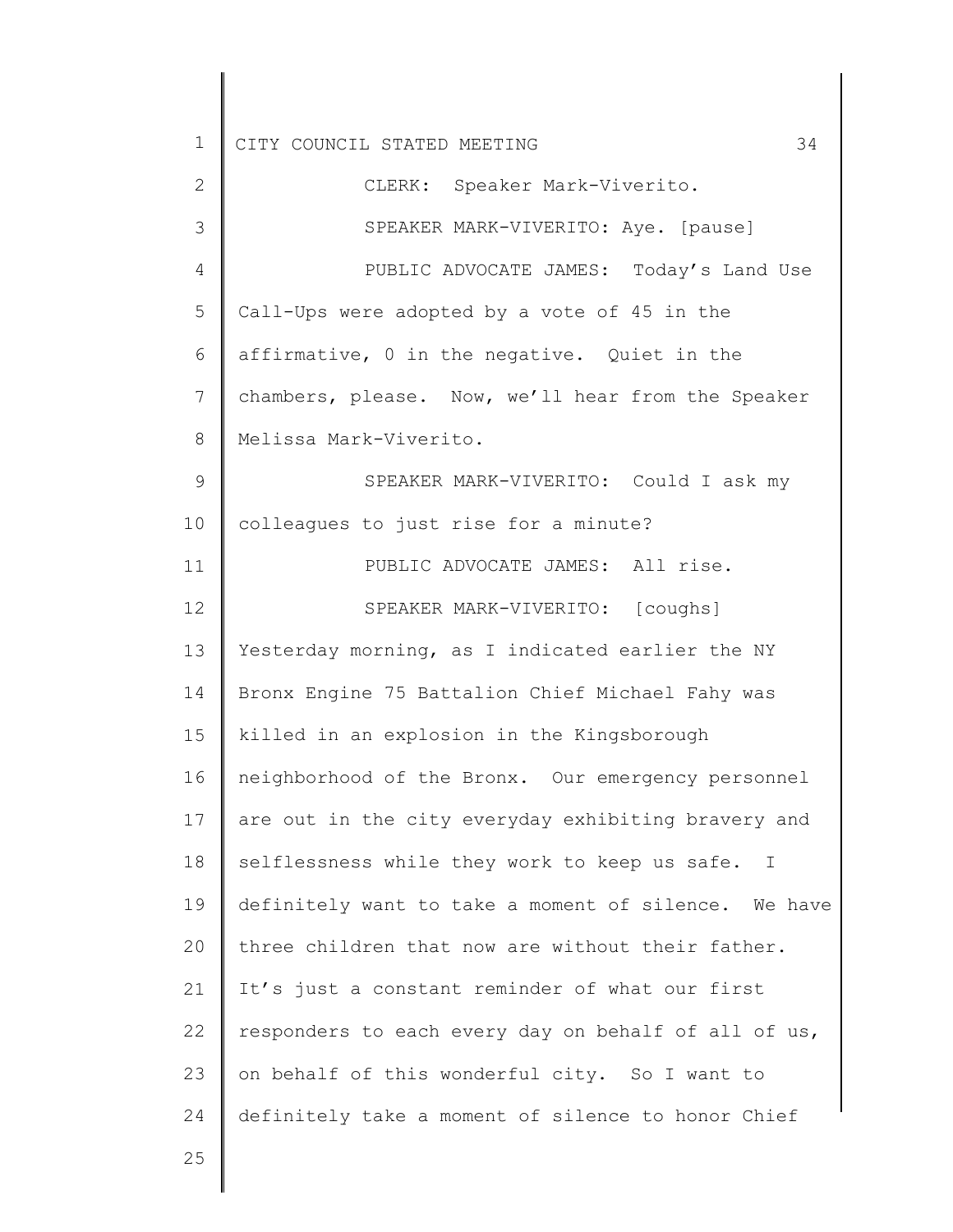CLERK: Speaker Mark-Viverito.

SPEAKER MARK-VIVERITO: Aye. [pause]

PUBLIC ADVOCATE JAMES: Today's Land Use Call-Ups were adopted by a vote of 45 in the affirmative, 0 in the negative. Quiet in the chambers, please. Now, we'll hear from the Speaker Melissa Mark-Viverito.

SPEAKER MARK-VIVERITO: Could I ask my colleagues to just rise for a minute?

PUBLIC ADVOCATE JAMES: All rise.

SPEAKER MARK-VIVERITO: [coughs] Yesterday morning, as I indicated earlier the NY Bronx Engine 75 Battalion Chief Michael Fahy was killed in an explosion in the Kingsborough neighborhood of the Bronx. Our emergency personnel are out in the city everyday exhibiting bravery and selflessness while they work to keep us safe. I definitely want to take a moment of silence. We have three children that now are without their father. It's just a constant reminder of what our first responders to each every day on behalf of all of us, on behalf of this wonderful city. So I want to definitely take a moment of silence to honor Chief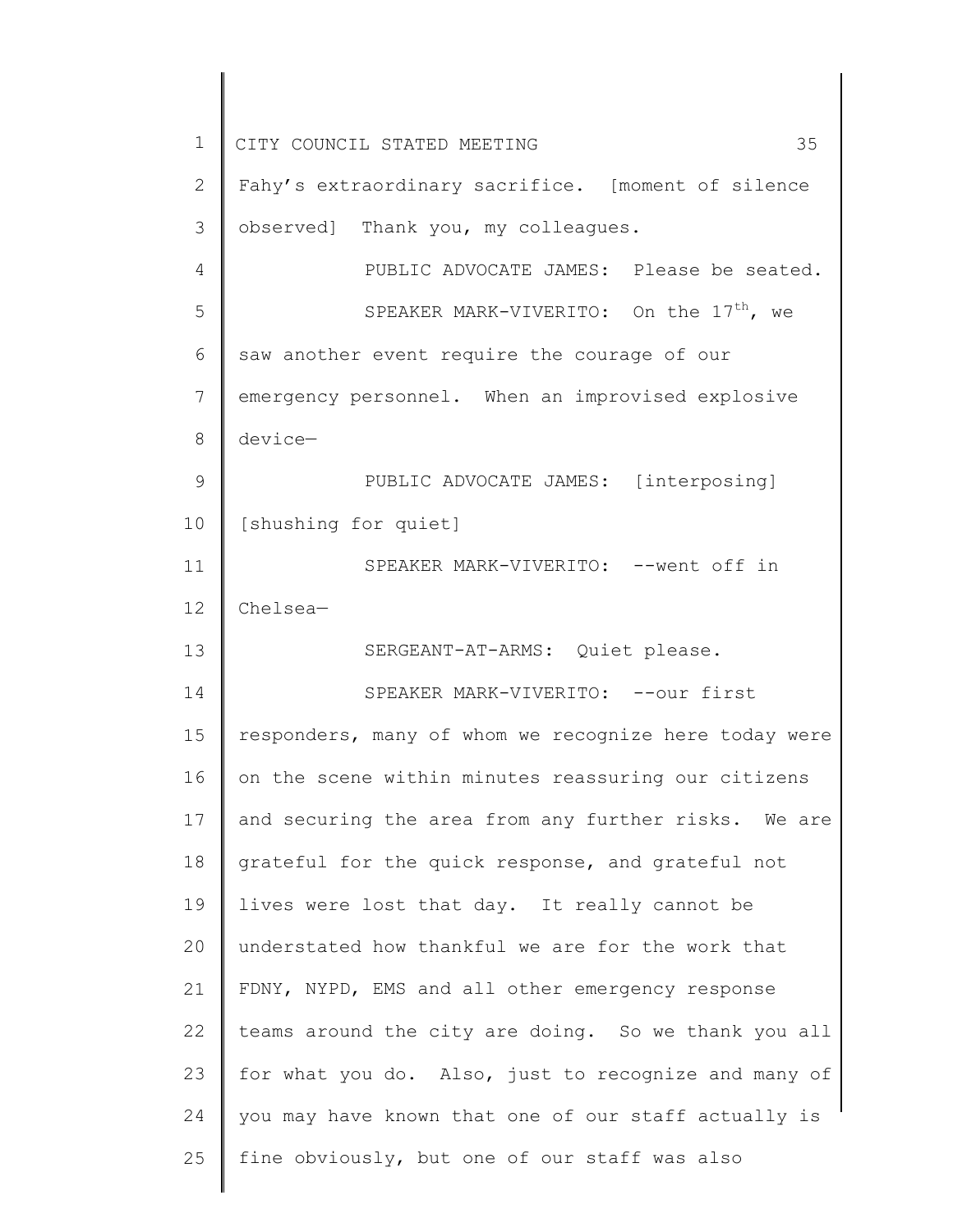Fahy's extraordinary sacrifice. [moment of silence observed] Thank you, my colleagues.

PUBLIC ADVOCATE JAMES: Please be seated.

SPEAKER MARK-VIVERITO: On the 17th, we saw another event require the courage of our emergency personnel. When an improvised explosive device—

PUBLIC ADVOCATE JAMES: [interposing] [shushing for quiet]

SPEAKER MARK-VIVERITO: --went off in Chelsea—

SERGEANT-AT-ARMS: Quiet please.

SPEAKER MARK-VIVERITO: --our first responders, many of whom we recognize here today were on the scene within minutes reassuring our citizens and securing the area from any further risks. We are grateful for the quick response, and grateful not lives were lost that day. It really cannot be understated how thankful we are for the work that FDNY, NYPD, EMS and all other emergency response teams around the city are doing. So we thank you all for what you do. Also, just to recognize and many of you may have known that one of our staff actually is fine obviously, but one of our staff was also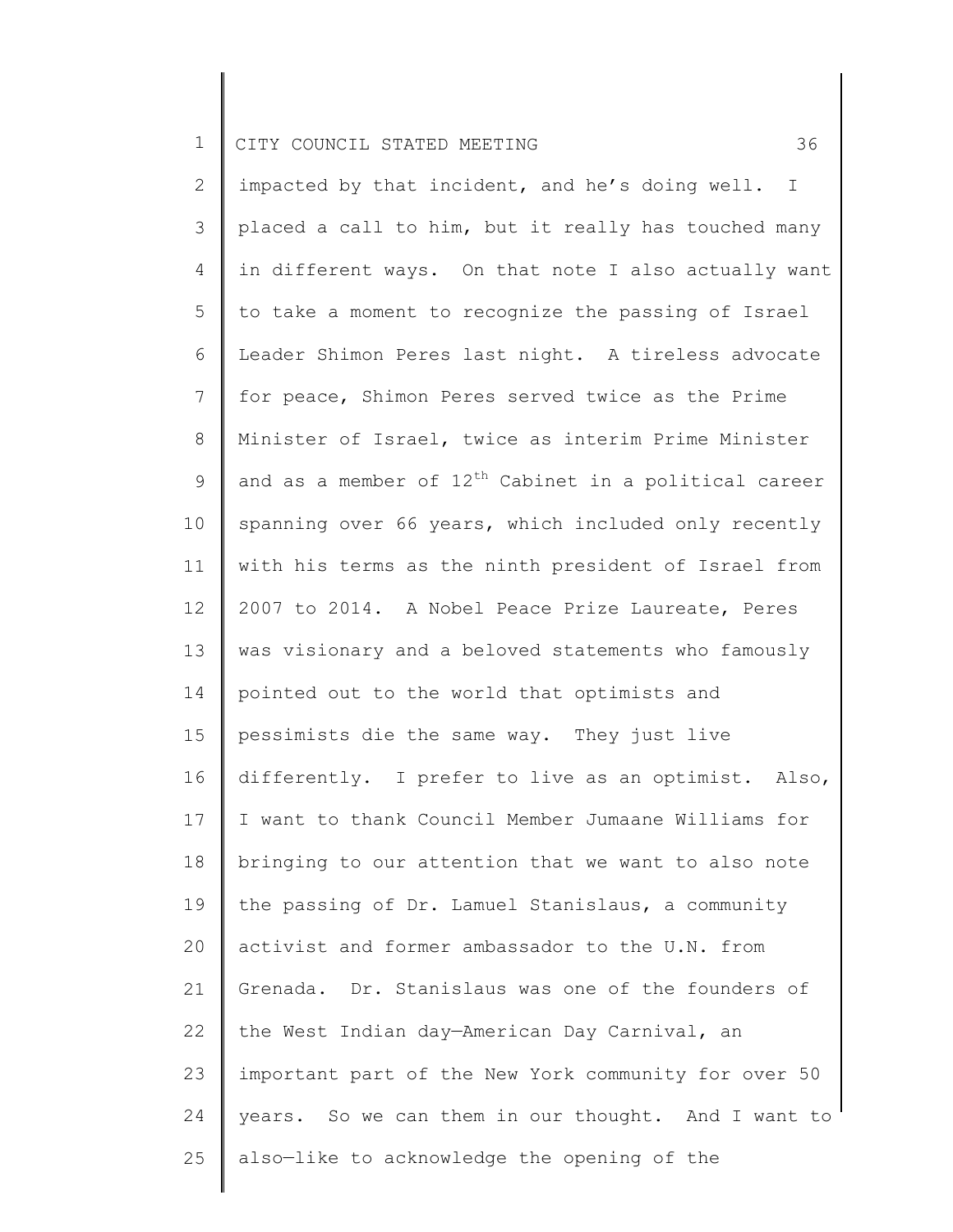impacted by that incident, and he's doing well. I placed a call to him, but it really has touched many in different ways. On that note I also actually want to take a moment to recognize the passing of Israel Leader Shimon Peres last night. A tireless advocate for peace, Shimon Peres served twice as the Prime Minister of Israel, twice as interim Prime Minister and as a member of 12th Cabinet in a political career spanning over 66 years, which included only recently with his terms as the ninth president of Israel from 2007 to 2014. A Nobel Peace Prize Laureate, Peres was visionary and a beloved statements who famously pointed out to the world that optimists and pessimists die the same way. They just live differently. I prefer to live as an optimist. Also, I want to thank Council Member Jumaane Williams for bringing to our attention that we want to also note the passing of Dr. Lamuel Stanislaus, a community activist and former ambassador to the U.N. from Grenada. Dr. Stanislaus was one of the founders of the West Indian day—American Day Carnival, an important part of the New York community for over 50 years. So we can them in our thought. And I want to also—like to acknowledge the opening of the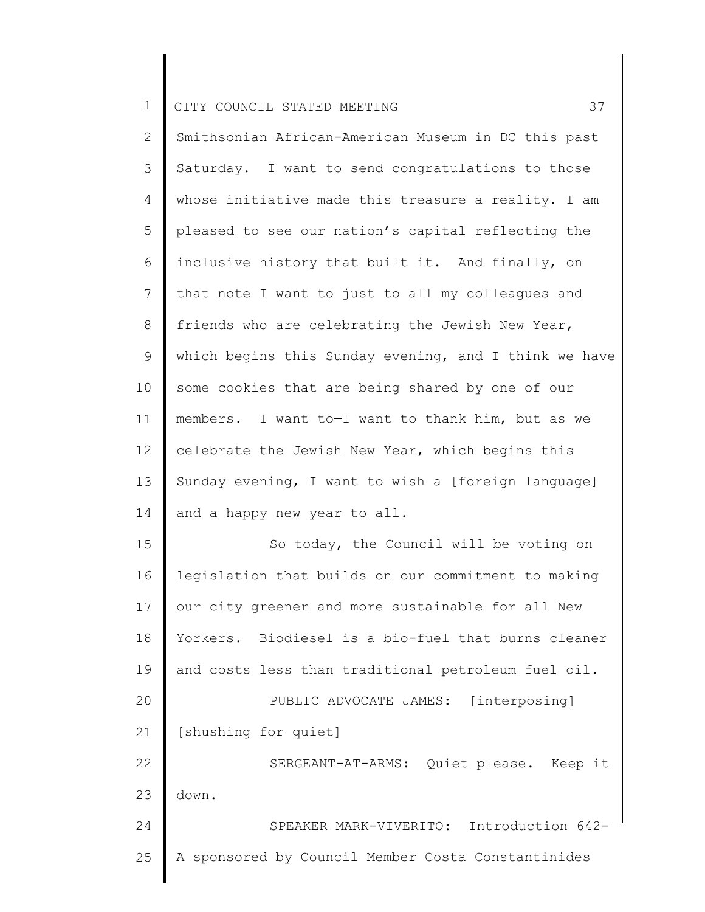Smithsonian African-American Museum in DC this past Saturday. I want to send congratulations to those whose initiative made this treasure a reality. I am pleased to see our nation's capital reflecting the inclusive history that built it. And finally, on that note I want to just to all my colleagues and friends who are celebrating the Jewish New Year, which begins this Sunday evening, and I think we have some cookies that are being shared by one of our members. I want to—I want to thank him, but as we celebrate the Jewish New Year, which begins this Sunday evening, I want to wish a [foreign language] and a happy new year to all.

So today, the Council will be voting on legislation that builds on our commitment to making our city greener and more sustainable for all New Yorkers. Biodiesel is a bio-fuel that burns cleaner and costs less than traditional petroleum fuel oil.

PUBLIC ADVOCATE JAMES: [interposing] [shushing for quiet]

SERGEANT-AT-ARMS: Quiet please. Keep it down.

SPEAKER MARK-VIVERITO: Introduction 642-A sponsored by Council Member Costa Constantinides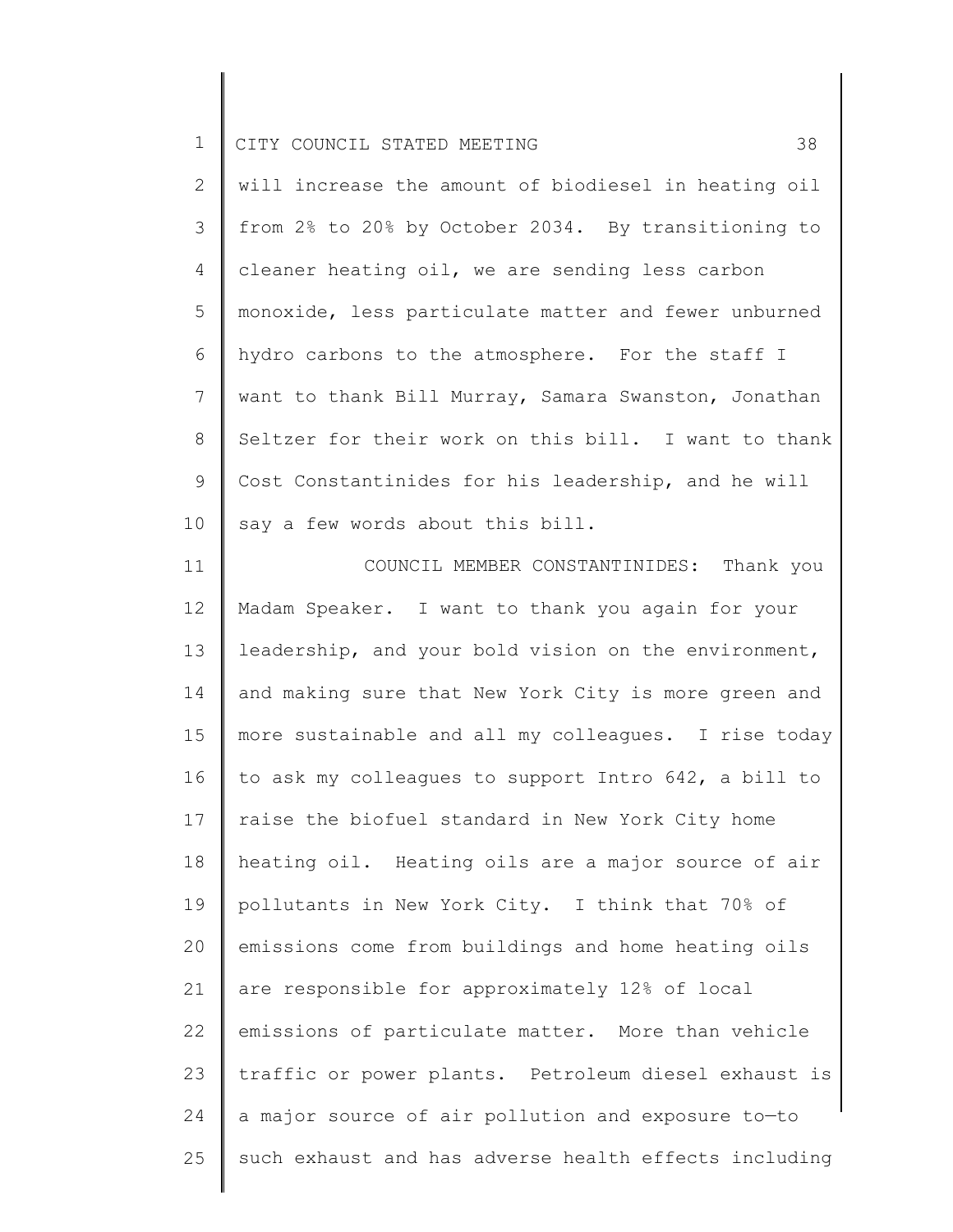will increase the amount of biodiesel in heating oil from 2% to 20% by October 2034. By transitioning to cleaner heating oil, we are sending less carbon monoxide, less particulate matter and fewer unburned hydro carbons to the atmosphere. For the staff I want to thank Bill Murray, Samara Swanston, Jonathan Seltzer for their work on this bill. I want to thank Cost Constantinides for his leadership, and he will say a few words about this bill.

COUNCIL MEMBER CONSTANTINIDES: Thank you Madam Speaker. I want to thank you again for your leadership, and your bold vision on the environment, and making sure that New York City is more green and more sustainable and all my colleagues. I rise today to ask my colleagues to support Intro 642, a bill to raise the biofuel standard in New York City home heating oil. Heating oils are a major source of air pollutants in New York City. I think that 70% of emissions come from buildings and home heating oils are responsible for approximately 12% of local emissions of particulate matter. More than vehicle traffic or power plants. Petroleum diesel exhaust is a major source of air pollution and exposure to—to such exhaust and has adverse health effects including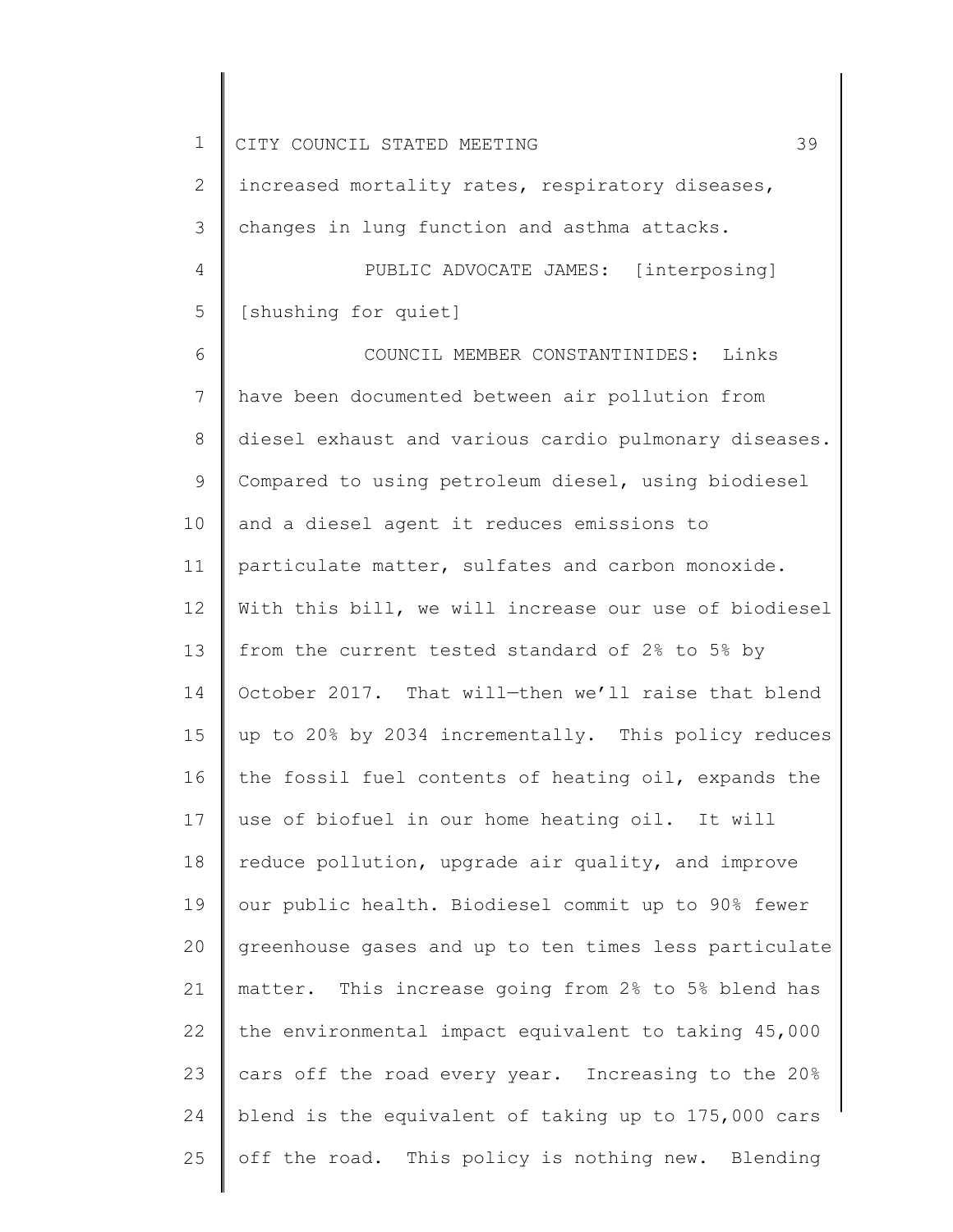increased mortality rates, respiratory diseases, changes in lung function and asthma attacks.

PUBLIC ADVOCATE JAMES: [interposing] [shushing for quiet]

COUNCIL MEMBER CONSTANTINIDES: Links have been documented between air pollution from diesel exhaust and various cardio pulmonary diseases. Compared to using petroleum diesel, using biodiesel and a diesel agent it reduces emissions to particulate matter, sulfates and carbon monoxide. With this bill, we will increase our use of biodiesel from the current tested standard of 2% to 5% by October 2017. That will—then we'll raise that blend up to 20% by 2034 incrementally. This policy reduces the fossil fuel contents of heating oil, expands the use of biofuel in our home heating oil. It will reduce pollution, upgrade air quality, and improve our public health. Biodiesel commit up to 90% fewer greenhouse gases and up to ten times less particulate matter. This increase going from 2% to 5% blend has the environmental impact equivalent to taking 45,000 cars off the road every year. Increasing to the 20% blend is the equivalent of taking up to 175,000 cars off the road. This policy is nothing new. Blending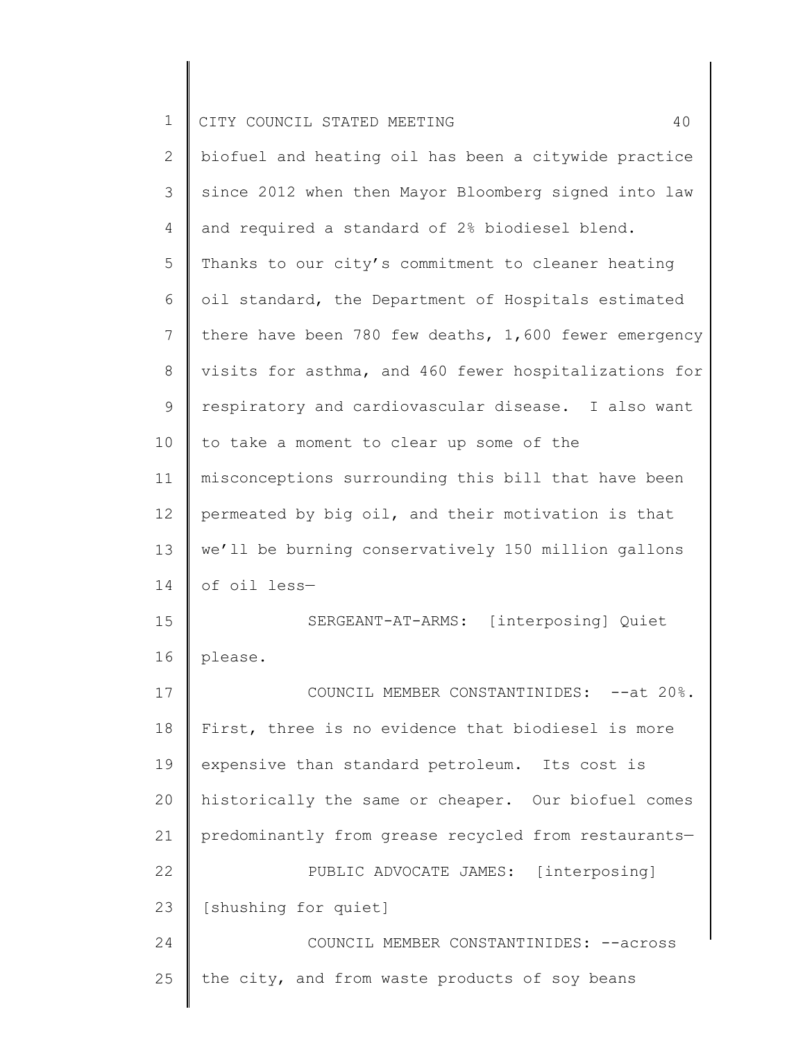biofuel and heating oil has been a citywide practice since 2012 when then Mayor Bloomberg signed into law and required a standard of 2% biodiesel blend. Thanks to our city's commitment to cleaner heating oil standard, the Department of Hospitals estimated there have been 780 few deaths, 1,600 fewer emergency visits for asthma, and 460 fewer hospitalizations for respiratory and cardiovascular disease. I also want to take a moment to clear up some of the misconceptions surrounding this bill that have been permeated by big oil, and their motivation is that we'll be burning conservatively 150 million gallons of oil less—

SERGEANT-AT-ARMS: [interposing] Quiet please.

COUNCIL MEMBER CONSTANTINIDES: --at 20%. First, three is no evidence that biodiesel is more expensive than standard petroleum. Its cost is historically the same or cheaper. Our biofuel comes predominantly from grease recycled from restaurants—

PUBLIC ADVOCATE JAMES: [interposing] [shushing for quiet]

COUNCIL MEMBER CONSTANTINIDES: --across the city, and from waste products of soy beans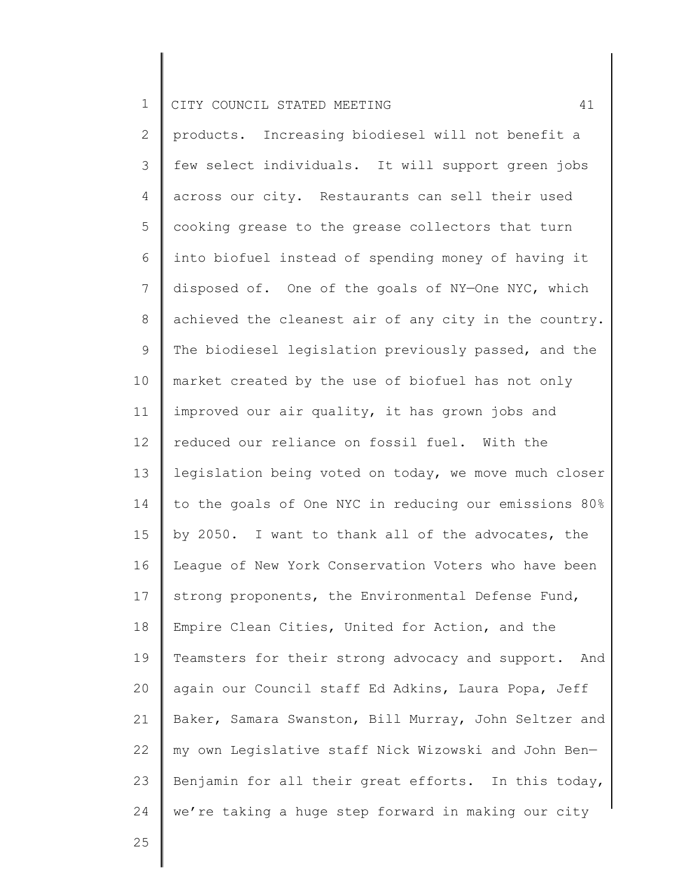products. Increasing biodiesel will not benefit a few select individuals. It will support green jobs across our city. Restaurants can sell their used cooking grease to the grease collectors that turn into biofuel instead of spending money of having it disposed of. One of the goals of NY—One NYC, which achieved the cleanest air of any city in the country. The biodiesel legislation previously passed, and the market created by the use of biofuel has not only improved our air quality, it has grown jobs and reduced our reliance on fossil fuel. With the legislation being voted on today, we move much closer to the goals of One NYC in reducing our emissions 80% by 2050. I want to thank all of the advocates, the League of New York Conservation Voters who have been strong proponents, the Environmental Defense Fund, Empire Clean Cities, United for Action, and the Teamsters for their strong advocacy and support. And again our Council staff Ed Adkins, Laura Popa, Jeff Baker, Samara Swanston, Bill Murray, John Seltzer and my own Legislative staff Nick Wizowski and John Ben—Benjamin for all their great efforts. In this today, we're taking a huge step forward in making our city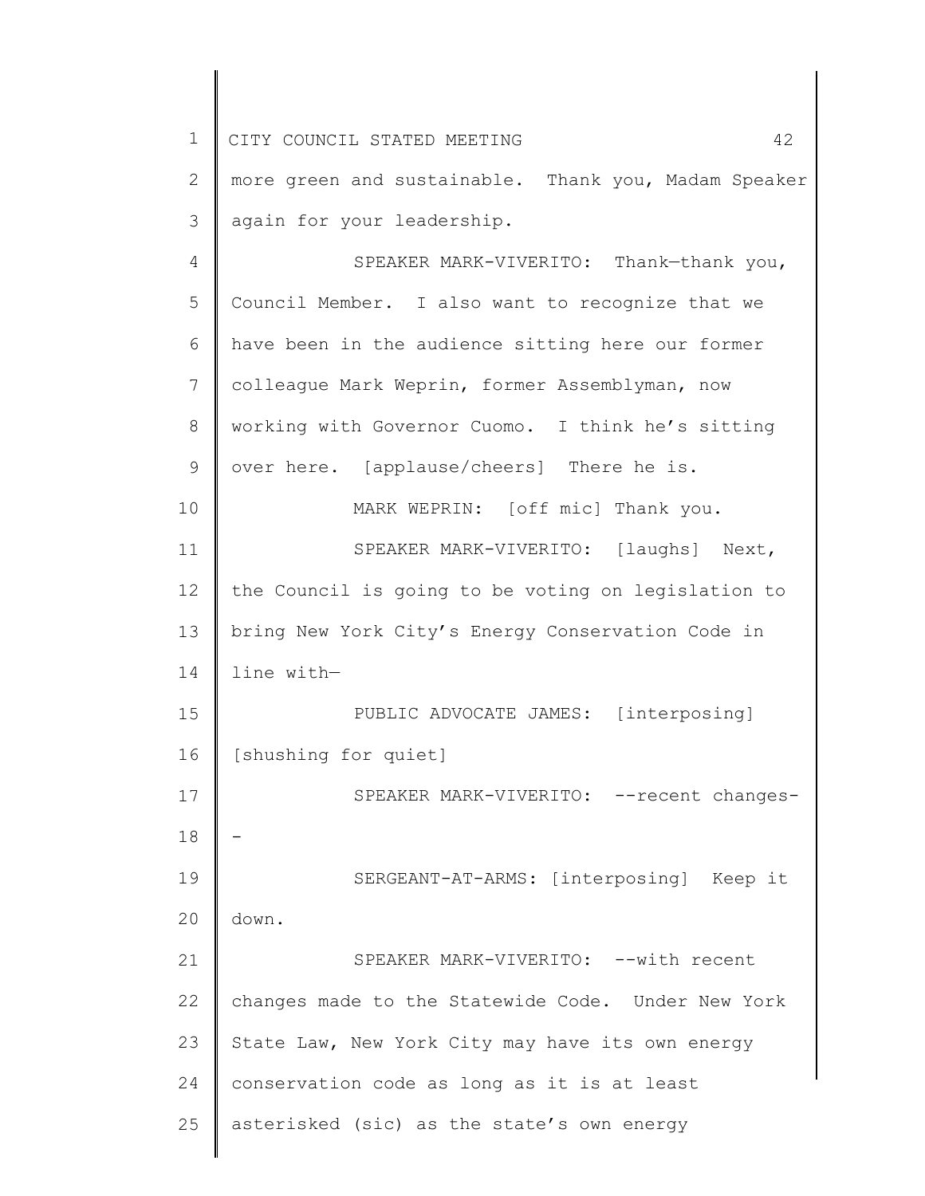more green and sustainable. Thank you, Madam Speaker again for your leadership.

SPEAKER MARK-VIVERITO: Thank—thank you, Council Member. I also want to recognize that we have been in the audience sitting here our former colleague Mark Weprin, former Assemblyman, now working with Governor Cuomo. I think he's sitting over here. [applause/cheers] There he is.

MARK WEPRIN: [off mic] Thank you.

SPEAKER MARK-VIVERITO: [laughs] Next, the Council is going to be voting on legislation to bring New York City's Energy Conservation Code in line with—

PUBLIC ADVOCATE JAMES: [interposing] [shushing for quiet]

SPEAKER MARK-VIVERITO: --recent changes--

SERGEANT-AT-ARMS: [interposing] Keep it down.

SPEAKER MARK-VIVERITO: --with recent changes made to the Statewide Code. Under New York State Law, New York City may have its own energy conservation code as long as it is at least asterisked (sic) as the state's own energy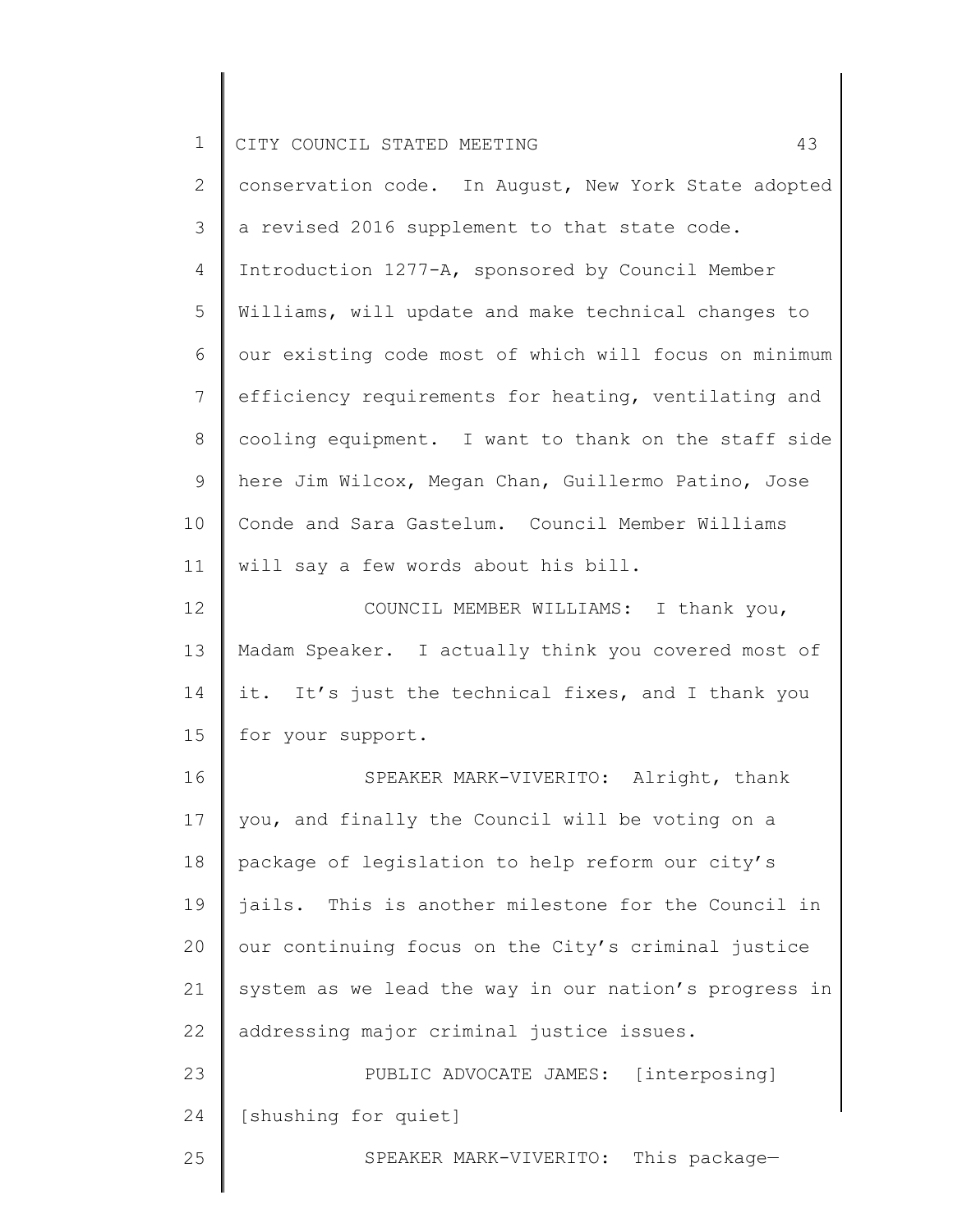conservation code. In August, New York State adopted a revised 2016 supplement to that state code. Introduction 1277-A, sponsored by Council Member Williams, will update and make technical changes to our existing code most of which will focus on minimum efficiency requirements for heating, ventilating and cooling equipment. I want to thank on the staff side here Jim Wilcox, Megan Chan, Guillermo Patino, Jose Conde and Sara Gastelum. Council Member Williams will say a few words about his bill.

COUNCIL MEMBER WILLIAMS: I thank you, Madam Speaker. I actually think you covered most of it. It's just the technical fixes, and I thank you for your support.

SPEAKER MARK-VIVERITO: Alright, thank you, and finally the Council will be voting on a package of legislation to help reform our city's jails. This is another milestone for the Council in our continuing focus on the City's criminal justice system as we lead the way in our nation's progress in addressing major criminal justice issues.

PUBLIC ADVOCATE JAMES: [interposing] [shushing for quiet]

SPEAKER MARK-VIVERITO: This package—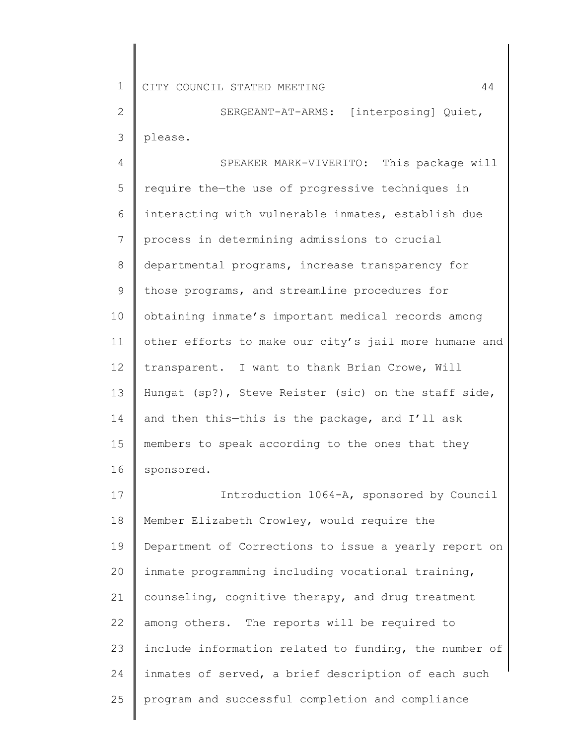SERGEANT-AT-ARMS: [interposing] Quiet, please.

SPEAKER MARK-VIVERITO: This package will require the—the use of progressive techniques in interacting with vulnerable inmates, establish due process in determining admissions to crucial departmental programs, increase transparency for those programs, and streamline procedures for obtaining inmate's important medical records among other efforts to make our city's jail more humane and transparent. I want to thank Brian Crowe, Will Hungat (sp?), Steve Reister (sic) on the staff side, and then this—this is the package, and I'll ask members to speak according to the ones that they sponsored.

Introduction 1064-A, sponsored by Council Member Elizabeth Crowley, would require the Department of Corrections to issue a yearly report on inmate programming including vocational training, counseling, cognitive therapy, and drug treatment among others. The reports will be required to include information related to funding, the number of inmates of served, a brief description of each such program and successful completion and compliance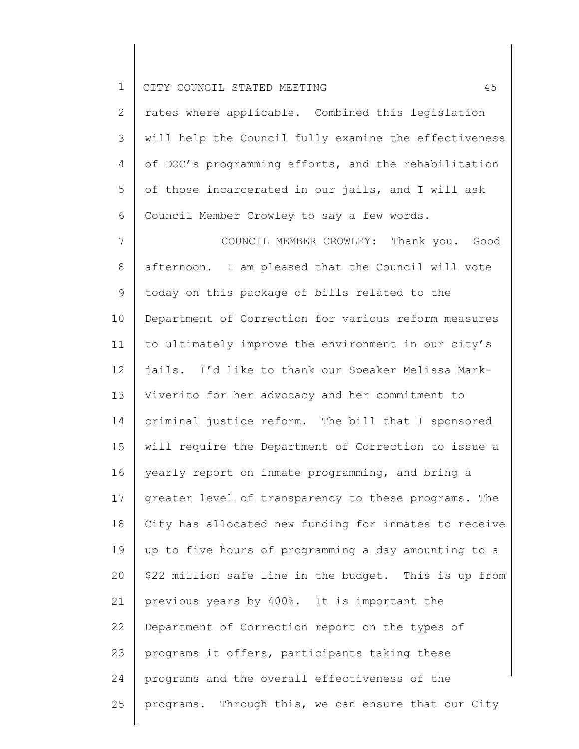rates where applicable. Combined this legislation will help the Council fully examine the effectiveness of DOC's programming efforts, and the rehabilitation of those incarcerated in our jails, and I will ask Council Member Crowley to say a few words.

COUNCIL MEMBER CROWLEY: Thank you. Good afternoon. I am pleased that the Council will vote today on this package of bills related to the Department of Correction for various reform measures to ultimately improve the environment in our city's jails. I'd like to thank our Speaker Melissa Mark-Viverito for her advocacy and her commitment to criminal justice reform. The bill that I sponsored will require the Department of Correction to issue a yearly report on inmate programming, and bring a greater level of transparency to these programs. The City has allocated new funding for inmates to receive up to five hours of programming a day amounting to a $22 million safe line in the budget. This is up from previous years by 400%. It is important the Department of Correction report on the types of programs it offers, participants taking these programs and the overall effectiveness of the programs. Through this, we can ensure that our City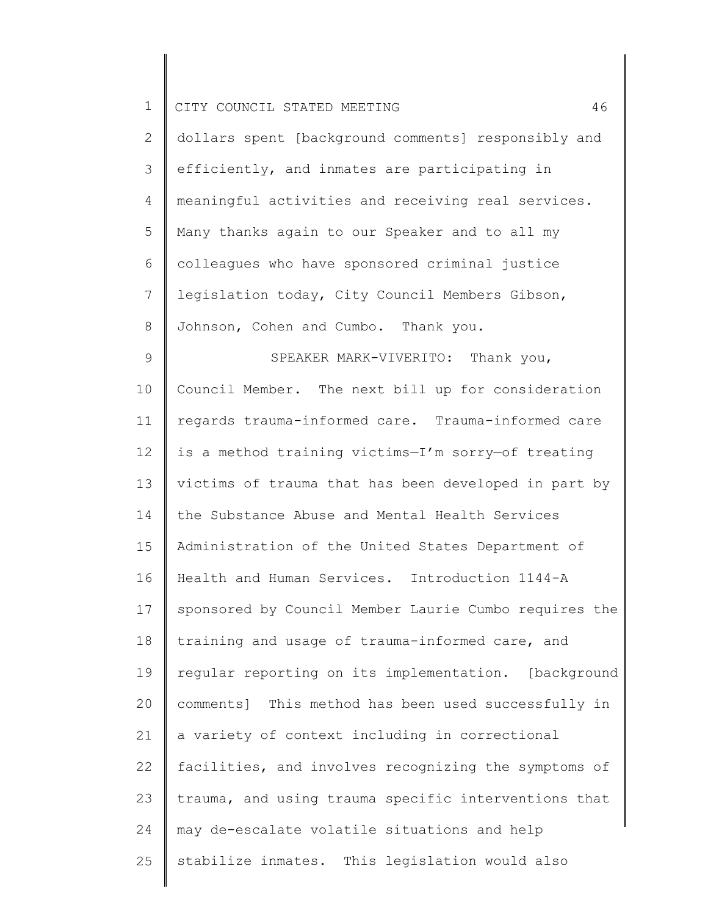dollars spent [background comments] responsibly and efficiently, and inmates are participating in meaningful activities and receiving real services. Many thanks again to our Speaker and to all my colleagues who have sponsored criminal justice legislation today, City Council Members Gibson, Johnson, Cohen and Cumbo. Thank you.

SPEAKER MARK-VIVERITO: Thank you, Council Member. The next bill up for consideration regards trauma-informed care. Trauma-informed care is a method training victims—I'm sorry—of treating victims of trauma that has been developed in part by the Substance Abuse and Mental Health Services Administration of the United States Department of Health and Human Services. Introduction 1144-A sponsored by Council Member Laurie Cumbo requires the training and usage of trauma-informed care, and regular reporting on its implementation. [background comments] This method has been used successfully in a variety of context including in correctional facilities, and involves recognizing the symptoms of trauma, and using trauma specific interventions that may de-escalate volatile situations and help stabilize inmates. This legislation would also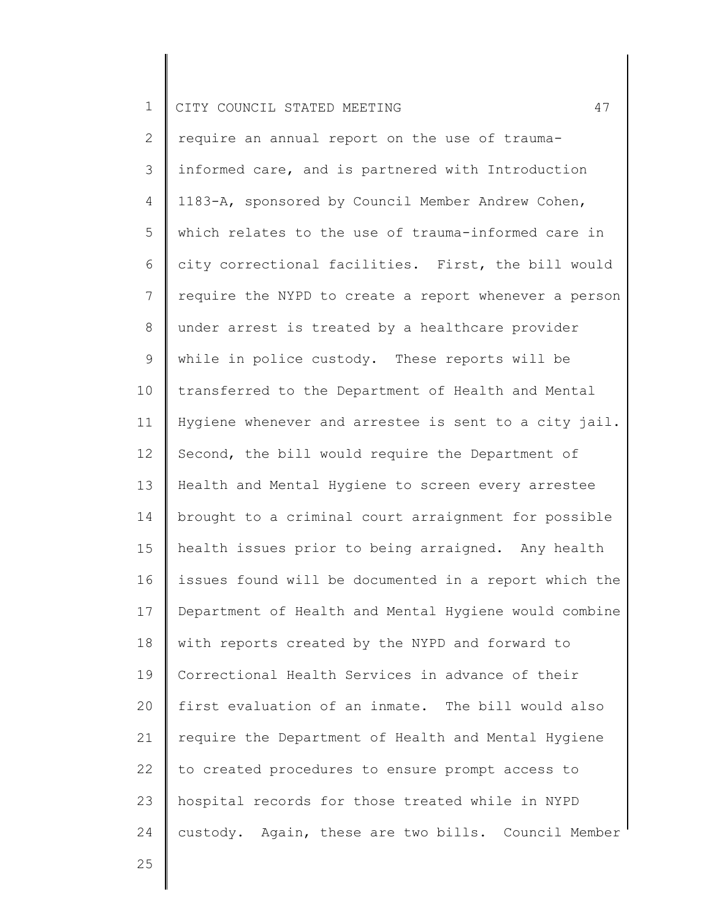require an annual report on the use of trauma-informed care, and is partnered with Introduction 1183-A, sponsored by Council Member Andrew Cohen, which relates to the use of trauma-informed care in city correctional facilities. First, the bill would require the NYPD to create a report whenever a person under arrest is treated by a healthcare provider while in police custody. These reports will be transferred to the Department of Health and Mental Hygiene whenever and arrestee is sent to a city jail. Second, the bill would require the Department of Health and Mental Hygiene to screen every arrestee brought to a criminal court arraignment for possible health issues prior to being arraigned. Any health issues found will be documented in a report which the Department of Health and Mental Hygiene would combine with reports created by the NYPD and forward to Correctional Health Services in advance of their first evaluation of an inmate. The bill would also require the Department of Health and Mental Hygiene to created procedures to ensure prompt access to hospital records for those treated while in NYPD custody. Again, these are two bills. Council Member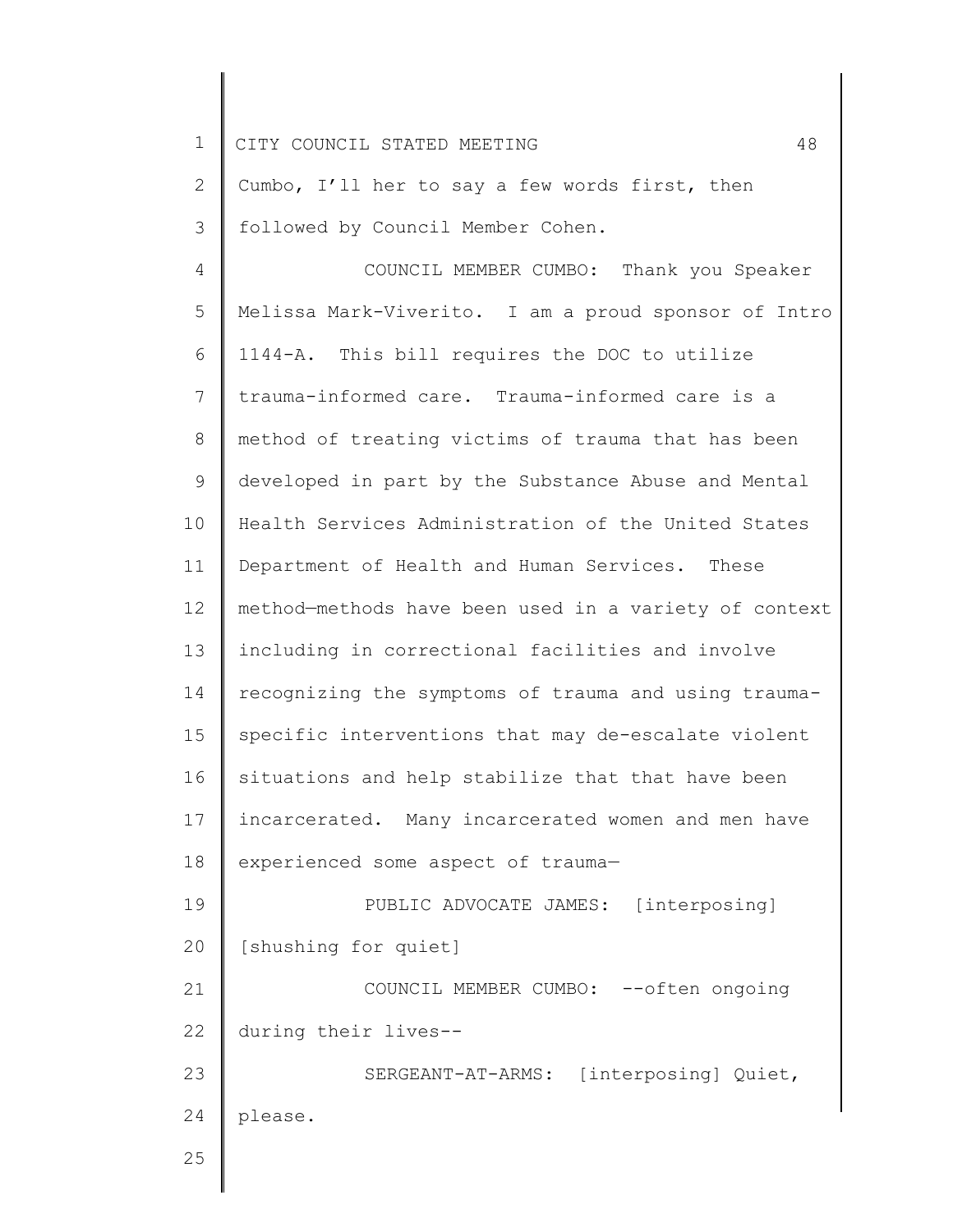Cumbo, I'll her to say a few words first, then followed by Council Member Cohen.

COUNCIL MEMBER CUMBO: Thank you Speaker Melissa Mark-Viverito. I am a proud sponsor of Intro 1144-A. This bill requires the DOC to utilize trauma-informed care. Trauma-informed care is a method of treating victims of trauma that has been developed in part by the Substance Abuse and Mental Health Services Administration of the United States Department of Health and Human Services. These method—methods have been used in a variety of context including in correctional facilities and involve recognizing the symptoms of trauma and using trauma-specific interventions that may de-escalate violent situations and help stabilize that that have been incarcerated. Many incarcerated women and men have experienced some aspect of trauma—

PUBLIC ADVOCATE JAMES: [interposing] [shushing for quiet]

COUNCIL MEMBER CUMBO: --often ongoing during their lives--

SERGEANT-AT-ARMS: [interposing] Quiet, please.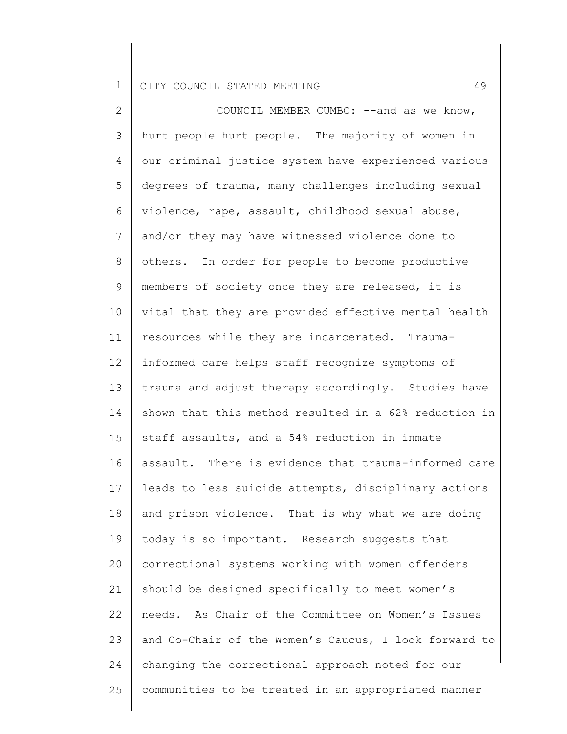COUNCIL MEMBER CUMBO: --and as we know, hurt people hurt people. The majority of women in our criminal justice system have experienced various degrees of trauma, many challenges including sexual violence, rape, assault, childhood sexual abuse, and/or they may have witnessed violence done to others. In order for people to become productive members of society once they are released, it is vital that they are provided effective mental health resources while they are incarcerated. Trauma-informed care helps staff recognize symptoms of trauma and adjust therapy accordingly. Studies have shown that this method resulted in a 62% reduction in staff assaults, and a 54% reduction in inmate assault. There is evidence that trauma-informed care leads to less suicide attempts, disciplinary actions and prison violence. That is why what we are doing today is so important. Research suggests that correctional systems working with women offenders should be designed specifically to meet women's needs. As Chair of the Committee on Women's Issues and Co-Chair of the Women's Caucus, I look forward to changing the correctional approach noted for our communities to be treated in an appropriated manner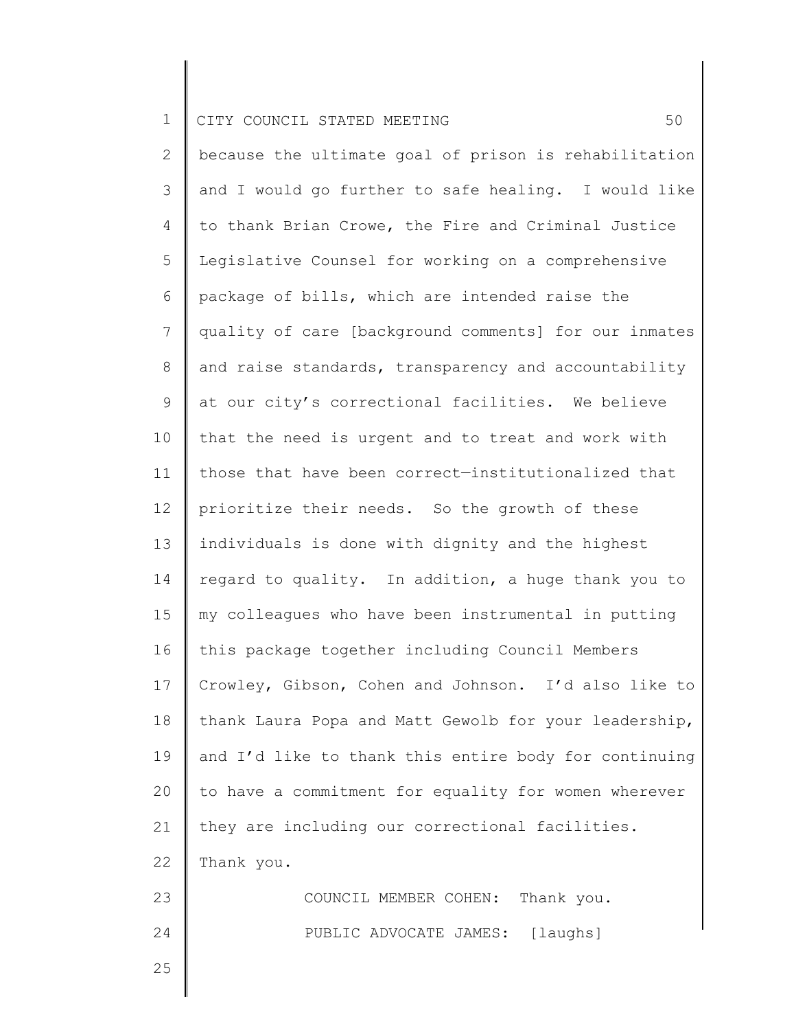because the ultimate goal of prison is rehabilitation and I would go further to safe healing. I would like to thank Brian Crowe, the Fire and Criminal Justice Legislative Counsel for working on a comprehensive package of bills, which are intended raise the quality of care [background comments] for our inmates and raise standards, transparency and accountability at our city's correctional facilities. We believe that the need is urgent and to treat and work with those that have been correct—institutionalized that prioritize their needs. So the growth of these individuals is done with dignity and the highest regard to quality. In addition, a huge thank you to my colleagues who have been instrumental in putting this package together including Council Members Crowley, Gibson, Cohen and Johnson. I'd also like to thank Laura Popa and Matt Gewolb for your leadership, and I'd like to thank this entire body for continuing to have a commitment for equality for women wherever they are including our correctional facilities. Thank you.

COUNCIL MEMBER COHEN: Thank you.

PUBLIC ADVOCATE JAMES: [laughs]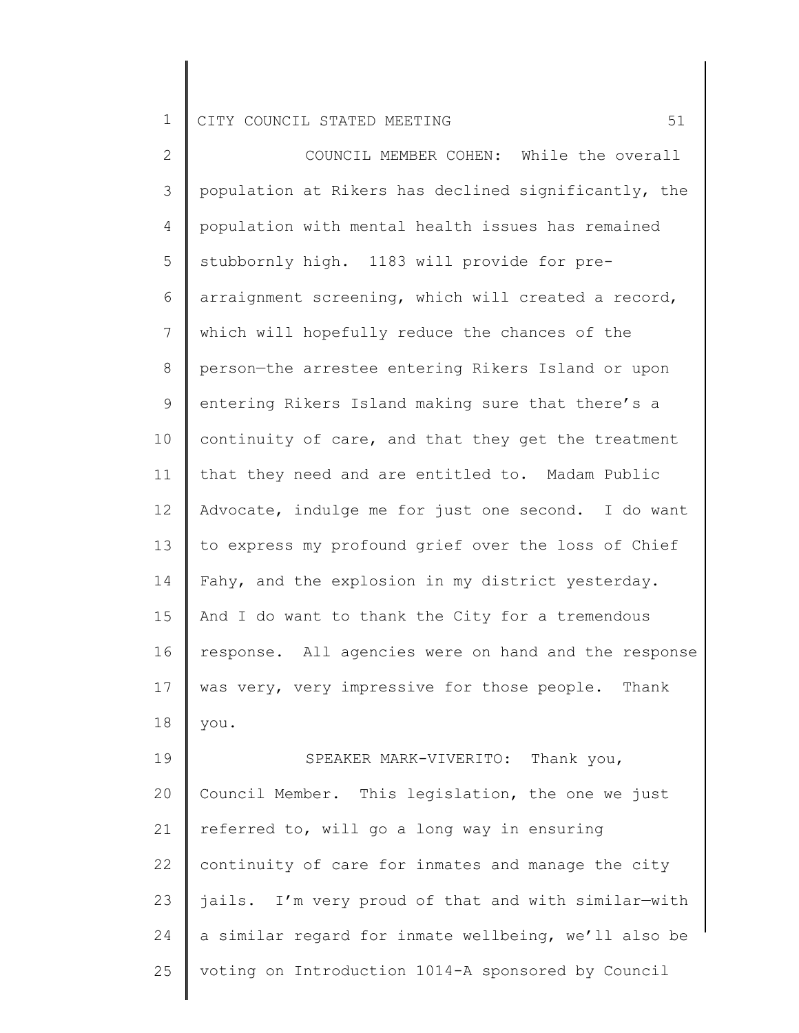COUNCIL MEMBER COHEN: While the overall population at Rikers has declined significantly, the population with mental health issues has remained stubbornly high. 1183 will provide for pre-arraignment screening, which will created a record, which will hopefully reduce the chances of the person—the arrestee entering Rikers Island or upon entering Rikers Island making sure that there's a continuity of care, and that they get the treatment that they need and are entitled to. Madam Public Advocate, indulge me for just one second. I do want to express my profound grief over the loss of Chief Fahy, and the explosion in my district yesterday. And I do want to thank the City for a tremendous response. All agencies were on hand and the response was very, very impressive for those people. Thank you.

SPEAKER MARK-VIVERITO: Thank you, Council Member. This legislation, the one we just referred to, will go a long way in ensuring continuity of care for inmates and manage the city jails. I'm very proud of that and with similar—with a similar regard for inmate wellbeing, we'll also be voting on Introduction 1014-A sponsored by Council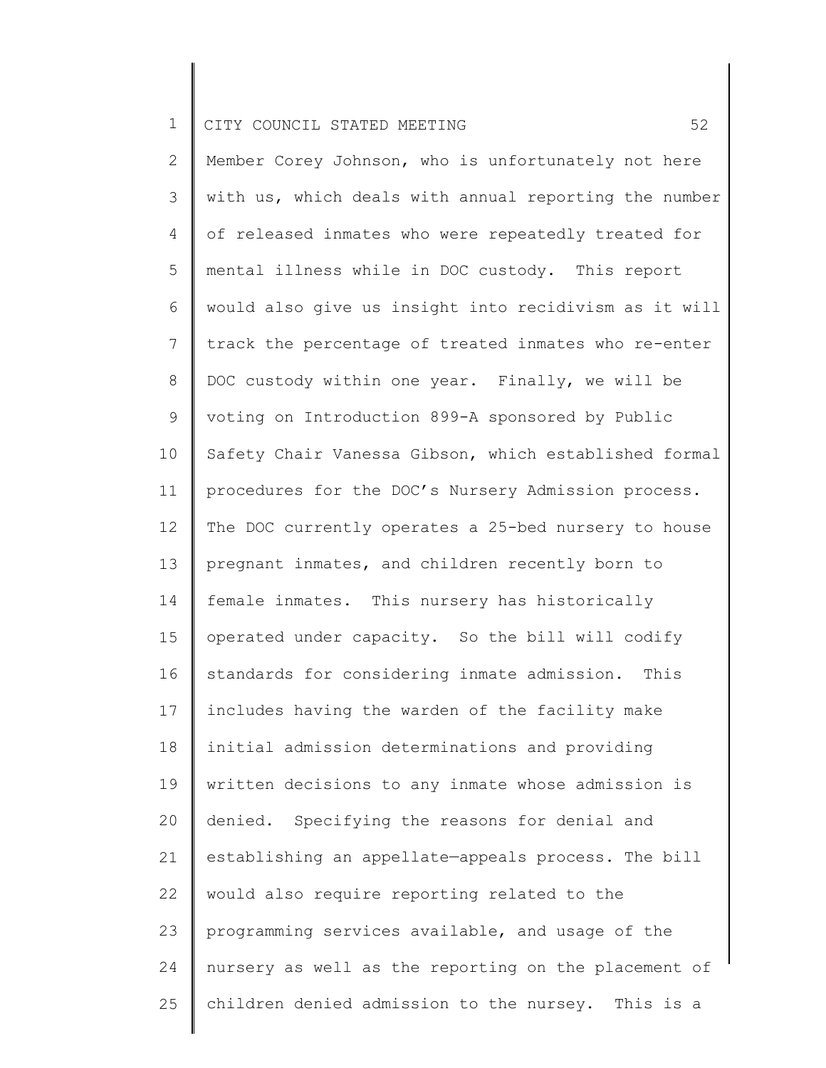Member Corey Johnson, who is unfortunately not here with us, which deals with annual reporting the number of released inmates who were repeatedly treated for mental illness while in DOC custody. This report would also give us insight into recidivism as it will track the percentage of treated inmates who re-enter DOC custody within one year. Finally, we will be voting on Introduction 899-A sponsored by Public Safety Chair Vanessa Gibson, which established formal procedures for the DOC's Nursery Admission process. The DOC currently operates a 25-bed nursery to house pregnant inmates, and children recently born to female inmates. This nursery has historically operated under capacity. So the bill will codify standards for considering inmate admission. This includes having the warden of the facility make initial admission determinations and providing written decisions to any inmate whose admission is denied. Specifying the reasons for denial and establishing an appellate—appeals process. The bill would also require reporting related to the programming services available, and usage of the nursery as well as the reporting on the placement of children denied admission to the nursey. This is a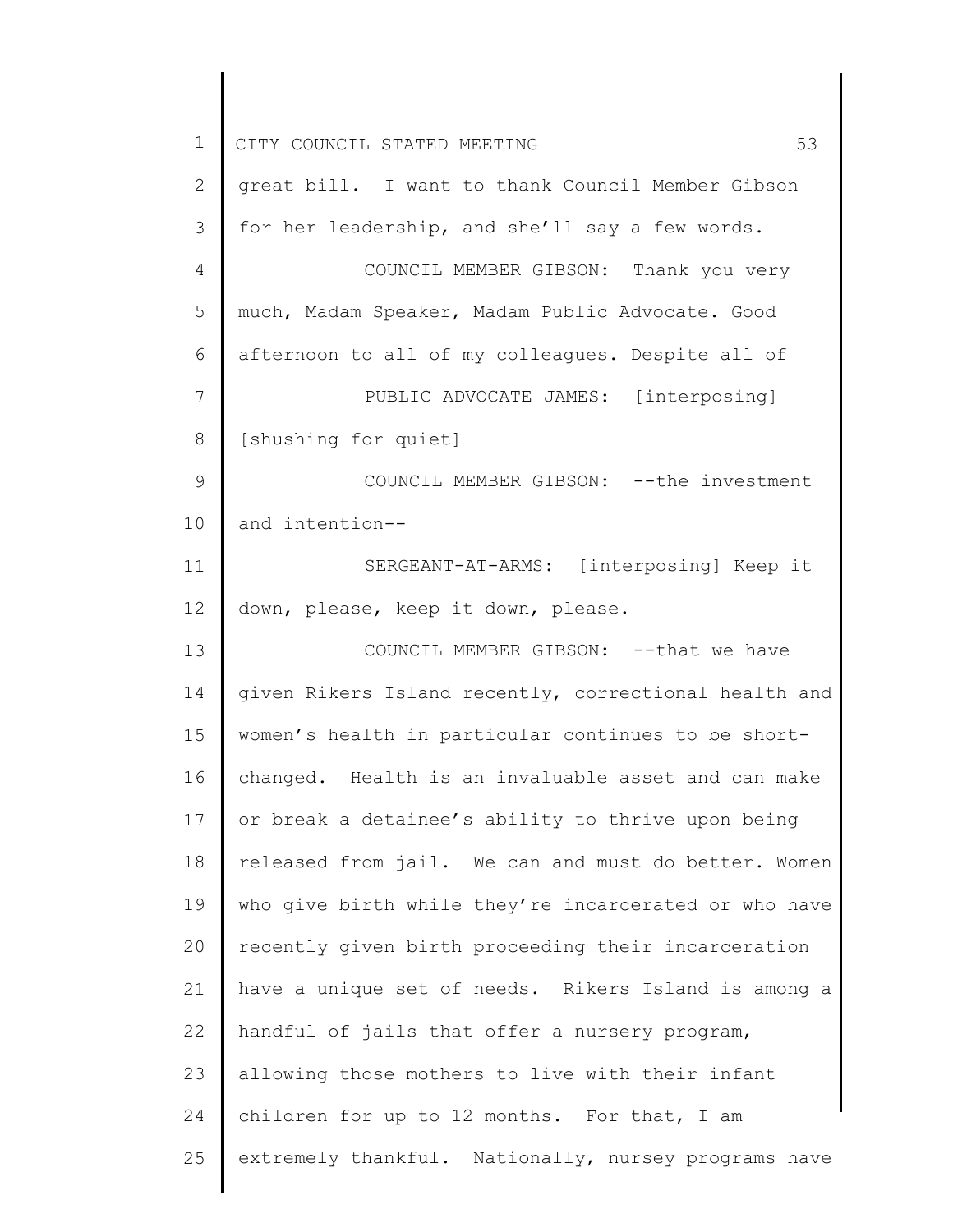great bill. I want to thank Council Member Gibson for her leadership, and she'll say a few words.

COUNCIL MEMBER GIBSON: Thank you very much, Madam Speaker, Madam Public Advocate. Good afternoon to all of my colleagues. Despite all of

PUBLIC ADVOCATE JAMES: [interposing] [shushing for quiet]

COUNCIL MEMBER GIBSON: --the investment and intention--

SERGEANT-AT-ARMS: [interposing] Keep it down, please, keep it down, please.

COUNCIL MEMBER GIBSON: --that we have given Rikers Island recently, correctional health and women's health in particular continues to be short-changed. Health is an invaluable asset and can make or break a detainee's ability to thrive upon being released from jail. We can and must do better. Women who give birth while they're incarcerated or who have recently given birth proceeding their incarceration have a unique set of needs. Rikers Island is among a handful of jails that offer a nursery program, allowing those mothers to live with their infant children for up to 12 months. For that, I am extremely thankful. Nationally, nursey programs have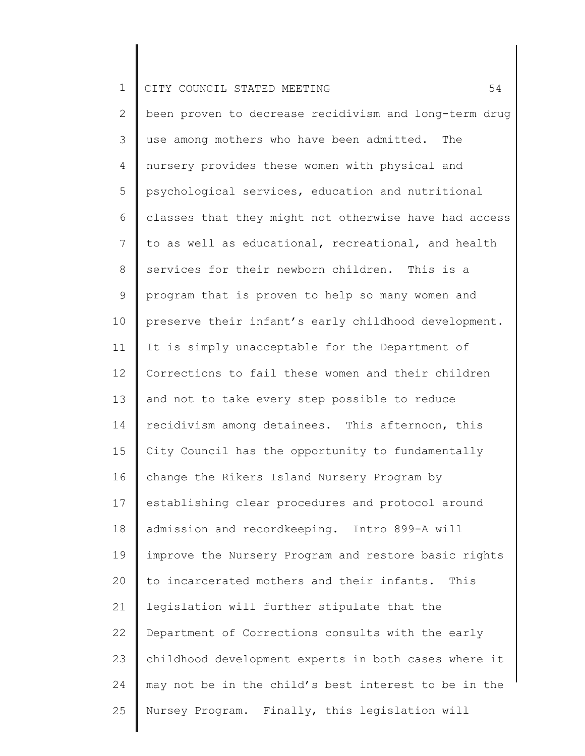been proven to decrease recidivism and long-term drug use among mothers who have been admitted. The nursery provides these women with physical and psychological services, education and nutritional classes that they might not otherwise have had access to as well as educational, recreational, and health services for their newborn children. This is a program that is proven to help so many women and preserve their infant's early childhood development. It is simply unacceptable for the Department of Corrections to fail these women and their children and not to take every step possible to reduce recidivism among detainees. This afternoon, this City Council has the opportunity to fundamentally change the Rikers Island Nursery Program by establishing clear procedures and protocol around admission and recordkeeping. Intro 899-A will improve the Nursery Program and restore basic rights to incarcerated mothers and their infants. This legislation will further stipulate that the Department of Corrections consults with the early childhood development experts in both cases where it may not be in the child's best interest to be in the Nursey Program. Finally, this legislation will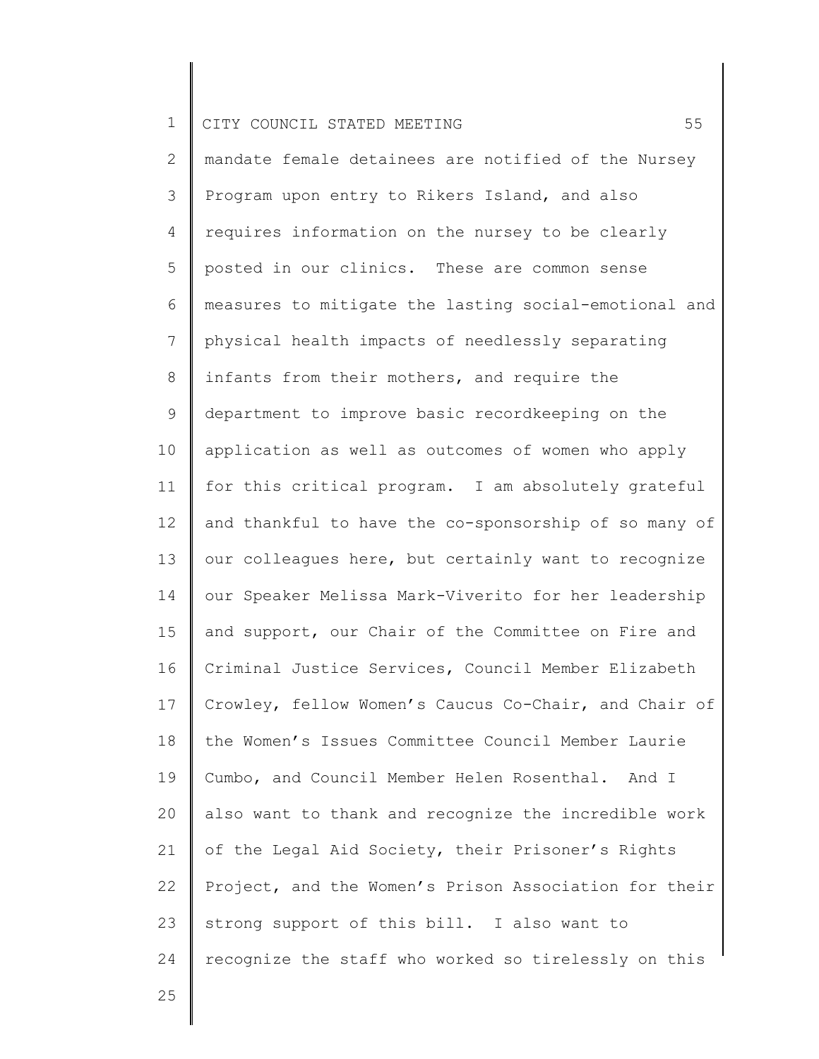mandate female detainees are notified of the Nursey Program upon entry to Rikers Island, and also requires information on the nursey to be clearly posted in our clinics. These are common sense measures to mitigate the lasting social-emotional and physical health impacts of needlessly separating infants from their mothers, and require the department to improve basic recordkeeping on the application as well as outcomes of women who apply for this critical program. I am absolutely grateful and thankful to have the co-sponsorship of so many of our colleagues here, but certainly want to recognize our Speaker Melissa Mark-Viverito for her leadership and support, our Chair of the Committee on Fire and Criminal Justice Services, Council Member Elizabeth Crowley, fellow Women's Caucus Co-Chair, and Chair of the Women's Issues Committee Council Member Laurie Cumbo, and Council Member Helen Rosenthal. And I also want to thank and recognize the incredible work of the Legal Aid Society, their Prisoner's Rights Project, and the Women's Prison Association for their strong support of this bill. I also want to recognize the staff who worked so tirelessly on this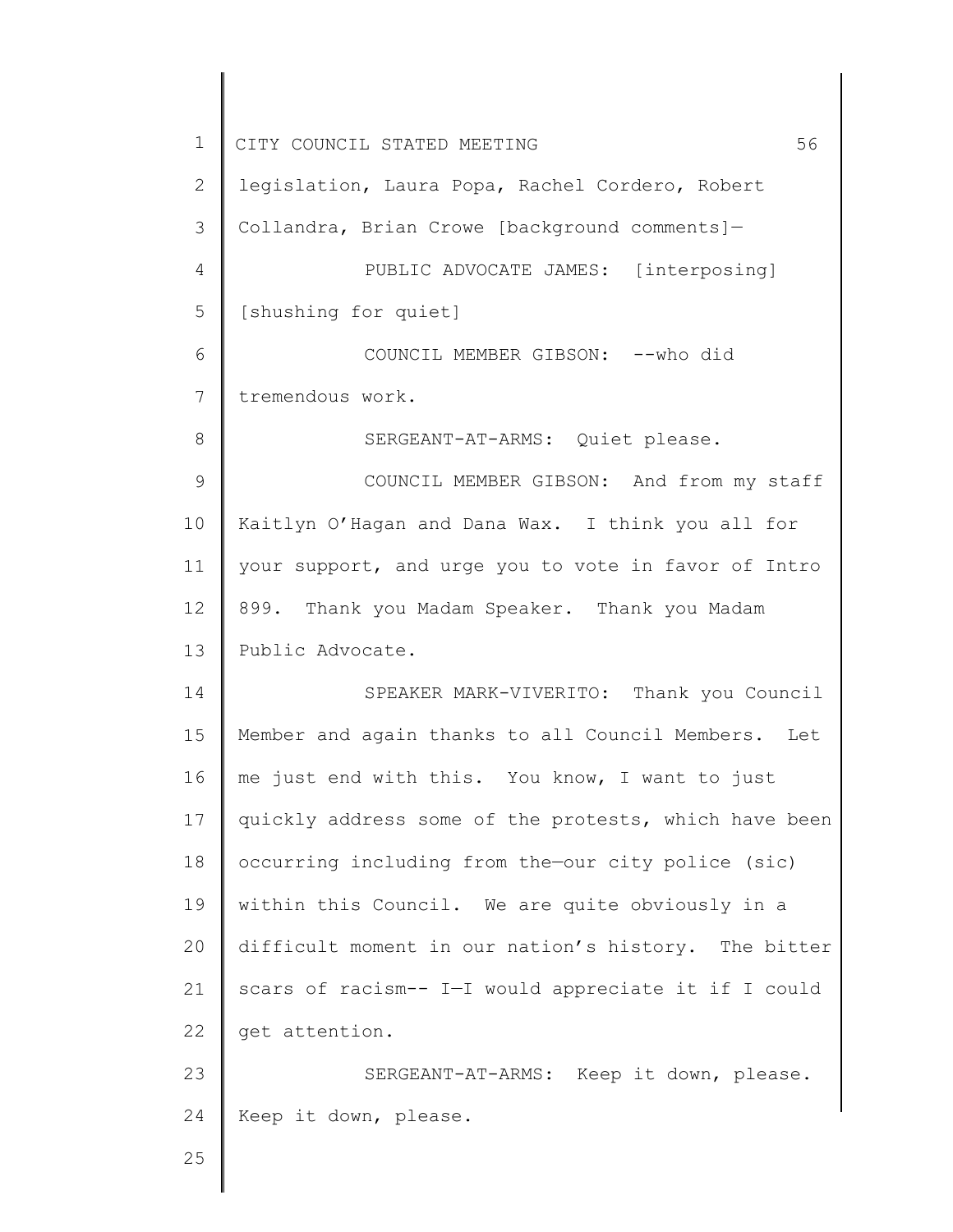legislation, Laura Popa, Rachel Cordero, Robert Collandra, Brian Crowe [background comments]—

PUBLIC ADVOCATE JAMES: [interposing] [shushing for quiet]

COUNCIL MEMBER GIBSON: --who did tremendous work.

SERGEANT-AT-ARMS: Quiet please.

COUNCIL MEMBER GIBSON: And from my staff Kaitlyn O'Hagan and Dana Wax. I think you all for your support, and urge you to vote in favor of Intro 899. Thank you Madam Speaker. Thank you Madam Public Advocate.

SPEAKER MARK-VIVERITO: Thank you Council Member and again thanks to all Council Members. Let me just end with this. You know, I want to just quickly address some of the protests, which have been occurring including from the—our city police (sic) within this Council. We are quite obviously in a difficult moment in our nation's history. The bitter scars of racism-- I—I would appreciate it if I could get attention.

SERGEANT-AT-ARMS: Keep it down, please. Keep it down, please.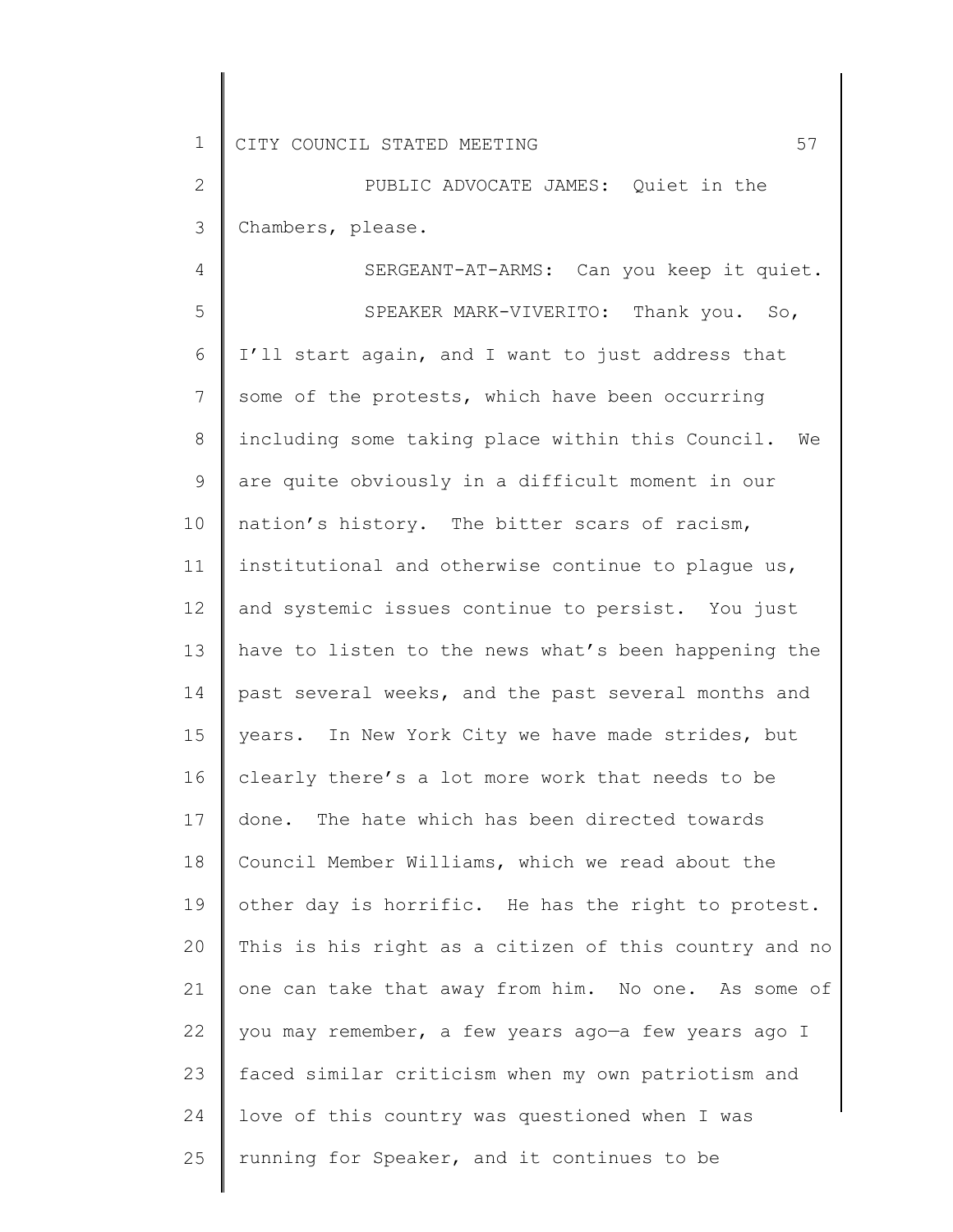PUBLIC ADVOCATE JAMES: Quiet in the Chambers, please.

SERGEANT-AT-ARMS: Can you keep it quiet.

SPEAKER MARK-VIVERITO: Thank you. So, I'll start again, and I want to just address that some of the protests, which have been occurring including some taking place within this Council. We are quite obviously in a difficult moment in our nation's history. The bitter scars of racism, institutional and otherwise continue to plague us, and systemic issues continue to persist. You just have to listen to the news what's been happening the past several weeks, and the past several months and years. In New York City we have made strides, but clearly there's a lot more work that needs to be done. The hate which has been directed towards Council Member Williams, which we read about the other day is horrific. He has the right to protest. This is his right as a citizen of this country and no one can take that away from him. No one. As some of you may remember, a few years ago—a few years ago I faced similar criticism when my own patriotism and love of this country was questioned when I was running for Speaker, and it continues to be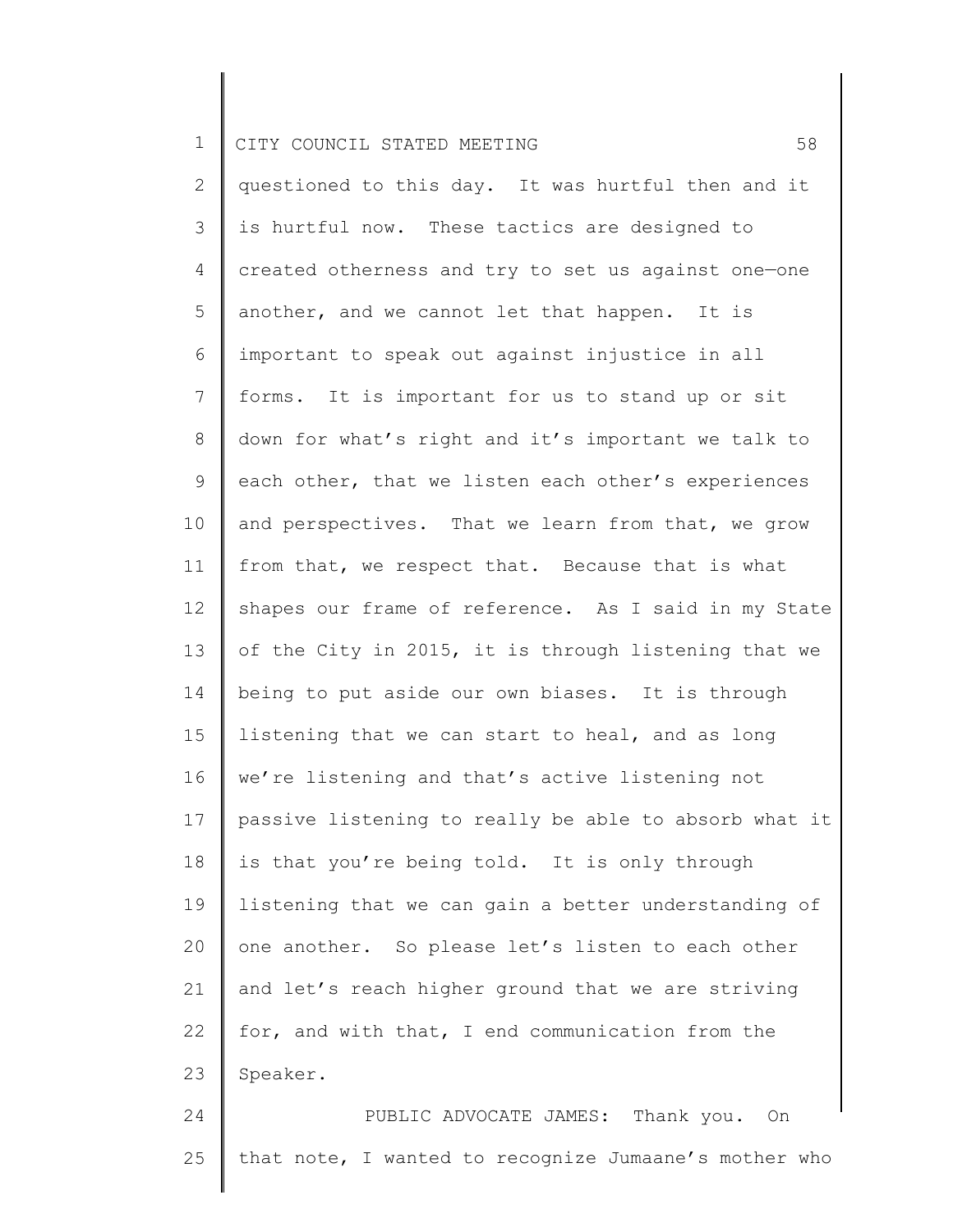questioned to this day. It was hurtful then and it is hurtful now. These tactics are designed to created otherness and try to set us against one—one another, and we cannot let that happen. It is important to speak out against injustice in all forms. It is important for us to stand up or sit down for what's right and it's important we talk to each other, that we listen each other's experiences and perspectives. That we learn from that, we grow from that, we respect that. Because that is what shapes our frame of reference. As I said in my State of the City in 2015, it is through listening that we being to put aside our own biases. It is through listening that we can start to heal, and as long we're listening and that's active listening not passive listening to really be able to absorb what it is that you're being told. It is only through listening that we can gain a better understanding of one another. So please let's listen to each other and let's reach higher ground that we are striving for, and with that, I end communication from the Speaker.

PUBLIC ADVOCATE JAMES: Thank you. On that note, I wanted to recognize Jumaane's mother who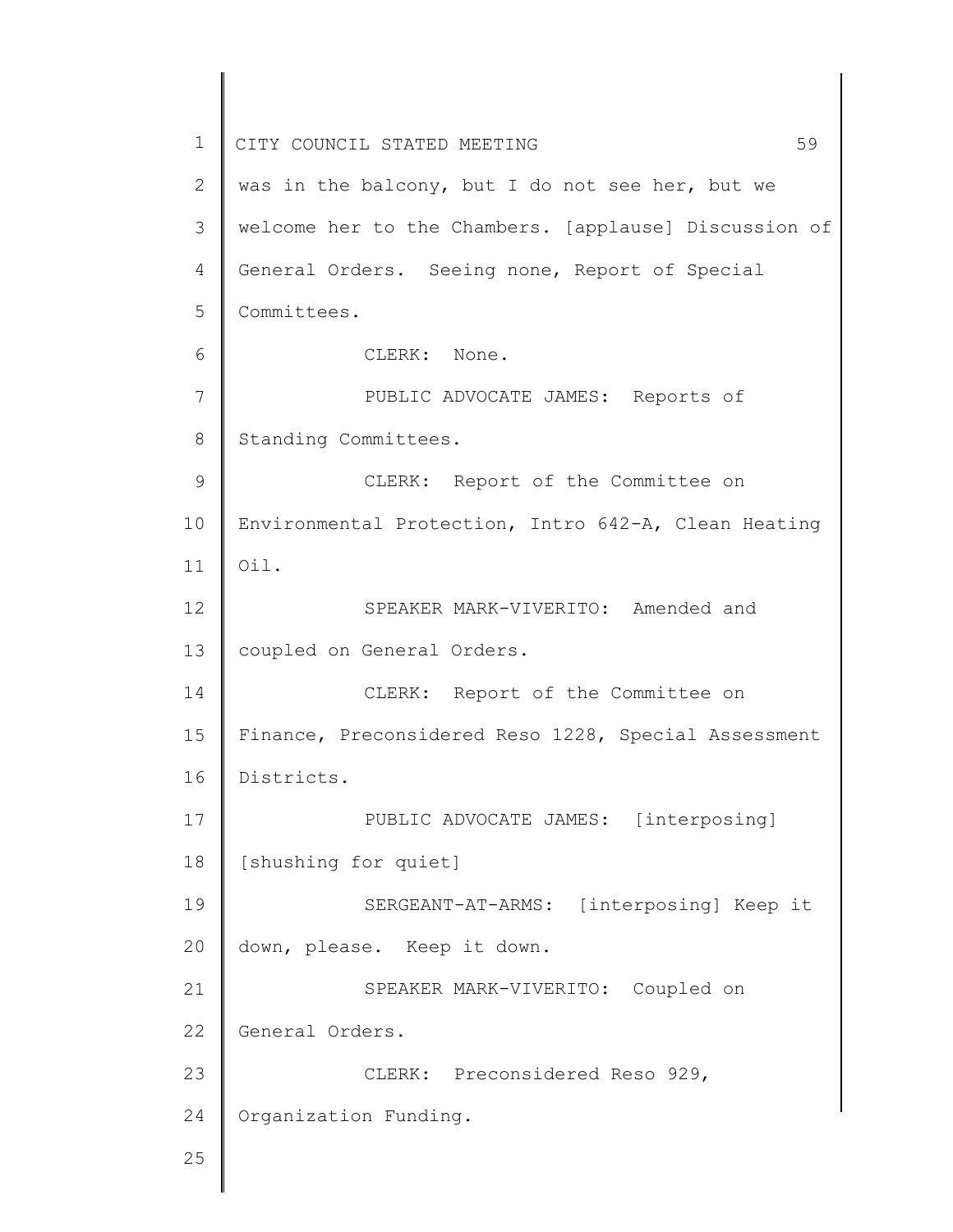was in the balcony, but I do not see her, but we welcome her to the Chambers. [applause] Discussion of General Orders. Seeing none, Report of Special Committees.

CLERK: None.

PUBLIC ADVOCATE JAMES: Reports of Standing Committees.

CLERK: Report of the Committee on Environmental Protection, Intro 642-A, Clean Heating Oil.

SPEAKER MARK-VIVERITO: Amended and coupled on General Orders.

CLERK: Report of the Committee on Finance, Preconsidered Reso 1228, Special Assessment Districts.

PUBLIC ADVOCATE JAMES: [interposing] [shushing for quiet]

SERGEANT-AT-ARMS: [interposing] Keep it down, please. Keep it down.

SPEAKER MARK-VIVERITO: Coupled on General Orders.

CLERK: Preconsidered Reso 929, Organization Funding.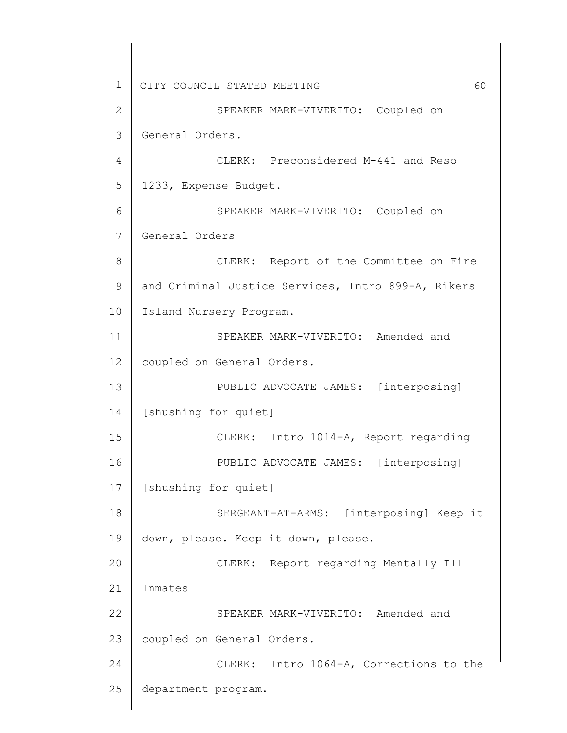SPEAKER MARK-VIVERITO: Coupled on General Orders.

CLERK: Preconsidered M-441 and Reso 1233, Expense Budget.

SPEAKER MARK-VIVERITO: Coupled on General Orders

CLERK: Report of the Committee on Fire and Criminal Justice Services, Intro 899-A, Rikers Island Nursery Program.

SPEAKER MARK-VIVERITO: Amended and coupled on General Orders.

PUBLIC ADVOCATE JAMES: [interposing] [shushing for quiet]

CLERK: Intro 1014-A, Report regarding—

PUBLIC ADVOCATE JAMES: [interposing] [shushing for quiet]

SERGEANT-AT-ARMS: [interposing] Keep it down, please. Keep it down, please.

CLERK: Report regarding Mentally Ill Inmates

SPEAKER MARK-VIVERITO: Amended and coupled on General Orders.

CLERK: Intro 1064-A, Corrections to the department program.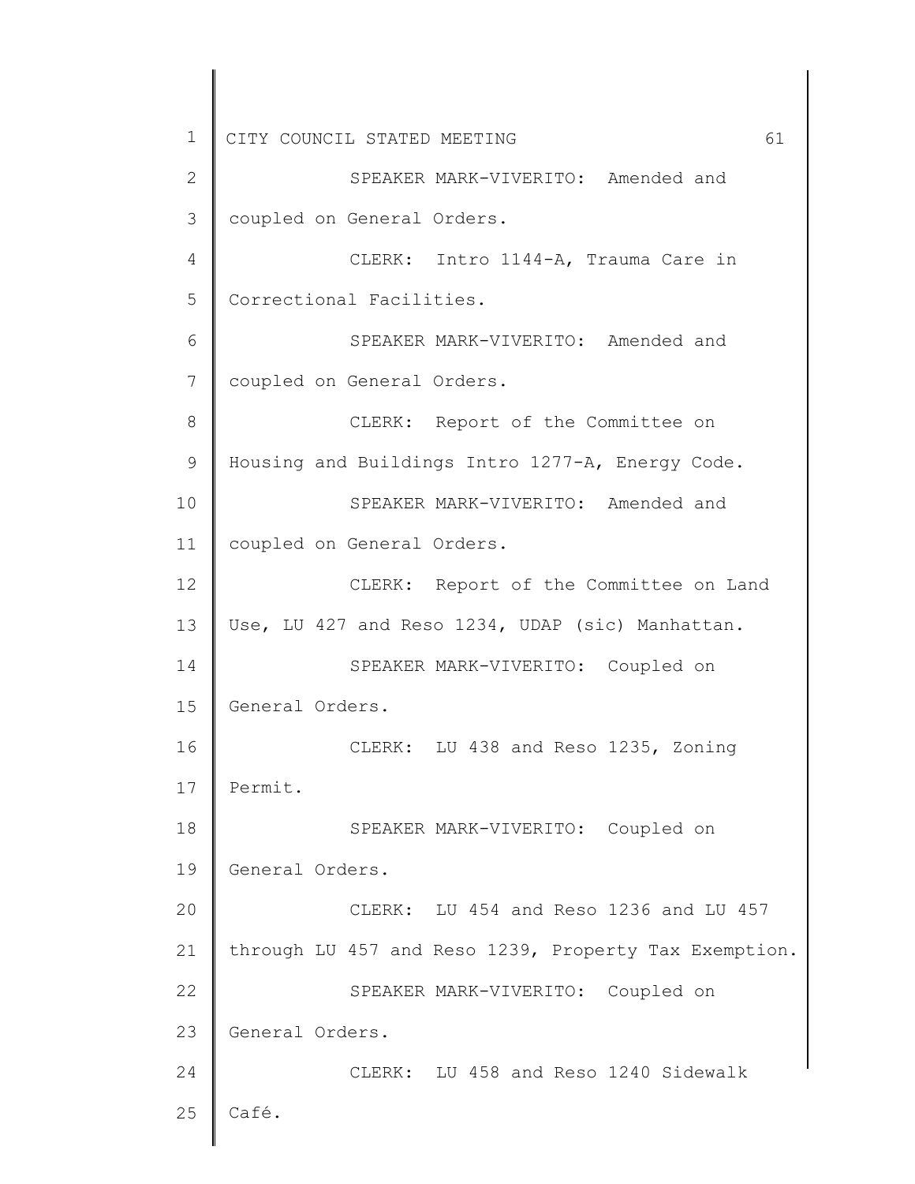SPEAKER MARK-VIVERITO: Amended and coupled on General Orders.

CLERK: Intro 1144-A, Trauma Care in Correctional Facilities.

SPEAKER MARK-VIVERITO: Amended and coupled on General Orders.

CLERK: Report of the Committee on Housing and Buildings Intro 1277-A, Energy Code.

SPEAKER MARK-VIVERITO: Amended and coupled on General Orders.

CLERK: Report of the Committee on Land Use, LU 427 and Reso 1234, UDAP (sic) Manhattan.

SPEAKER MARK-VIVERITO: Coupled on General Orders.

CLERK: LU 438 and Reso 1235, Zoning Permit.

SPEAKER MARK-VIVERITO: Coupled on General Orders.

CLERK: LU 454 and Reso 1236 and LU 457 through LU 457 and Reso 1239, Property Tax Exemption.

SPEAKER MARK-VIVERITO: Coupled on General Orders.

CLERK: LU 458 and Reso 1240 Sidewalk Café.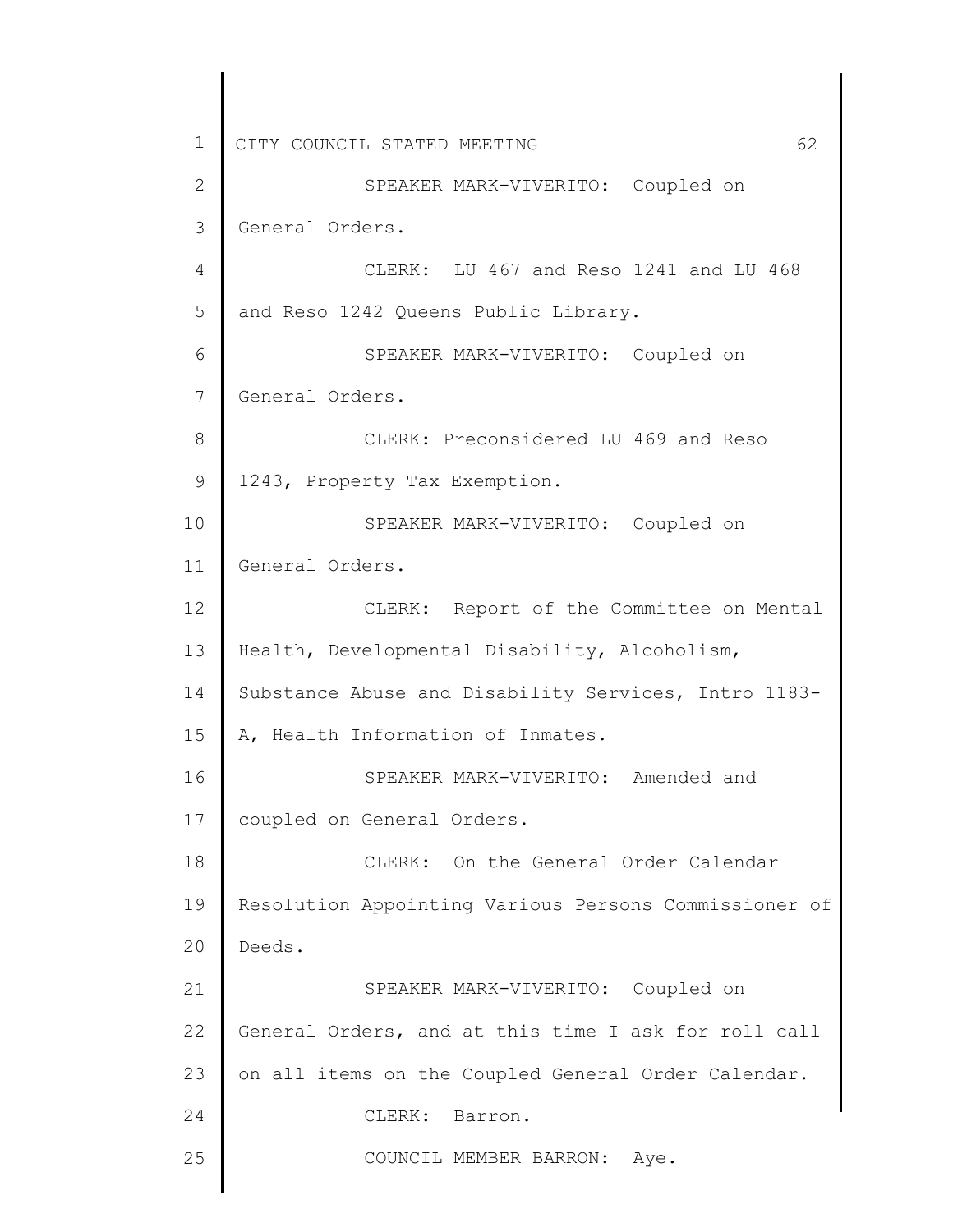SPEAKER MARK-VIVERITO: Coupled on General Orders.

CLERK: LU 467 and Reso 1241 and LU 468 and Reso 1242 Queens Public Library.

SPEAKER MARK-VIVERITO: Coupled on General Orders.

CLERK: Preconsidered LU 469 and Reso 1243, Property Tax Exemption.

SPEAKER MARK-VIVERITO: Coupled on General Orders.

CLERK: Report of the Committee on Mental Health, Developmental Disability, Alcoholism, Substance Abuse and Disability Services, Intro 1183-A, Health Information of Inmates.

SPEAKER MARK-VIVERITO: Amended and coupled on General Orders.

CLERK: On the General Order Calendar Resolution Appointing Various Persons Commissioner of Deeds.

SPEAKER MARK-VIVERITO: Coupled on General Orders, and at this time I ask for roll call on all items on the Coupled General Order Calendar.

CLERK: Barron.

COUNCIL MEMBER BARRON: Aye.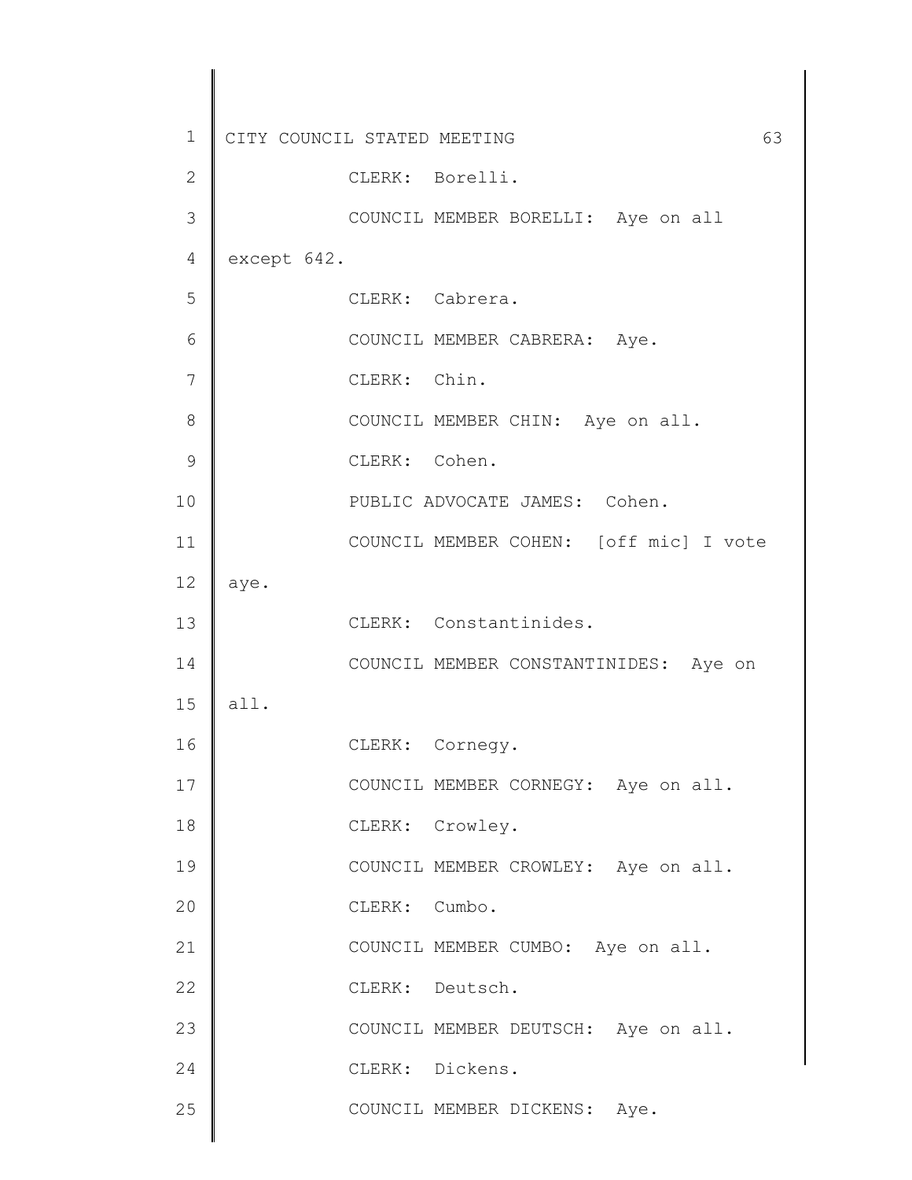CLERK: Borelli.

COUNCIL MEMBER BORELLI: Aye on all except 642.

CLERK: Cabrera.

COUNCIL MEMBER CABRERA: Aye.

CLERK: Chin.

COUNCIL MEMBER CHIN: Aye on all.

CLERK: Cohen.

PUBLIC ADVOCATE JAMES: Cohen.

COUNCIL MEMBER COHEN: [off mic] I vote aye.

CLERK: Constantinides.

COUNCIL MEMBER CONSTANTINIDES: Aye on all.

CLERK: Cornegy.

COUNCIL MEMBER CORNEGY: Aye on all.

CLERK: Crowley.

COUNCIL MEMBER CROWLEY: Aye on all.

CLERK: Cumbo.

COUNCIL MEMBER CUMBO: Aye on all.

CLERK: Deutsch.

COUNCIL MEMBER DEUTSCH: Aye on all.

CLERK: Dickens.

COUNCIL MEMBER DICKENS: Aye.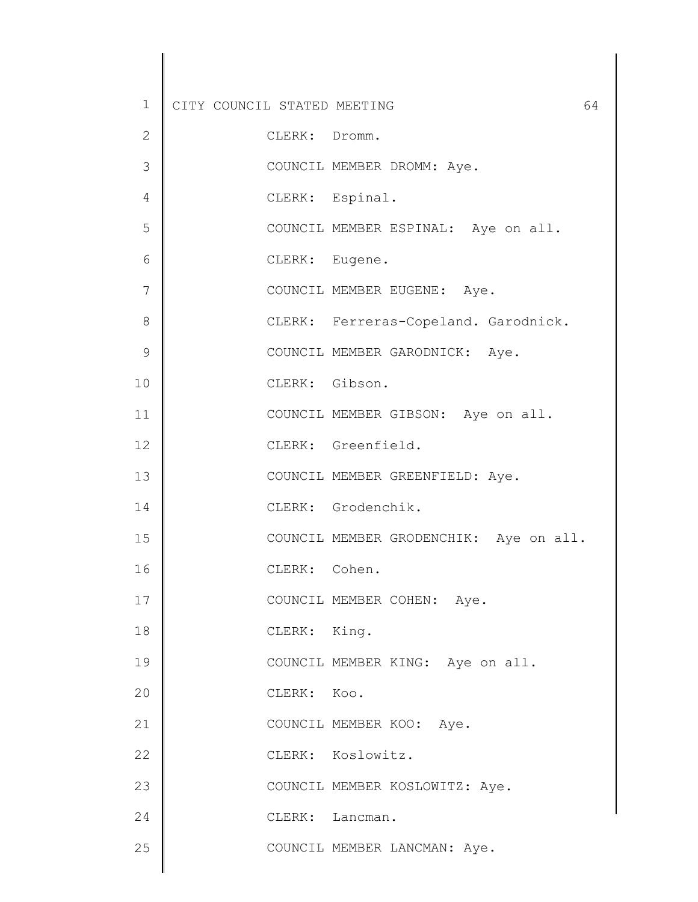CLERK: Dromm.

COUNCIL MEMBER DROMM: Aye.

CLERK: Espinal.

COUNCIL MEMBER ESPINAL: Aye on all.

CLERK: Eugene.

COUNCIL MEMBER EUGENE: Aye.

CLERK: Ferreras-Copeland. Garodnick.

COUNCIL MEMBER GARODNICK: Aye.

CLERK: Gibson.

COUNCIL MEMBER GIBSON: Aye on all.

CLERK: Greenfield.

COUNCIL MEMBER GREENFIELD: Aye.

CLERK: Grodenchik.

COUNCIL MEMBER GRODENCHIK: Aye on all.

CLERK: Cohen.

COUNCIL MEMBER COHEN: Aye.

CLERK: King.

COUNCIL MEMBER KING: Aye on all.

CLERK: Koo.

COUNCIL MEMBER KOO: Aye.

CLERK: Koslowitz.

COUNCIL MEMBER KOSLOWITZ: Aye.

CLERK: Lancman.

COUNCIL MEMBER LANCMAN: Aye.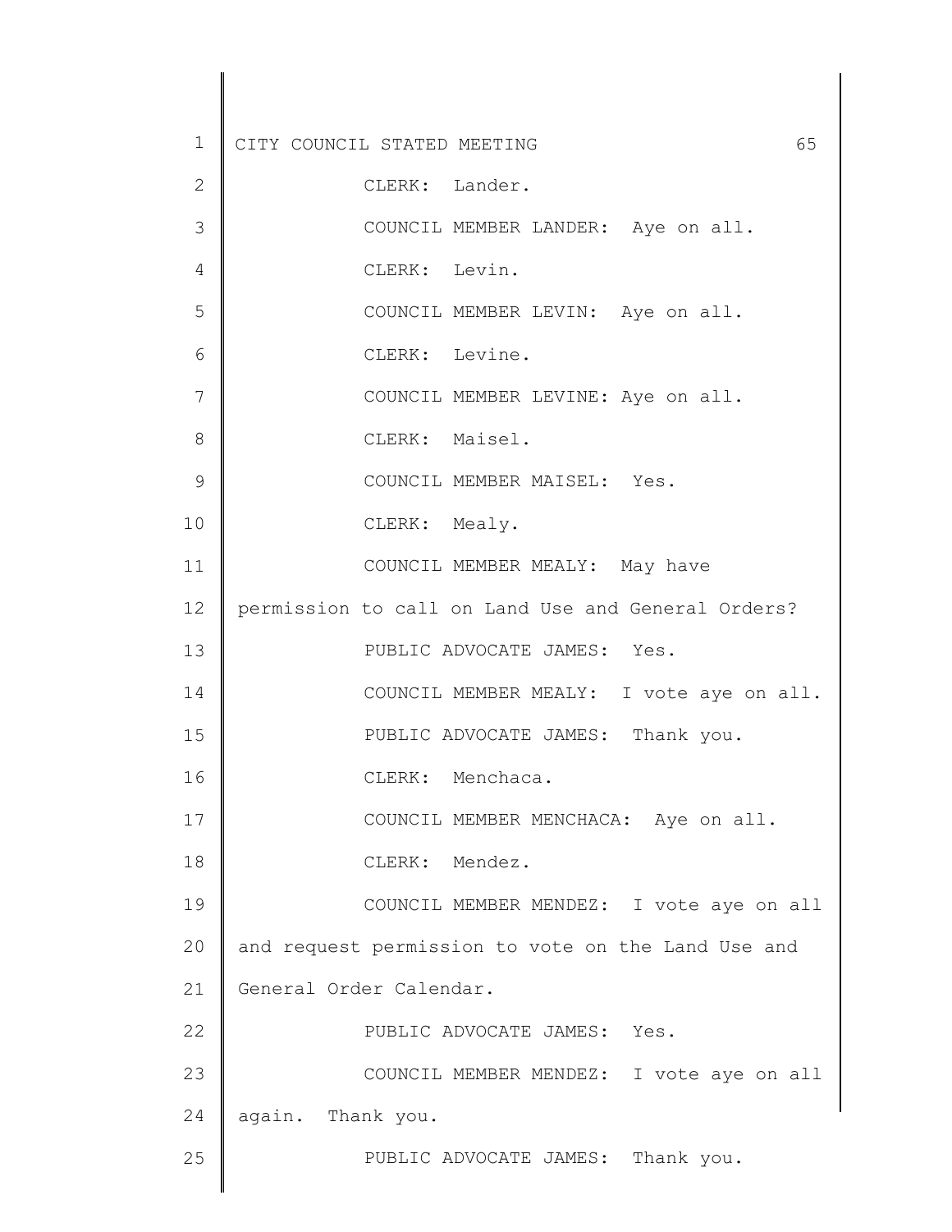CLERK: Lander.

COUNCIL MEMBER LANDER: Aye on all.

CLERK: Levin.

COUNCIL MEMBER LEVIN: Aye on all.

CLERK: Levine.

COUNCIL MEMBER LEVINE: Aye on all.

CLERK: Maisel.

COUNCIL MEMBER MAISEL: Yes.

CLERK: Mealy.

COUNCIL MEMBER MEALY: May have permission to call on Land Use and General Orders?

PUBLIC ADVOCATE JAMES: Yes.

COUNCIL MEMBER MEALY: I vote aye on all.

PUBLIC ADVOCATE JAMES: Thank you.

CLERK: Menchaca.

COUNCIL MEMBER MENCHACA: Aye on all.

CLERK: Mendez.

COUNCIL MEMBER MENDEZ: I vote aye on all and request permission to vote on the Land Use and General Order Calendar.

PUBLIC ADVOCATE JAMES: Yes.

COUNCIL MEMBER MENDEZ: I vote aye on all again. Thank you.

PUBLIC ADVOCATE JAMES: Thank you.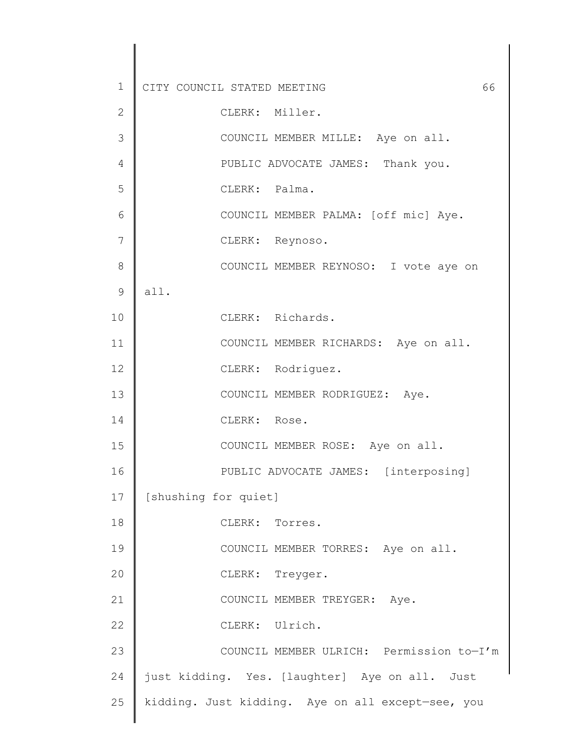CLERK: Miller.

COUNCIL MEMBER MILLE: Aye on all.

PUBLIC ADVOCATE JAMES: Thank you.

CLERK: Palma.

COUNCIL MEMBER PALMA: [off mic] Aye.

CLERK: Reynoso.

COUNCIL MEMBER REYNOSO: I vote aye on all.

CLERK: Richards.

COUNCIL MEMBER RICHARDS: Aye on all.

CLERK: Rodriguez.

COUNCIL MEMBER RODRIGUEZ: Aye.

CLERK: Rose.

COUNCIL MEMBER ROSE: Aye on all.

PUBLIC ADVOCATE JAMES: [interposing] [shushing for quiet]

CLERK: Torres.

COUNCIL MEMBER TORRES: Aye on all.

CLERK: Treyger.

COUNCIL MEMBER TREYGER: Aye.

CLERK: Ulrich.

COUNCIL MEMBER ULRICH: Permission to—I'm just kidding. Yes. [laughter] Aye on all. Just kidding. Just kidding. Aye on all except—see, you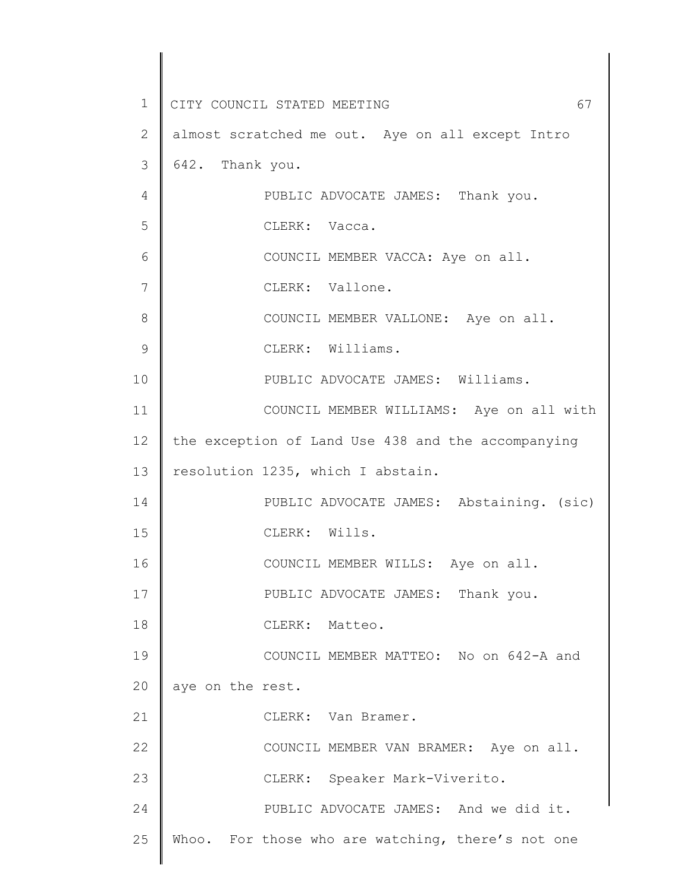almost scratched me out. Aye on all except Intro 642. Thank you.

PUBLIC ADVOCATE JAMES: Thank you.

CLERK: Vacca.

COUNCIL MEMBER VACCA: Aye on all.

CLERK: Vallone.

COUNCIL MEMBER VALLONE: Aye on all.

CLERK: Williams.

PUBLIC ADVOCATE JAMES: Williams.

COUNCIL MEMBER WILLIAMS: Aye on all with the exception of Land Use 438 and the accompanying resolution 1235, which I abstain.

PUBLIC ADVOCATE JAMES: Abstaining. (sic)

CLERK: Wills.

COUNCIL MEMBER WILLS: Aye on all.

PUBLIC ADVOCATE JAMES: Thank you.

CLERK: Matteo.

COUNCIL MEMBER MATTEO: No on 642-A and aye on the rest.

CLERK: Van Bramer.

COUNCIL MEMBER VAN BRAMER: Aye on all.

CLERK: Speaker Mark-Viverito.

PUBLIC ADVOCATE JAMES: And we did it. Whoo. For those who are watching, there's not one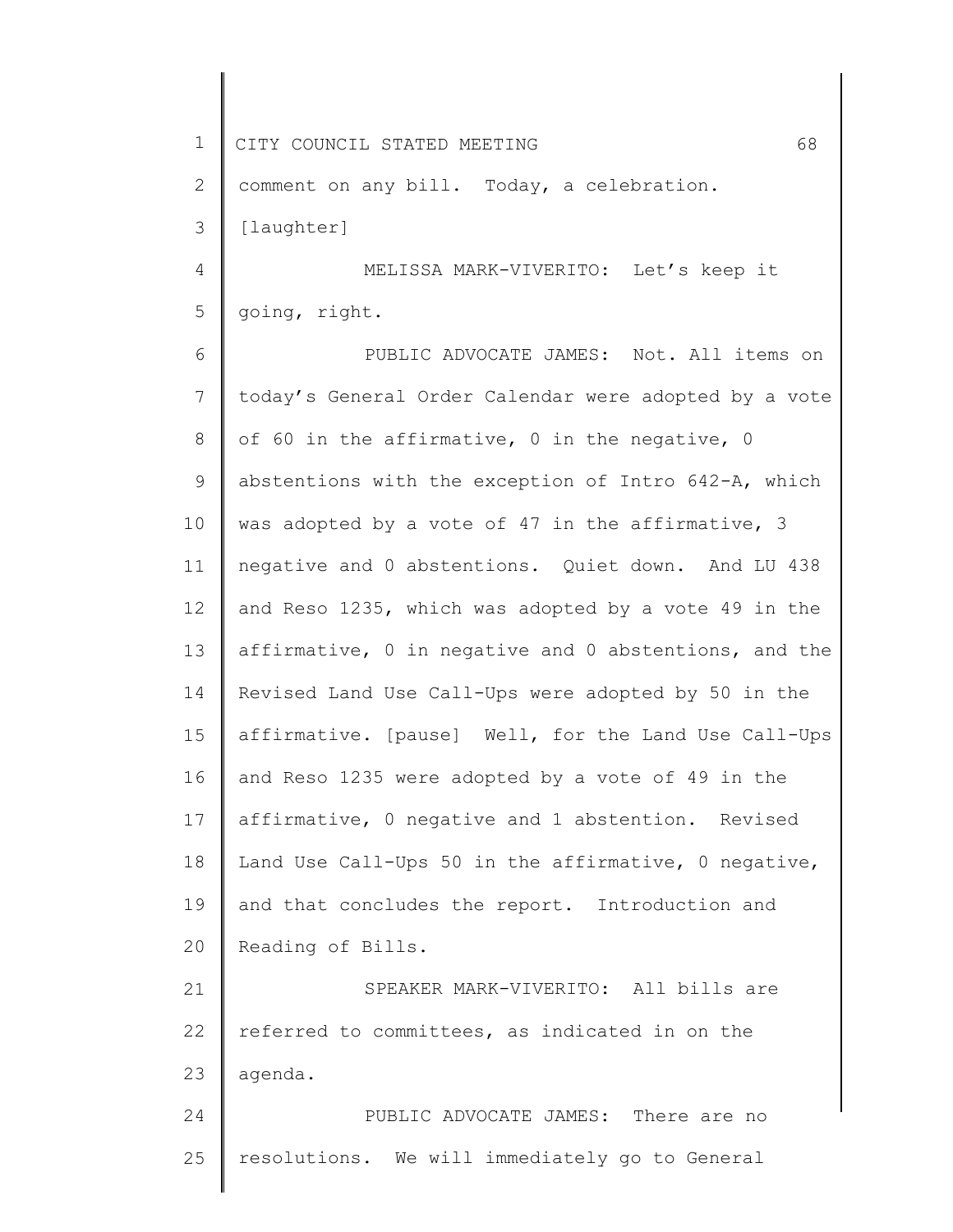comment on any bill. Today, a celebration. [laughter]

MELISSA MARK-VIVERITO: Let's keep it going, right.

PUBLIC ADVOCATE JAMES: Not. All items on today's General Order Calendar were adopted by a vote of 60 in the affirmative, 0 in the negative, 0 abstentions with the exception of Intro 642-A, which was adopted by a vote of 47 in the affirmative, 3 negative and 0 abstentions. Quiet down. And LU 438 and Reso 1235, which was adopted by a vote 49 in the affirmative, 0 in negative and 0 abstentions, and the Revised Land Use Call-Ups were adopted by 50 in the affirmative. [pause] Well, for the Land Use Call-Ups and Reso 1235 were adopted by a vote of 49 in the affirmative, 0 negative and 1 abstention. Revised Land Use Call-Ups 50 in the affirmative, 0 negative, and that concludes the report. Introduction and Reading of Bills.

SPEAKER MARK-VIVERITO: All bills are referred to committees, as indicated in on the agenda.

PUBLIC ADVOCATE JAMES: There are no resolutions. We will immediately go to General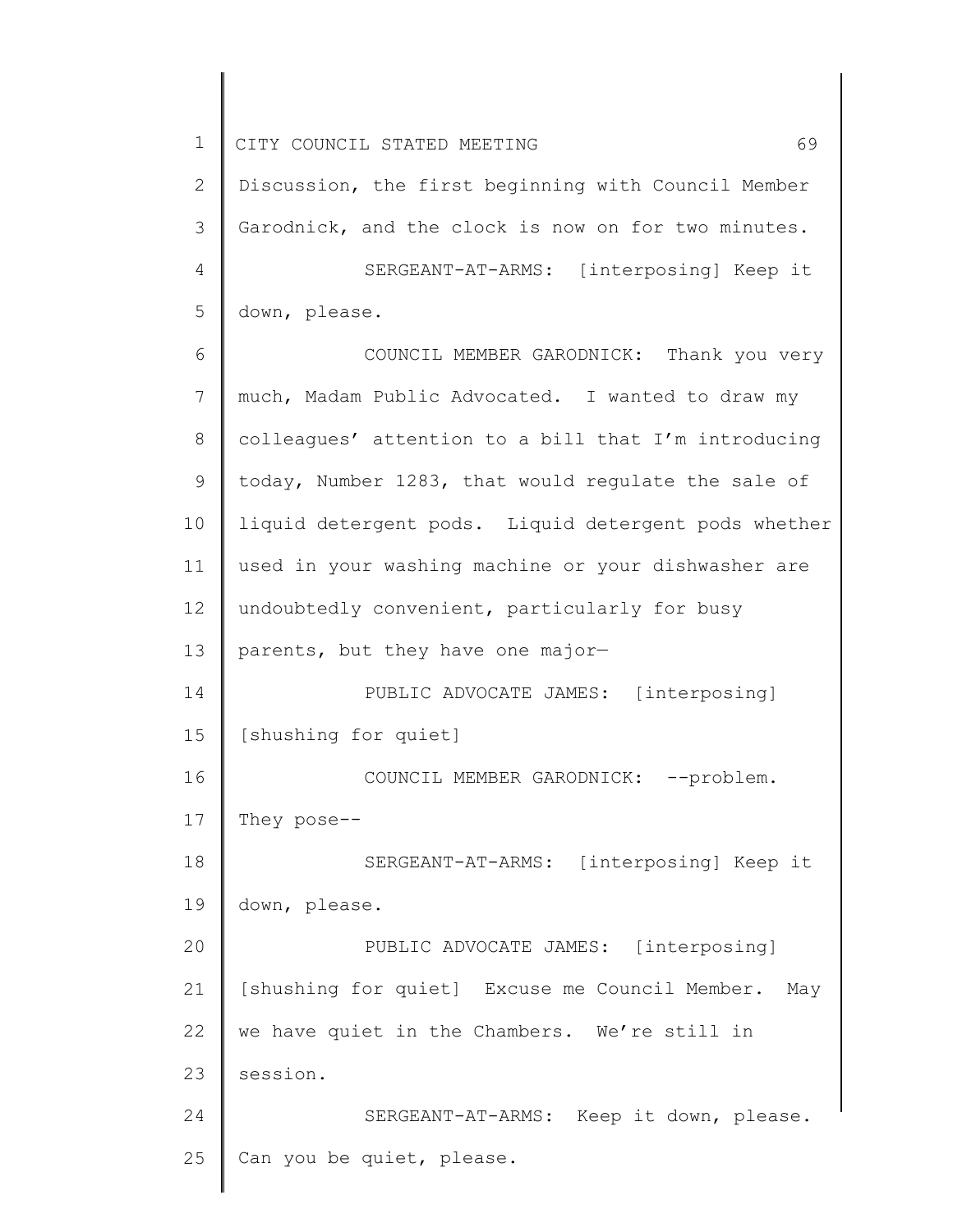Discussion, the first beginning with Council Member Garodnick, and the clock is now on for two minutes.

SERGEANT-AT-ARMS: [interposing] Keep it down, please.

COUNCIL MEMBER GARODNICK: Thank you very much, Madam Public Advocated. I wanted to draw my colleagues' attention to a bill that I'm introducing today, Number 1283, that would regulate the sale of liquid detergent pods. Liquid detergent pods whether used in your washing machine or your dishwasher are undoubtedly convenient, particularly for busy parents, but they have one major—

PUBLIC ADVOCATE JAMES: [interposing] [shushing for quiet]

COUNCIL MEMBER GARODNICK: --problem. They pose--

SERGEANT-AT-ARMS: [interposing] Keep it down, please.

PUBLIC ADVOCATE JAMES: [interposing] [shushing for quiet] Excuse me Council Member. May we have quiet in the Chambers. We're still in session.

SERGEANT-AT-ARMS: Keep it down, please. Can you be quiet, please.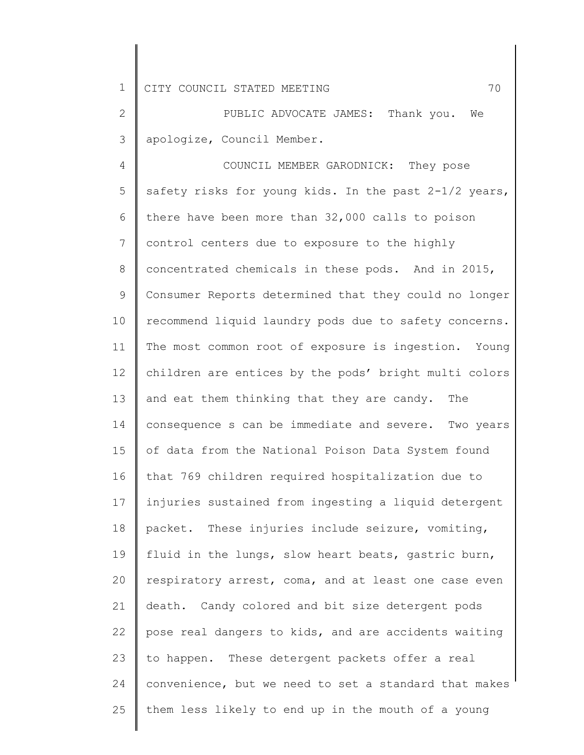PUBLIC ADVOCATE JAMES: Thank you. We apologize, Council Member.

COUNCIL MEMBER GARODNICK: They pose safety risks for young kids. In the past 2-1/2 years, there have been more than 32,000 calls to poison control centers due to exposure to the highly concentrated chemicals in these pods. And in 2015, Consumer Reports determined that they could no longer recommend liquid laundry pods due to safety concerns. The most common root of exposure is ingestion. Young children are entices by the pods' bright multi colors and eat them thinking that they are candy. The consequence s can be immediate and severe. Two years of data from the National Poison Data System found that 769 children required hospitalization due to injuries sustained from ingesting a liquid detergent packet. These injuries include seizure, vomiting, fluid in the lungs, slow heart beats, gastric burn, respiratory arrest, coma, and at least one case even death. Candy colored and bit size detergent pods pose real dangers to kids, and are accidents waiting to happen. These detergent packets offer a real convenience, but we need to set a standard that makes them less likely to end up in the mouth of a young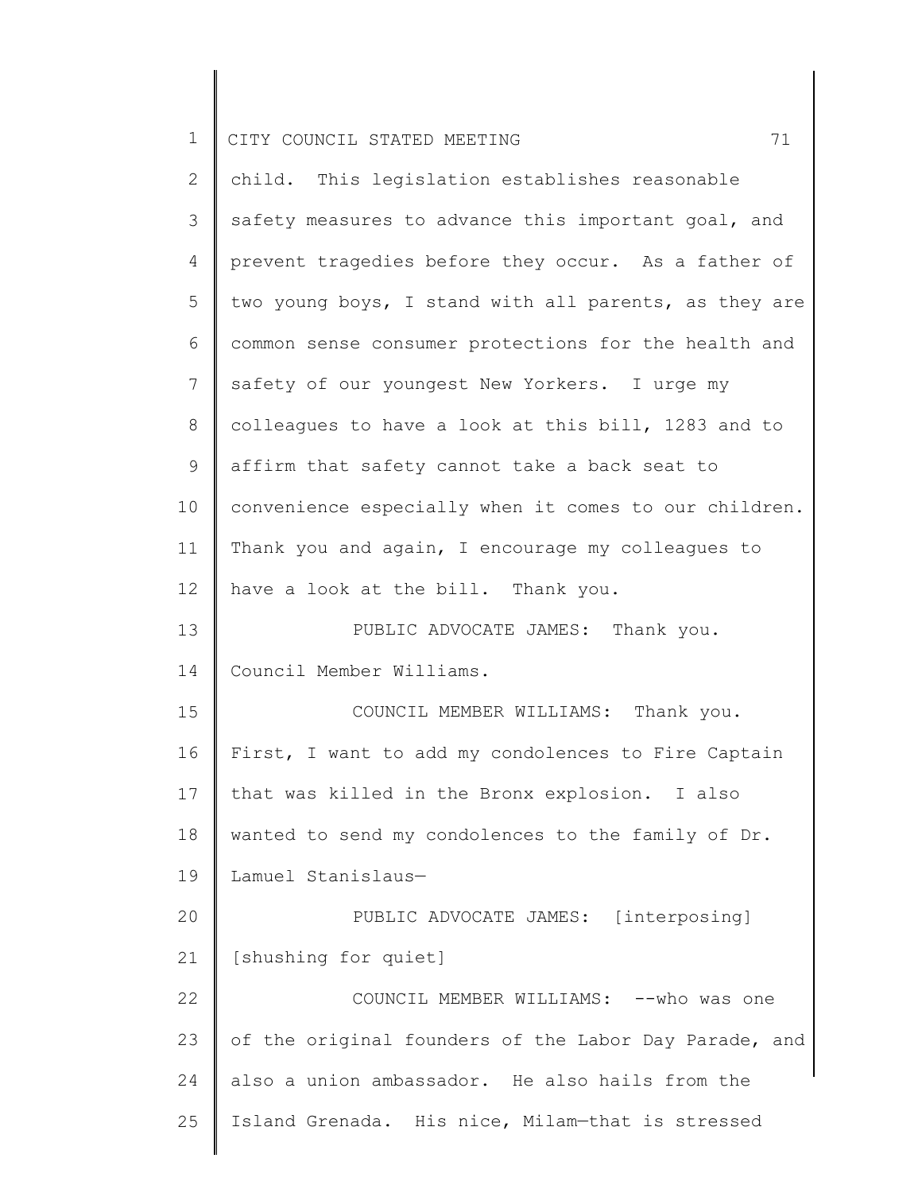child. This legislation establishes reasonable safety measures to advance this important goal, and prevent tragedies before they occur. As a father of two young boys, I stand with all parents, as they are common sense consumer protections for the health and safety of our youngest New Yorkers. I urge my colleagues to have a look at this bill, 1283 and to affirm that safety cannot take a back seat to convenience especially when it comes to our children. Thank you and again, I encourage my colleagues to have a look at the bill. Thank you.

PUBLIC ADVOCATE JAMES: Thank you. Council Member Williams.

COUNCIL MEMBER WILLIAMS: Thank you. First, I want to add my condolences to Fire Captain that was killed in the Bronx explosion. I also wanted to send my condolences to the family of Dr. Lamuel Stanislaus—

PUBLIC ADVOCATE JAMES: [interposing] [shushing for quiet]

COUNCIL MEMBER WILLIAMS: --who was one of the original founders of the Labor Day Parade, and also a union ambassador. He also hails from the Island Grenada. His nice, Milam—that is stressed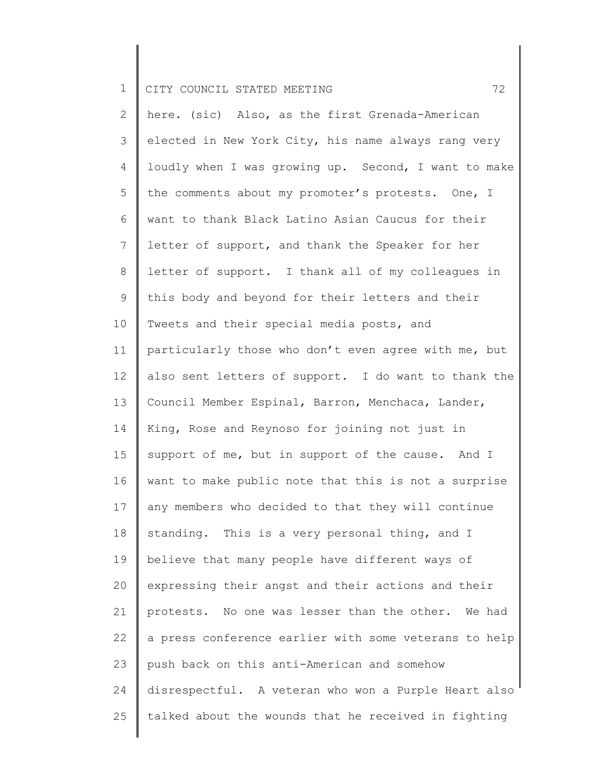here. (sic) Also, as the first Grenada-American elected in New York City, his name always rang very loudly when I was growing up. Second, I want to make the comments about my promoter's protests. One, I want to thank Black Latino Asian Caucus for their letter of support, and thank the Speaker for her letter of support. I thank all of my colleagues in this body and beyond for their letters and their Tweets and their special media posts, and particularly those who don't even agree with me, but also sent letters of support. I do want to thank the Council Member Espinal, Barron, Menchaca, Lander, King, Rose and Reynoso for joining not just in support of me, but in support of the cause. And I want to make public note that this is not a surprise any members who decided to that they will continue standing. This is a very personal thing, and I believe that many people have different ways of expressing their angst and their actions and their protests. No one was lesser than the other. We had a press conference earlier with some veterans to help push back on this anti-American and somehow disrespectful. A veteran who won a Purple Heart also talked about the wounds that he received in fighting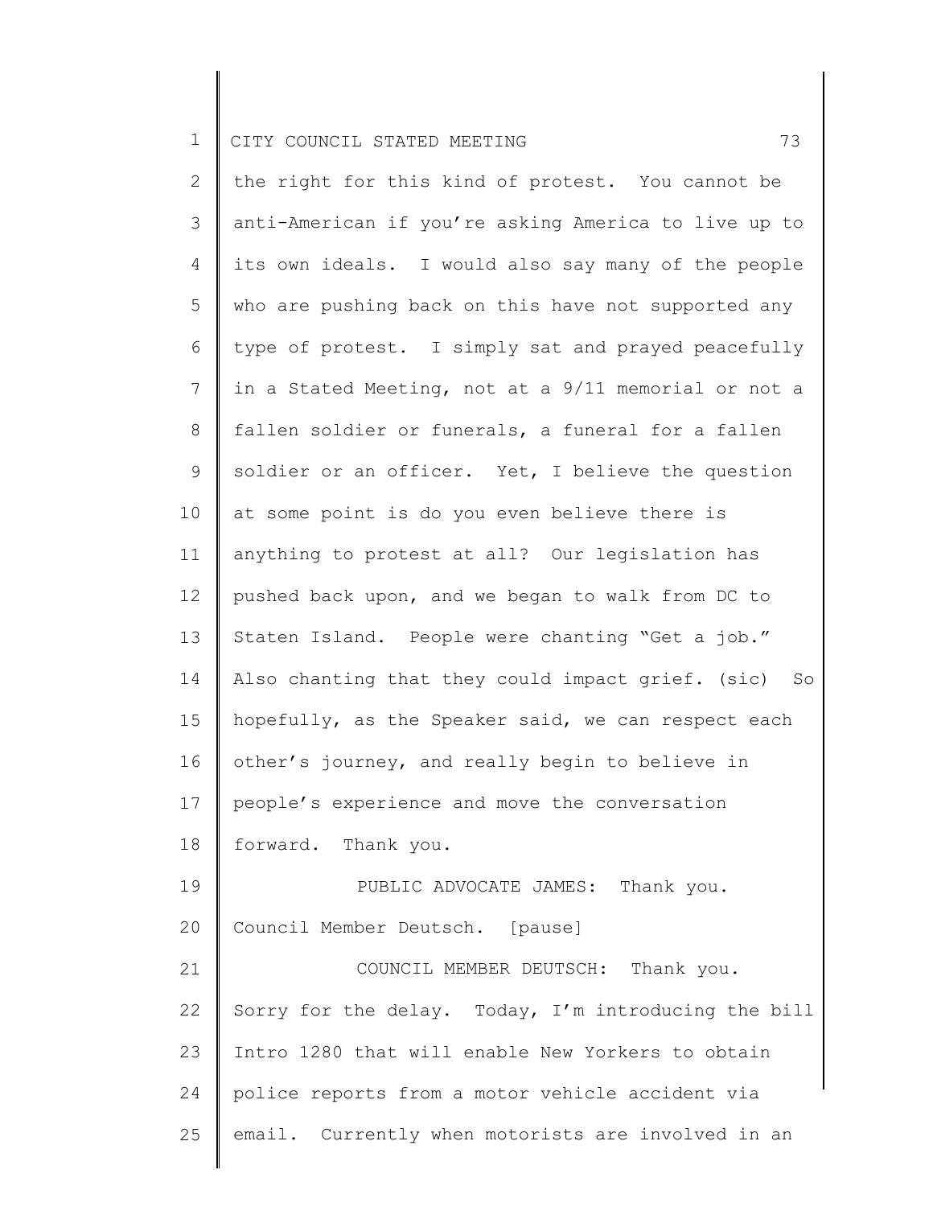the right for this kind of protest. You cannot be anti-American if you're asking America to live up to its own ideals. I would also say many of the people who are pushing back on this have not supported any type of protest. I simply sat and prayed peacefully in a Stated Meeting, not at a 9/11 memorial or not a fallen soldier or funerals, a funeral for a fallen soldier or an officer. Yet, I believe the question at some point is do you even believe there is anything to protest at all? Our legislation has pushed back upon, and we began to walk from DC to Staten Island. People were chanting "Get a job." Also chanting that they could impact grief. (sic) So hopefully, as the Speaker said, we can respect each other's journey, and really begin to believe in people's experience and move the conversation forward. Thank you.

PUBLIC ADVOCATE JAMES: Thank you. Council Member Deutsch. [pause]

COUNCIL MEMBER DEUTSCH: Thank you. Sorry for the delay. Today, I'm introducing the bill Intro 1280 that will enable New Yorkers to obtain police reports from a motor vehicle accident via email. Currently when motorists are involved in an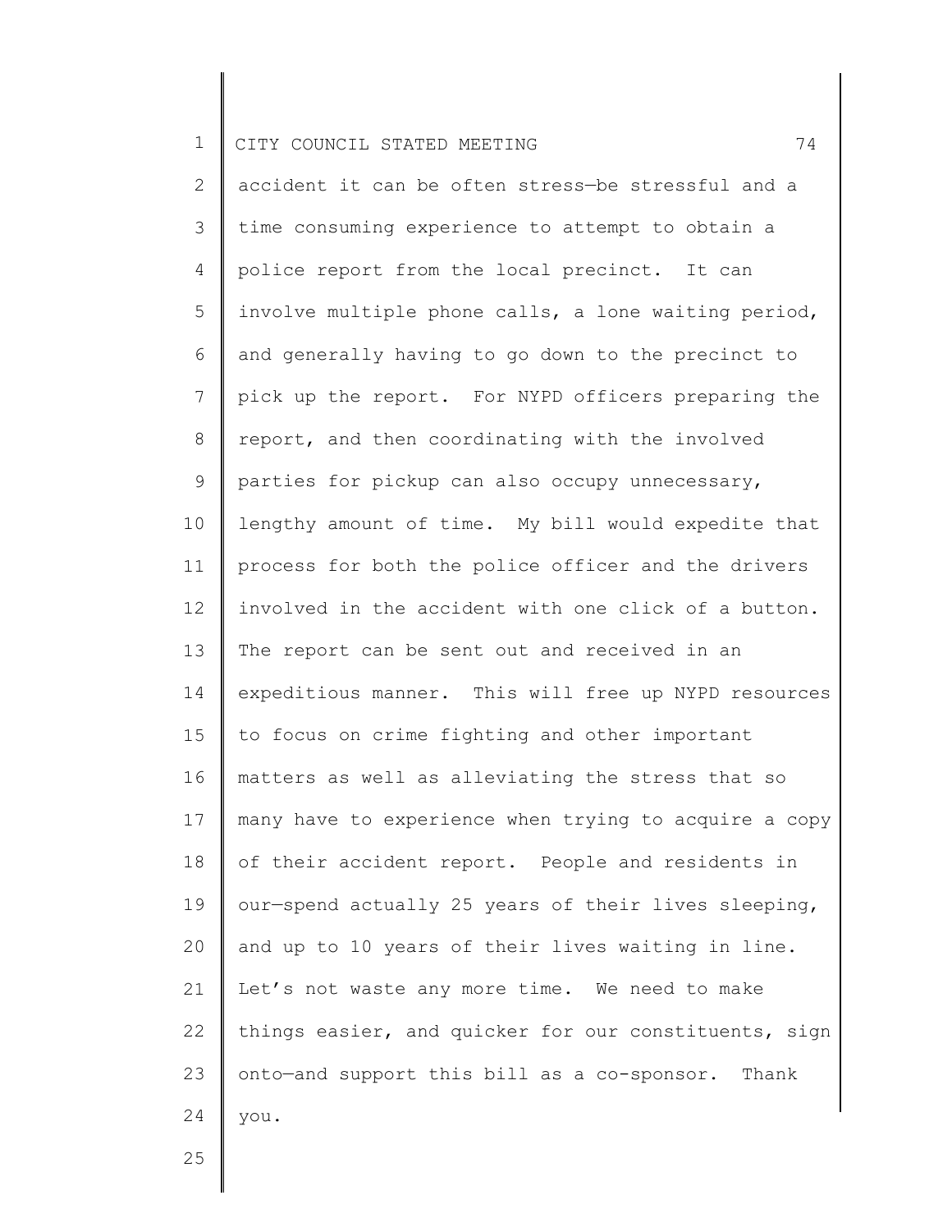accident it can be often stress—be stressful and a time consuming experience to attempt to obtain a police report from the local precinct. It can involve multiple phone calls, a lone waiting period, and generally having to go down to the precinct to pick up the report. For NYPD officers preparing the report, and then coordinating with the involved parties for pickup can also occupy unnecessary, lengthy amount of time. My bill would expedite that process for both the police officer and the drivers involved in the accident with one click of a button. The report can be sent out and received in an expeditious manner. This will free up NYPD resources to focus on crime fighting and other important matters as well as alleviating the stress that so many have to experience when trying to acquire a copy of their accident report. People and residents in our—spend actually 25 years of their lives sleeping, and up to 10 years of their lives waiting in line. Let's not waste any more time. We need to make things easier, and quicker for our constituents, sign onto—and support this bill as a co-sponsor. Thank you.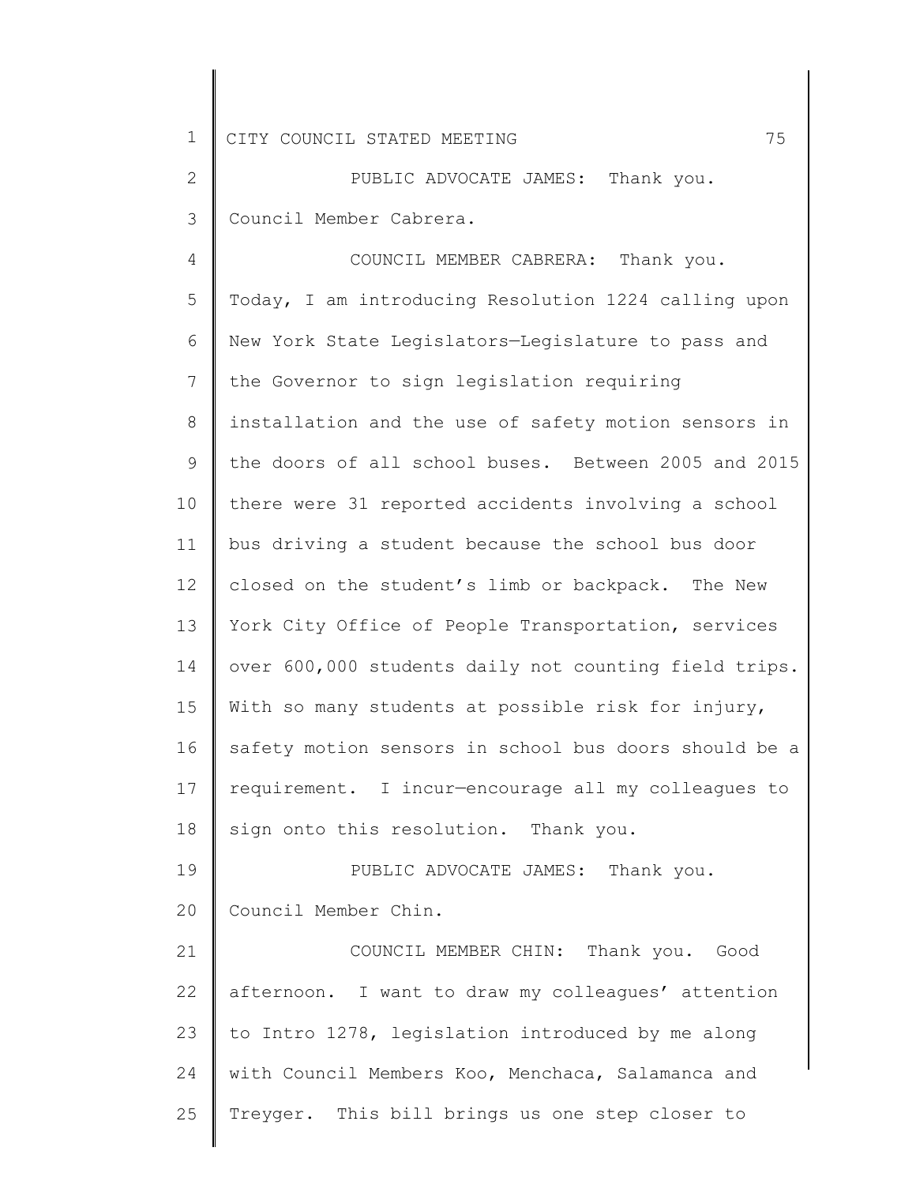PUBLIC ADVOCATE JAMES: Thank you. Council Member Cabrera.

COUNCIL MEMBER CABRERA: Thank you. Today, I am introducing Resolution 1224 calling upon New York State Legislators—Legislature to pass and the Governor to sign legislation requiring installation and the use of safety motion sensors in the doors of all school buses. Between 2005 and 2015 there were 31 reported accidents involving a school bus driving a student because the school bus door closed on the student's limb or backpack. The New York City Office of People Transportation, services over 600,000 students daily not counting field trips. With so many students at possible risk for injury, safety motion sensors in school bus doors should be a requirement. I incur—encourage all my colleagues to sign onto this resolution. Thank you.

PUBLIC ADVOCATE JAMES: Thank you. Council Member Chin.

COUNCIL MEMBER CHIN: Thank you. Good afternoon. I want to draw my colleagues' attention to Intro 1278, legislation introduced by me along with Council Members Koo, Menchaca, Salamanca and Treyger. This bill brings us one step closer to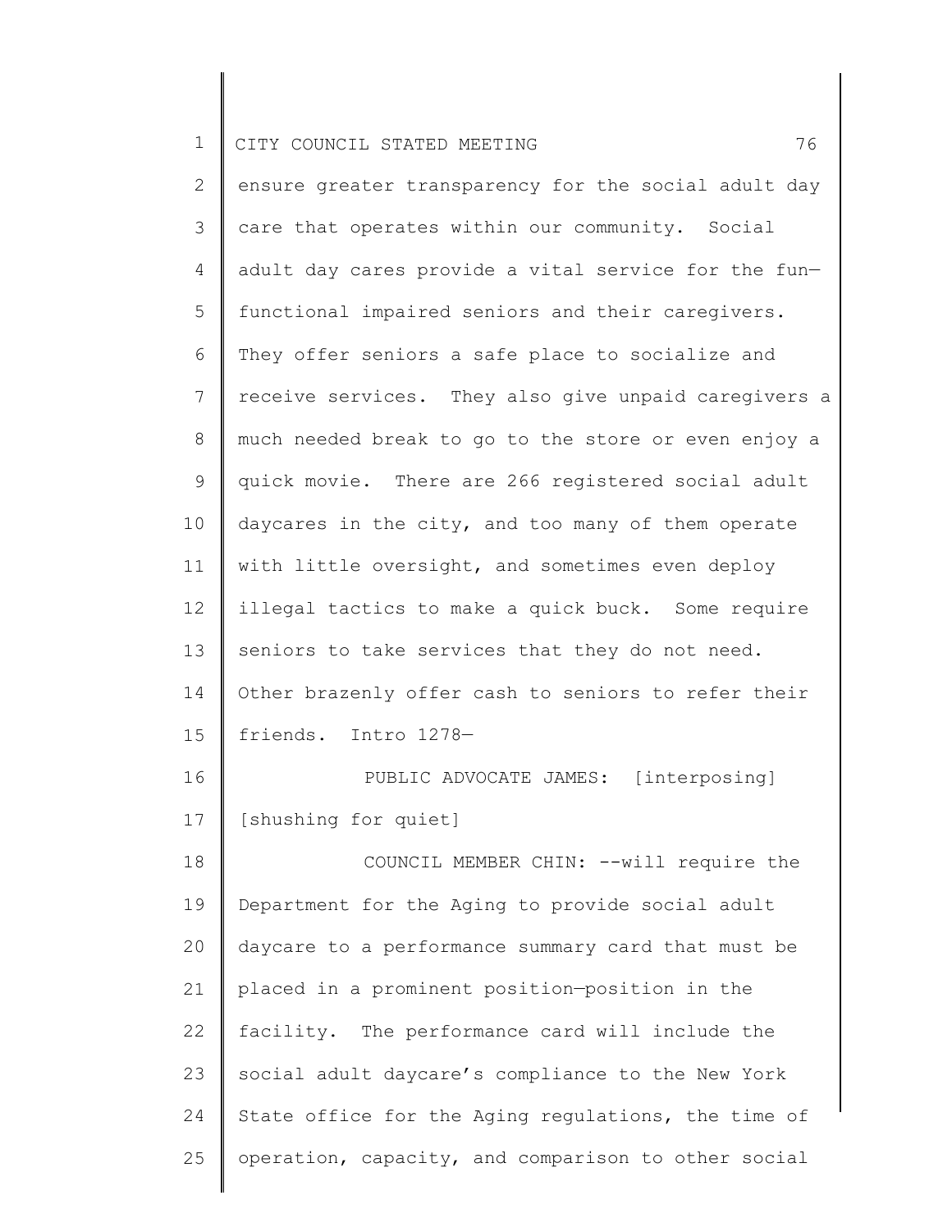ensure greater transparency for the social adult day care that operates within our community. Social adult day cares provide a vital service for the fun—functional impaired seniors and their caregivers. They offer seniors a safe place to socialize and receive services. They also give unpaid caregivers a much needed break to go to the store or even enjoy a quick movie. There are 266 registered social adult daycares in the city, and too many of them operate with little oversight, and sometimes even deploy illegal tactics to make a quick buck. Some require seniors to take services that they do not need. Other brazenly offer cash to seniors to refer their friends. Intro 1278—

PUBLIC ADVOCATE JAMES: [interposing] [shushing for quiet]

COUNCIL MEMBER CHIN: --will require the Department for the Aging to provide social adult daycare to a performance summary card that must be placed in a prominent position—position in the facility. The performance card will include the social adult daycare's compliance to the New York State office for the Aging regulations, the time of operation, capacity, and comparison to other social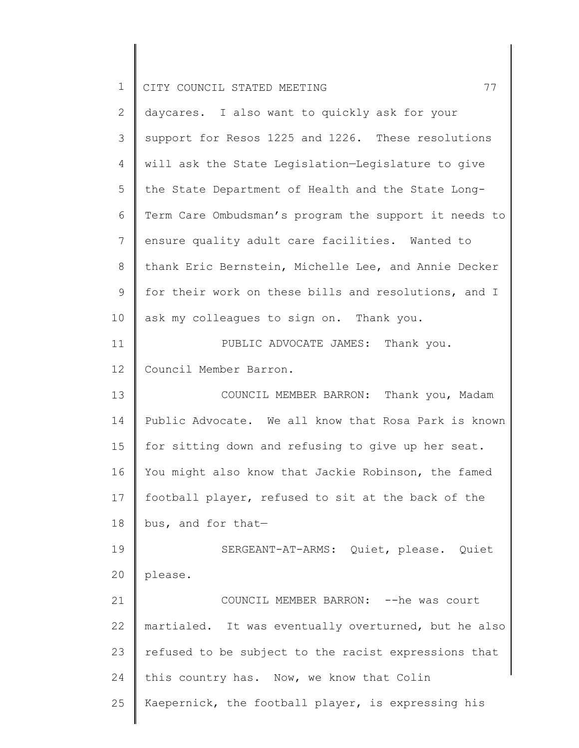daycares. I also want to quickly ask for your support for Resos 1225 and 1226. These resolutions will ask the State Legislation—Legislature to give the State Department of Health and the State Long-Term Care Ombudsman's program the support it needs to ensure quality adult care facilities. Wanted to thank Eric Bernstein, Michelle Lee, and Annie Decker for their work on these bills and resolutions, and I ask my colleagues to sign on. Thank you.

PUBLIC ADVOCATE JAMES: Thank you. Council Member Barron.

COUNCIL MEMBER BARRON: Thank you, Madam Public Advocate. We all know that Rosa Park is known for sitting down and refusing to give up her seat. You might also know that Jackie Robinson, the famed football player, refused to sit at the back of the bus, and for that—

SERGEANT-AT-ARMS: Quiet, please. Quiet please.

COUNCIL MEMBER BARRON: --he was court martialed. It was eventually overturned, but he also refused to be subject to the racist expressions that this country has. Now, we know that Colin Kaepernick, the football player, is expressing his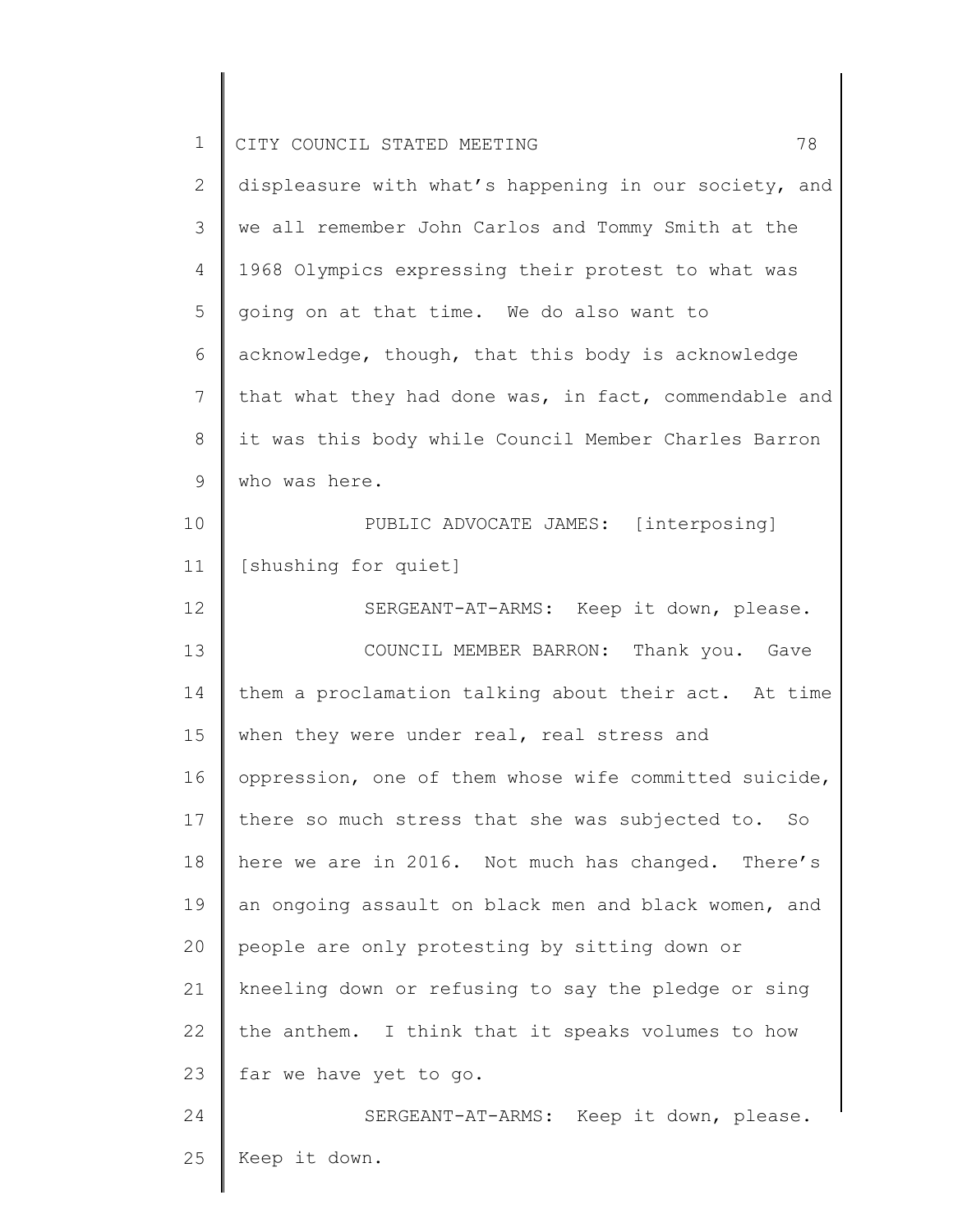displeasure with what's happening in our society, and we all remember John Carlos and Tommy Smith at the 1968 Olympics expressing their protest to what was going on at that time. We do also want to acknowledge, though, that this body is acknowledge that what they had done was, in fact, commendable and it was this body while Council Member Charles Barron who was here.

PUBLIC ADVOCATE JAMES: [interposing] [shushing for quiet]

SERGEANT-AT-ARMS: Keep it down, please.

COUNCIL MEMBER BARRON: Thank you. Gave them a proclamation talking about their act. At time when they were under real, real stress and oppression, one of them whose wife committed suicide, there so much stress that she was subjected to. So here we are in 2016. Not much has changed. There's an ongoing assault on black men and black women, and people are only protesting by sitting down or kneeling down or refusing to say the pledge or sing the anthem. I think that it speaks volumes to how far we have yet to go.

SERGEANT-AT-ARMS: Keep it down, please. Keep it down.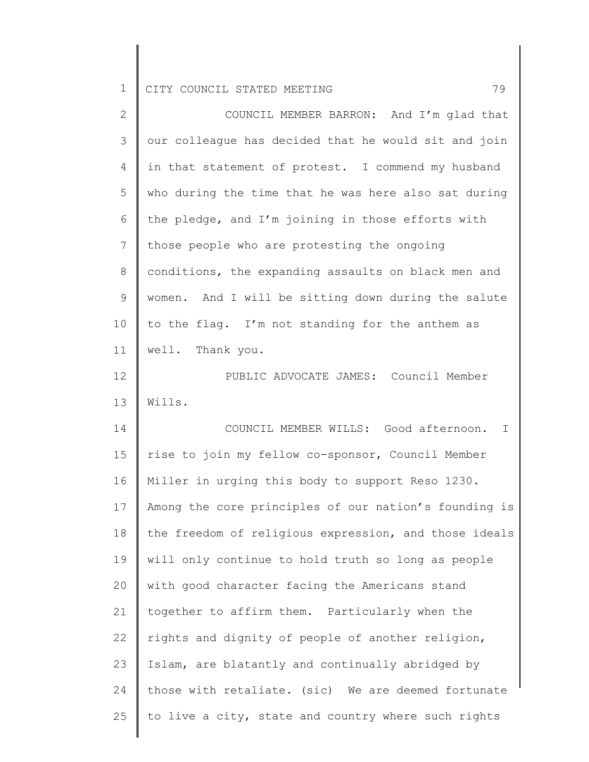COUNCIL MEMBER BARRON: And I'm glad that our colleague has decided that he would sit and join in that statement of protest. I commend my husband who during the time that he was here also sat during the pledge, and I'm joining in those efforts with those people who are protesting the ongoing conditions, the expanding assaults on black men and women. And I will be sitting down during the salute to the flag. I'm not standing for the anthem as well. Thank you.

PUBLIC ADVOCATE JAMES: Council Member Wills.

COUNCIL MEMBER WILLS: Good afternoon. I rise to join my fellow co-sponsor, Council Member Miller in urging this body to support Reso 1230. Among the core principles of our nation's founding is the freedom of religious expression, and those ideals will only continue to hold truth so long as people with good character facing the Americans stand together to affirm them. Particularly when the rights and dignity of people of another religion, Islam, are blatantly and continually abridged by those with retaliate. (sic) We are deemed fortunate to live a city, state and country where such rights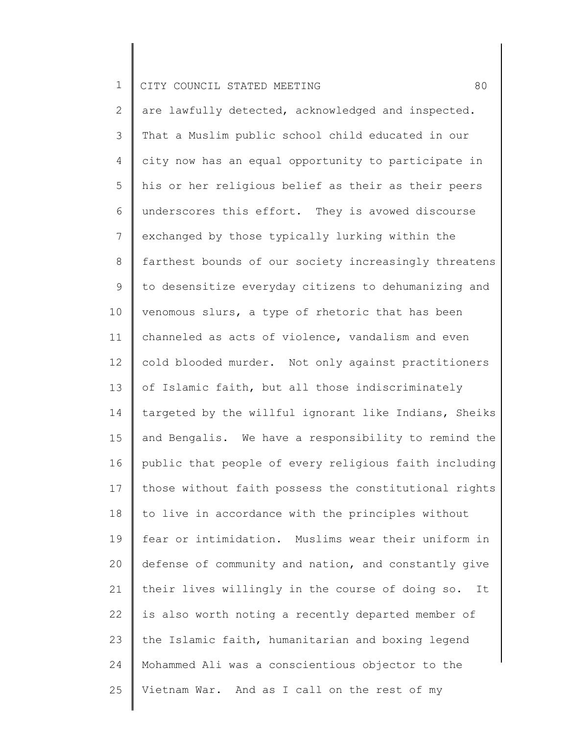are lawfully detected, acknowledged and inspected. That a Muslim public school child educated in our city now has an equal opportunity to participate in his or her religious belief as their as their peers underscores this effort. They is avowed discourse exchanged by those typically lurking within the farthest bounds of our society increasingly threatens to desensitize everyday citizens to dehumanizing and venomous slurs, a type of rhetoric that has been channeled as acts of violence, vandalism and even cold blooded murder. Not only against practitioners of Islamic faith, but all those indiscriminately targeted by the willful ignorant like Indians, Sheiks and Bengalis. We have a responsibility to remind the public that people of every religious faith including those without faith possess the constitutional rights to live in accordance with the principles without fear or intimidation. Muslims wear their uniform in defense of community and nation, and constantly give their lives willingly in the course of doing so. It is also worth noting a recently departed member of the Islamic faith, humanitarian and boxing legend Mohammed Ali was a conscientious objector to the Vietnam War. And as I call on the rest of my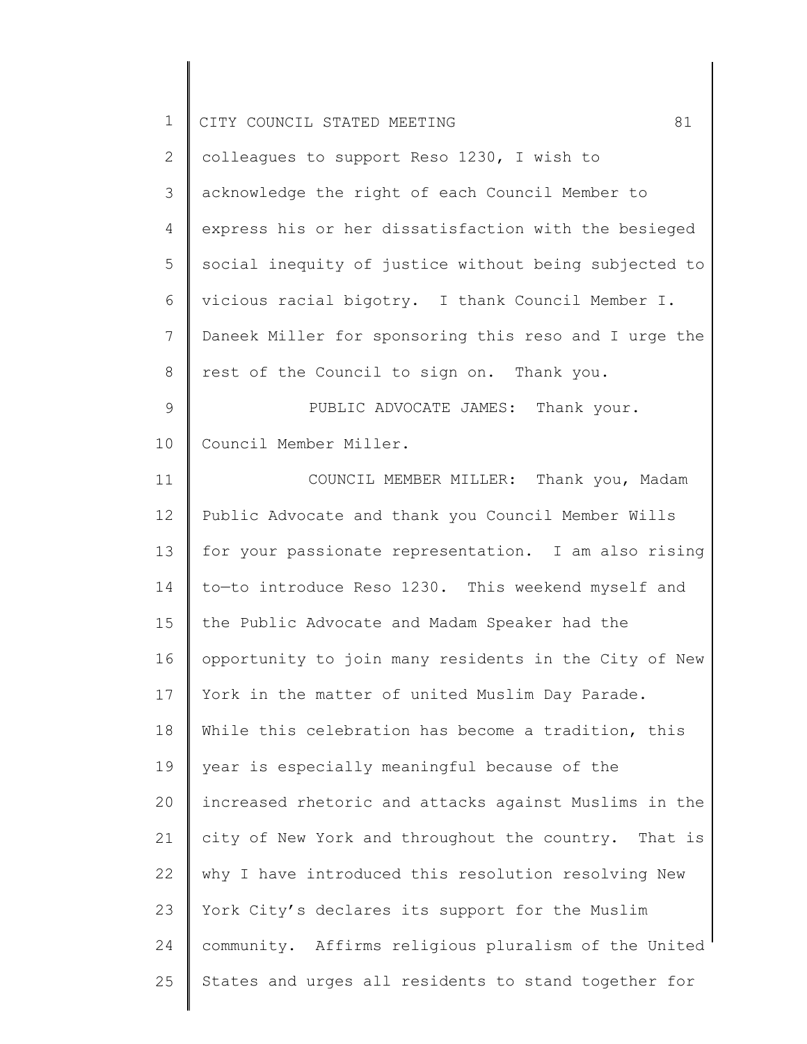colleagues to support Reso 1230, I wish to acknowledge the right of each Council Member to express his or her dissatisfaction with the besieged social inequity of justice without being subjected to vicious racial bigotry. I thank Council Member I. Daneek Miller for sponsoring this reso and I urge the rest of the Council to sign on. Thank you.

PUBLIC ADVOCATE JAMES: Thank your. Council Member Miller.

COUNCIL MEMBER MILLER: Thank you, Madam Public Advocate and thank you Council Member Wills for your passionate representation. I am also rising to—to introduce Reso 1230. This weekend myself and the Public Advocate and Madam Speaker had the opportunity to join many residents in the City of New York in the matter of united Muslim Day Parade. While this celebration has become a tradition, this year is especially meaningful because of the increased rhetoric and attacks against Muslims in the city of New York and throughout the country. That is why I have introduced this resolution resolving New York City's declares its support for the Muslim community. Affirms religious pluralism of the United States and urges all residents to stand together for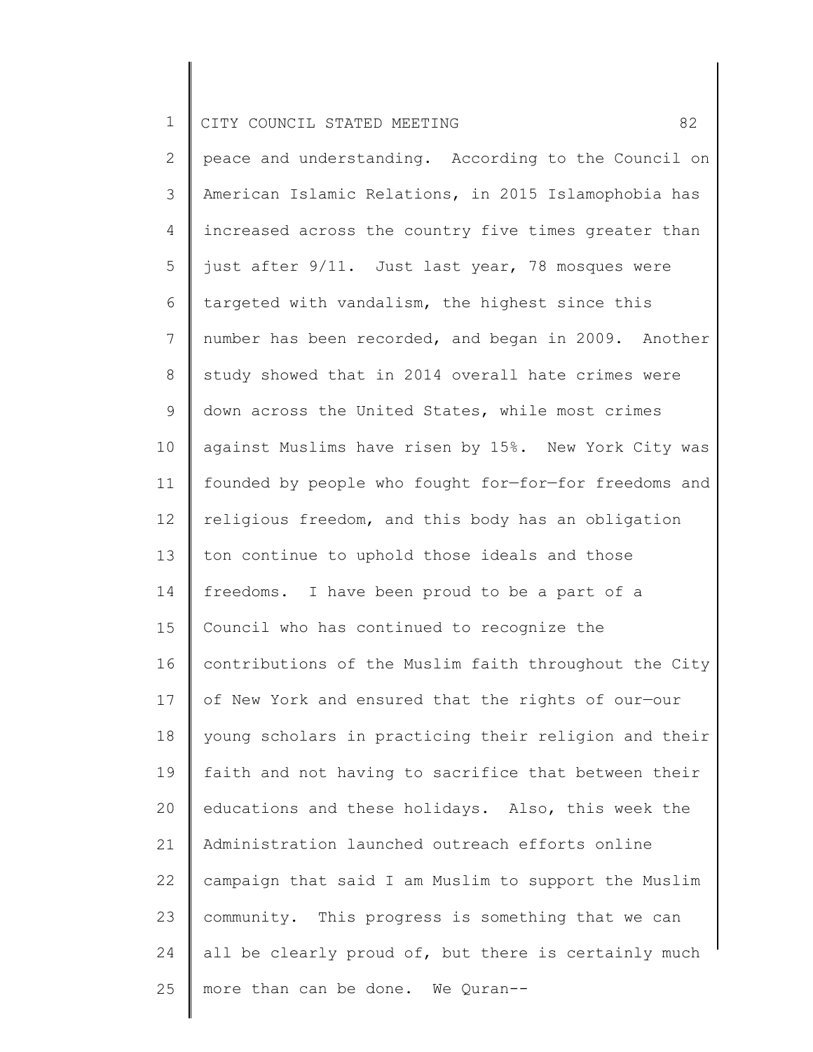peace and understanding. According to the Council on American Islamic Relations, in 2015 Islamophobia has increased across the country five times greater than just after 9/11. Just last year, 78 mosques were targeted with vandalism, the highest since this number has been recorded, and began in 2009. Another study showed that in 2014 overall hate crimes were down across the United States, while most crimes against Muslims have risen by 15%. New York City was founded by people who fought for—for—for freedoms and religious freedom, and this body has an obligation ton continue to uphold those ideals and those freedoms. I have been proud to be a part of a Council who has continued to recognize the contributions of the Muslim faith throughout the City of New York and ensured that the rights of our—our young scholars in practicing their religion and their faith and not having to sacrifice that between their educations and these holidays. Also, this week the Administration launched outreach efforts online campaign that said I am Muslim to support the Muslim community. This progress is something that we can all be clearly proud of, but there is certainly much more than can be done. We Quran--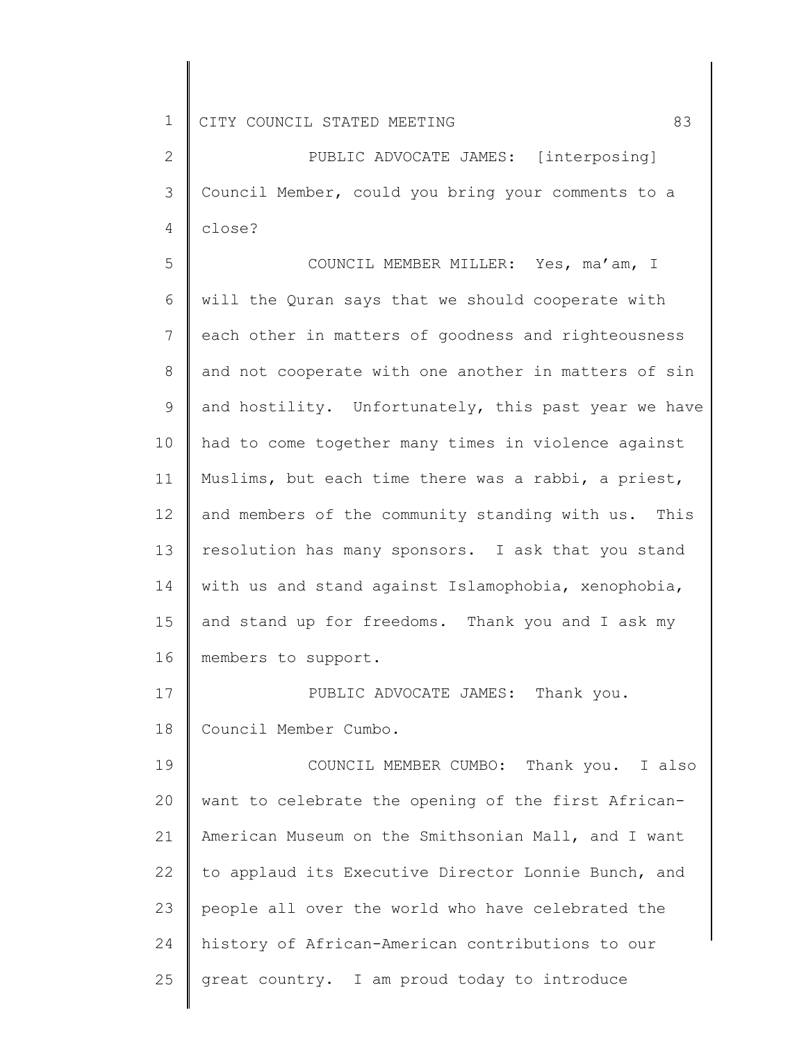PUBLIC ADVOCATE JAMES: [interposing] Council Member, could you bring your comments to a close?

COUNCIL MEMBER MILLER: Yes, ma'am, I will the Quran says that we should cooperate with each other in matters of goodness and righteousness and not cooperate with one another in matters of sin and hostility. Unfortunately, this past year we have had to come together many times in violence against Muslims, but each time there was a rabbi, a priest, and members of the community standing with us. This resolution has many sponsors. I ask that you stand with us and stand against Islamophobia, xenophobia, and stand up for freedoms. Thank you and I ask my members to support.

PUBLIC ADVOCATE JAMES: Thank you. Council Member Cumbo.

COUNCIL MEMBER CUMBO: Thank you. I also want to celebrate the opening of the first African-American Museum on the Smithsonian Mall, and I want to applaud its Executive Director Lonnie Bunch, and people all over the world who have celebrated the history of African-American contributions to our great country. I am proud today to introduce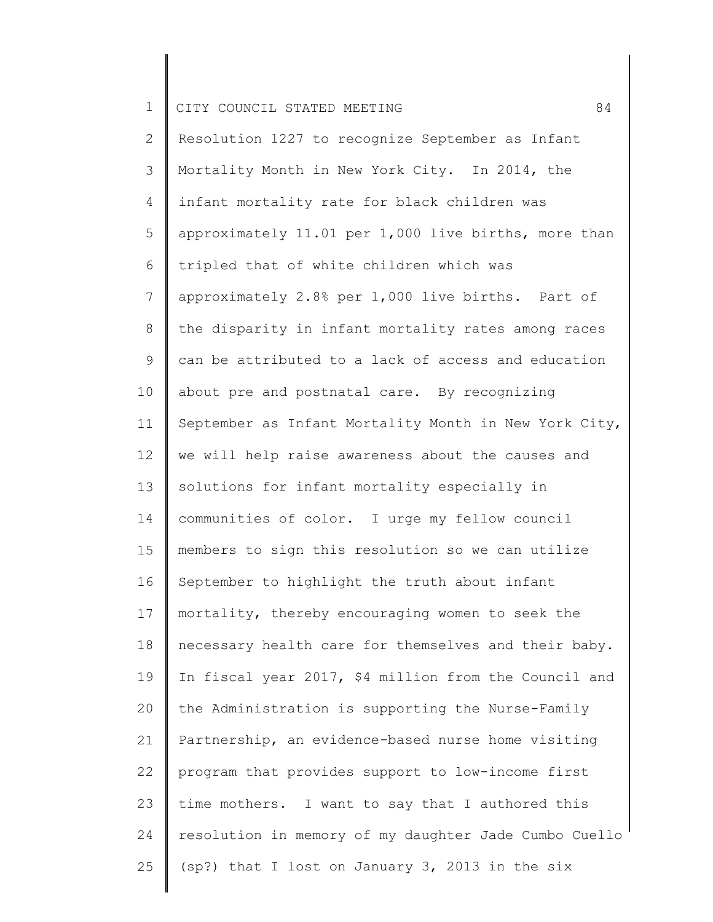Resolution 1227 to recognize September as Infant Mortality Month in New York City. In 2014, the infant mortality rate for black children was approximately 11.01 per 1,000 live births, more than tripled that of white children which was approximately 2.8% per 1,000 live births. Part of the disparity in infant mortality rates among races can be attributed to a lack of access and education about pre and postnatal care. By recognizing September as Infant Mortality Month in New York City, we will help raise awareness about the causes and solutions for infant mortality especially in communities of color. I urge my fellow council members to sign this resolution so we can utilize September to highlight the truth about infant mortality, thereby encouraging women to seek the necessary health care for themselves and their baby. In fiscal year 2017, $4 million from the Council and the Administration is supporting the Nurse-Family Partnership, an evidence-based nurse home visiting program that provides support to low-income first time mothers. I want to say that I authored this resolution in memory of my daughter Jade Cumbo Cuello (sp?) that I lost on January 3, 2013 in the six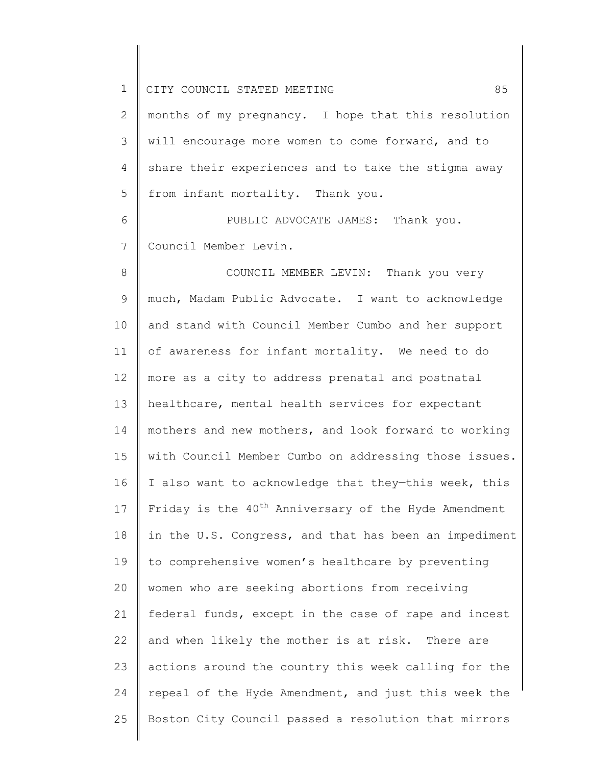months of my pregnancy. I hope that this resolution will encourage more women to come forward, and to share their experiences and to take the stigma away from infant mortality. Thank you.

PUBLIC ADVOCATE JAMES: Thank you. Council Member Levin.

COUNCIL MEMBER LEVIN: Thank you very much, Madam Public Advocate. I want to acknowledge and stand with Council Member Cumbo and her support of awareness for infant mortality. We need to do more as a city to address prenatal and postnatal healthcare, mental health services for expectant mothers and new mothers, and look forward to working with Council Member Cumbo on addressing those issues. I also want to acknowledge that they—this week, this Friday is the 40th Anniversary of the Hyde Amendment in the U.S. Congress, and that has been an impediment to comprehensive women's healthcare by preventing women who are seeking abortions from receiving federal funds, except in the case of rape and incest and when likely the mother is at risk. There are actions around the country this week calling for the repeal of the Hyde Amendment, and just this week the Boston City Council passed a resolution that mirrors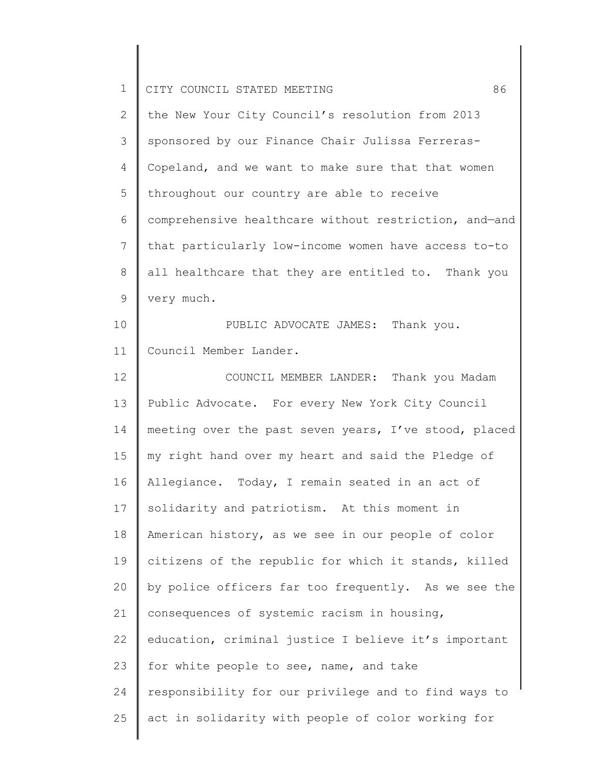the New Your City Council's resolution from 2013 sponsored by our Finance Chair Julissa Ferreras-Copeland, and we want to make sure that that women throughout our country are able to receive comprehensive healthcare without restriction, and—and that particularly low-income women have access to-to all healthcare that they are entitled to. Thank you very much.

PUBLIC ADVOCATE JAMES: Thank you. Council Member Lander.

COUNCIL MEMBER LANDER: Thank you Madam Public Advocate. For every New York City Council meeting over the past seven years, I've stood, placed my right hand over my heart and said the Pledge of Allegiance. Today, I remain seated in an act of solidarity and patriotism. At this moment in American history, as we see in our people of color citizens of the republic for which it stands, killed by police officers far too frequently. As we see the consequences of systemic racism in housing, education, criminal justice I believe it's important for white people to see, name, and take responsibility for our privilege and to find ways to act in solidarity with people of color working for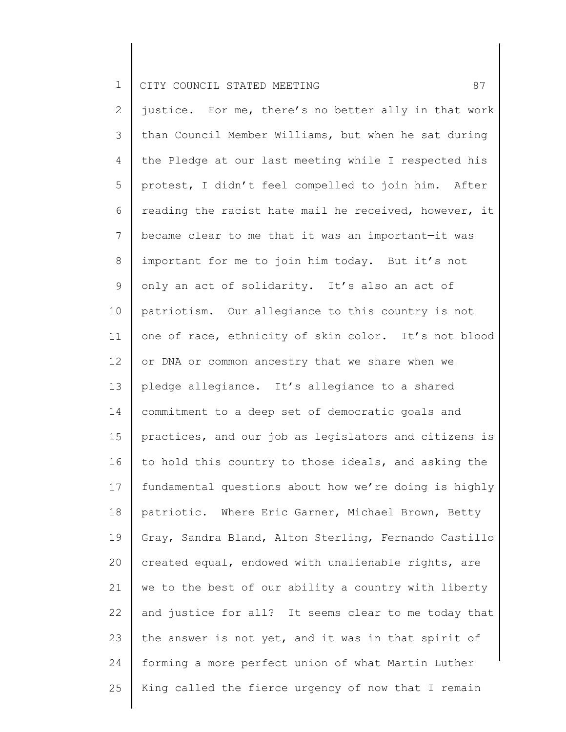justice. For me, there's no better ally in that work than Council Member Williams, but when he sat during the Pledge at our last meeting while I respected his protest, I didn't feel compelled to join him. After reading the racist hate mail he received, however, it became clear to me that it was an important—it was important for me to join him today. But it's not only an act of solidarity. It's also an act of patriotism. Our allegiance to this country is not one of race, ethnicity of skin color. It's not blood or DNA or common ancestry that we share when we pledge allegiance. It's allegiance to a shared commitment to a deep set of democratic goals and practices, and our job as legislators and citizens is to hold this country to those ideals, and asking the fundamental questions about how we're doing is highly patriotic. Where Eric Garner, Michael Brown, Betty Gray, Sandra Bland, Alton Sterling, Fernando Castillo created equal, endowed with unalienable rights, are we to the best of our ability a country with liberty and justice for all? It seems clear to me today that the answer is not yet, and it was in that spirit of forming a more perfect union of what Martin Luther King called the fierce urgency of now that I remain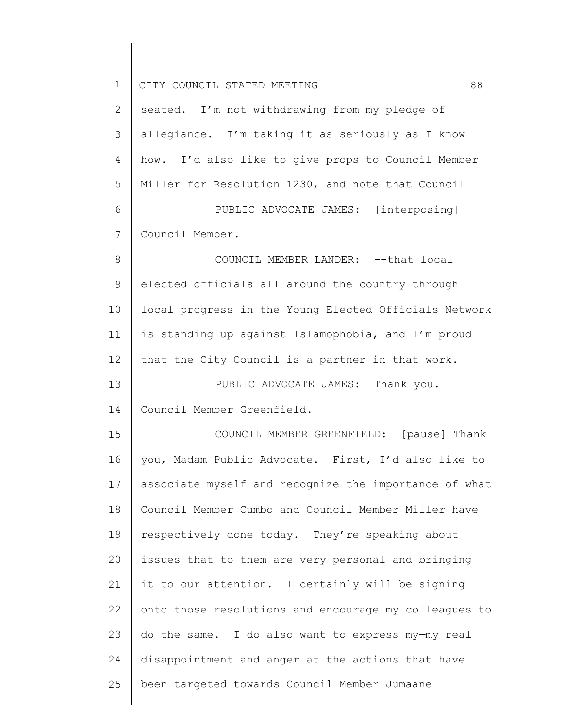seated. I'm not withdrawing from my pledge of allegiance. I'm taking it as seriously as I know how. I'd also like to give props to Council Member Miller for Resolution 1230, and note that Council—

PUBLIC ADVOCATE JAMES: [interposing] Council Member.

COUNCIL MEMBER LANDER: --that local elected officials all around the country through local progress in the Young Elected Officials Network is standing up against Islamophobia, and I'm proud that the City Council is a partner in that work.

PUBLIC ADVOCATE JAMES: Thank you. Council Member Greenfield.

COUNCIL MEMBER GREENFIELD: [pause] Thank you, Madam Public Advocate. First, I'd also like to associate myself and recognize the importance of what Council Member Cumbo and Council Member Miller have respectively done today. They're speaking about issues that to them are very personal and bringing it to our attention. I certainly will be signing onto those resolutions and encourage my colleagues to do the same. I do also want to express my—my real disappointment and anger at the actions that have been targeted towards Council Member Jumaane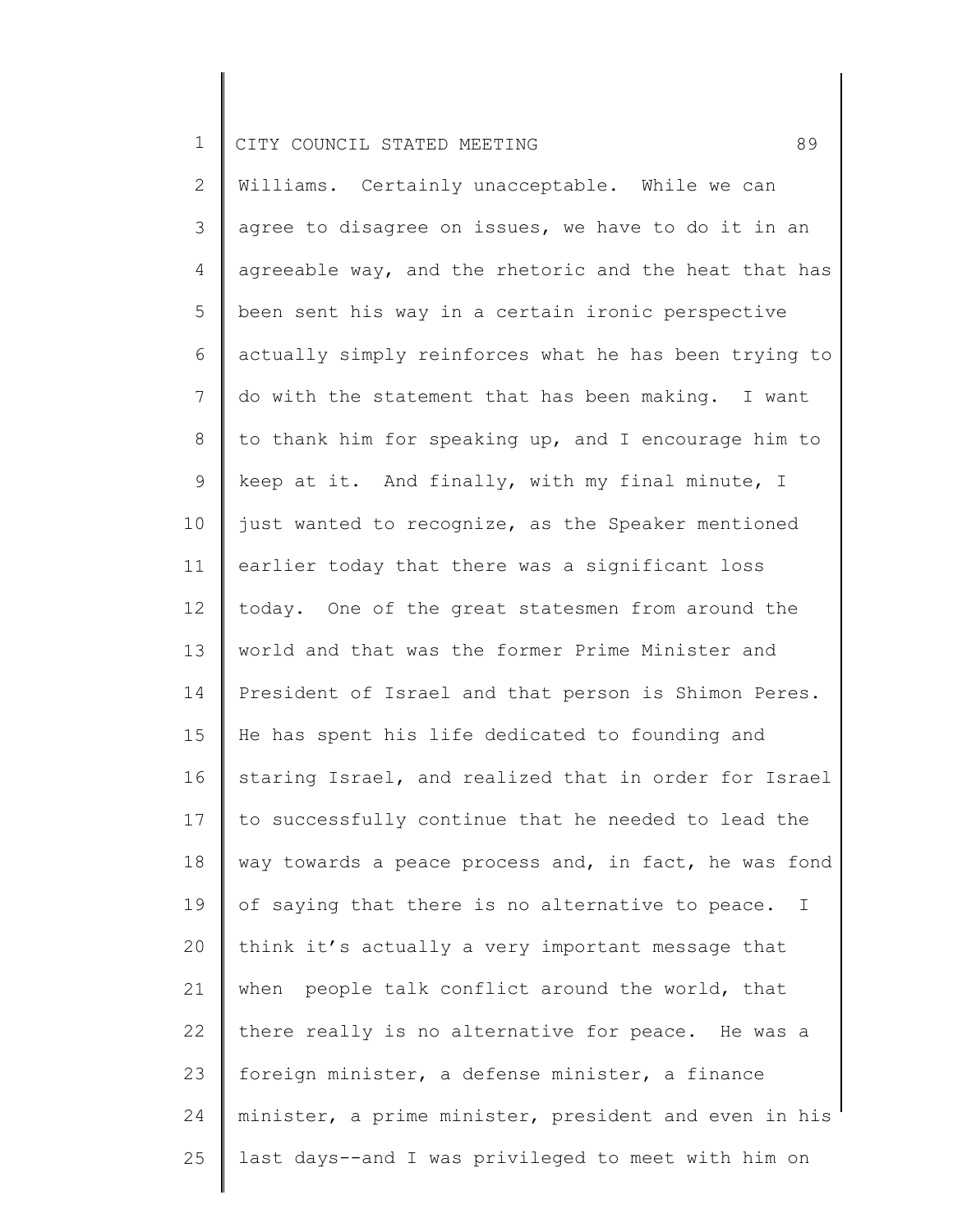Williams. Certainly unacceptable. While we can agree to disagree on issues, we have to do it in an agreeable way, and the rhetoric and the heat that has been sent his way in a certain ironic perspective actually simply reinforces what he has been trying to do with the statement that has been making. I want to thank him for speaking up, and I encourage him to keep at it. And finally, with my final minute, I just wanted to recognize, as the Speaker mentioned earlier today that there was a significant loss today. One of the great statesmen from around the world and that was the former Prime Minister and President of Israel and that person is Shimon Peres. He has spent his life dedicated to founding and staring Israel, and realized that in order for Israel to successfully continue that he needed to lead the way towards a peace process and, in fact, he was fond of saying that there is no alternative to peace. I think it's actually a very important message that when people talk conflict around the world, that there really is no alternative for peace. He was a foreign minister, a defense minister, a finance minister, a prime minister, president and even in his last days--and I was privileged to meet with him on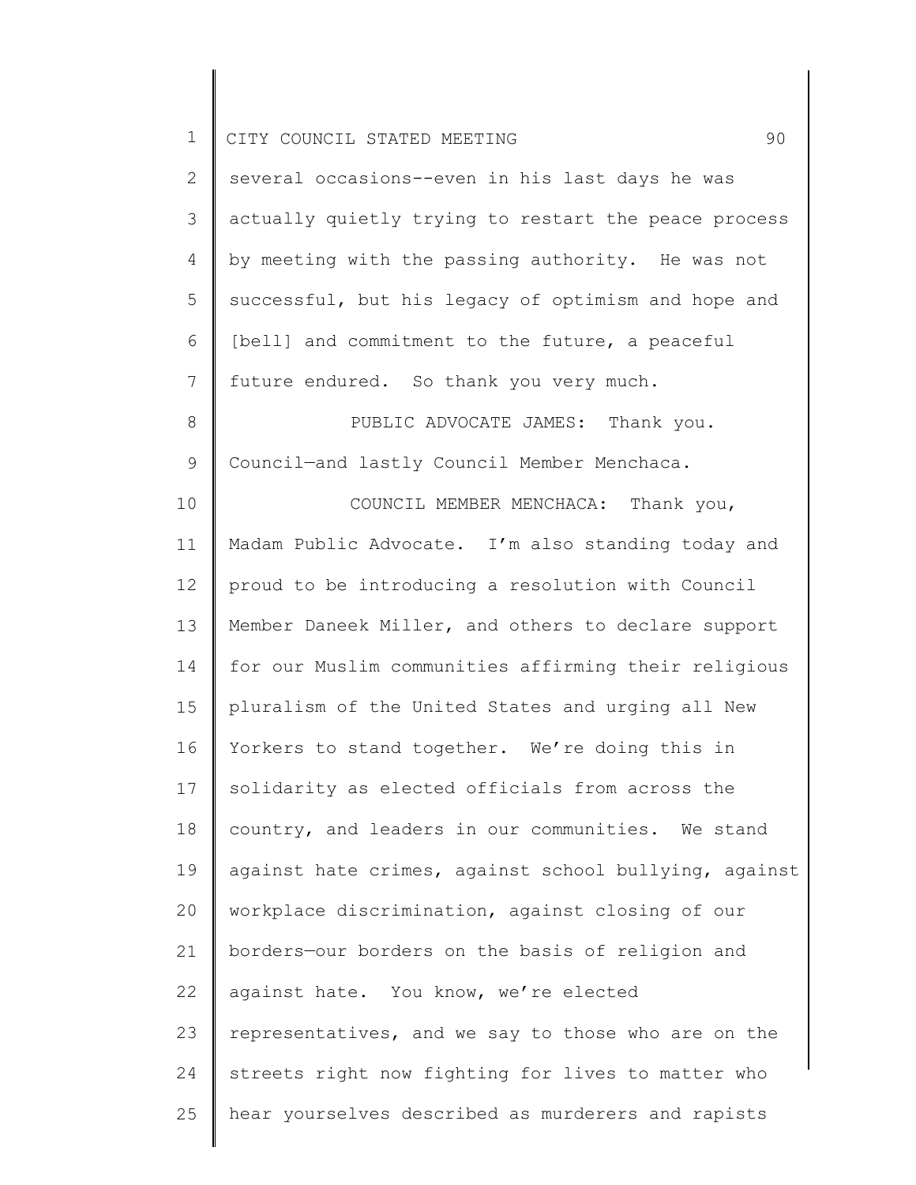several occasions--even in his last days he was actually quietly trying to restart the peace process by meeting with the passing authority. He was not successful, but his legacy of optimism and hope and [bell] and commitment to the future, a peaceful future endured. So thank you very much.

PUBLIC ADVOCATE JAMES: Thank you. Council—and lastly Council Member Menchaca.

COUNCIL MEMBER MENCHACA: Thank you, Madam Public Advocate. I'm also standing today and proud to be introducing a resolution with Council Member Daneek Miller, and others to declare support for our Muslim communities affirming their religious pluralism of the United States and urging all New Yorkers to stand together. We're doing this in solidarity as elected officials from across the country, and leaders in our communities. We stand against hate crimes, against school bullying, against workplace discrimination, against closing of our borders—our borders on the basis of religion and against hate. You know, we're elected representatives, and we say to those who are on the streets right now fighting for lives to matter who hear yourselves described as murderers and rapists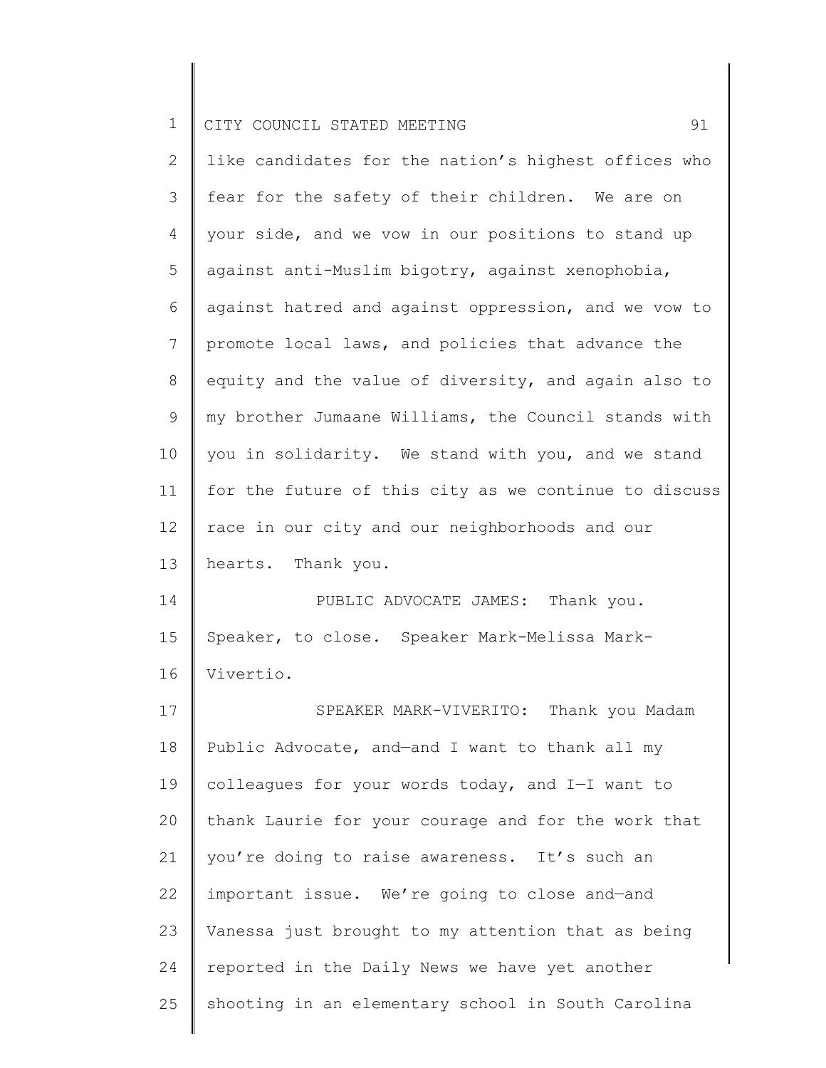like candidates for the nation's highest offices who fear for the safety of their children. We are on your side, and we vow in our positions to stand up against anti-Muslim bigotry, against xenophobia, against hatred and against oppression, and we vow to promote local laws, and policies that advance the equity and the value of diversity, and again also to my brother Jumaane Williams, the Council stands with you in solidarity. We stand with you, and we stand for the future of this city as we continue to discuss race in our city and our neighborhoods and our hearts. Thank you.

PUBLIC ADVOCATE JAMES: Thank you. Speaker, to close. Speaker Mark-Melissa Mark-Vivertio.

SPEAKER MARK-VIVERITO: Thank you Madam Public Advocate, and—and I want to thank all my colleagues for your words today, and I—I want to thank Laurie for your courage and for the work that you're doing to raise awareness. It's such an important issue. We're going to close and—and Vanessa just brought to my attention that as being reported in the Daily News we have yet another shooting in an elementary school in South Carolina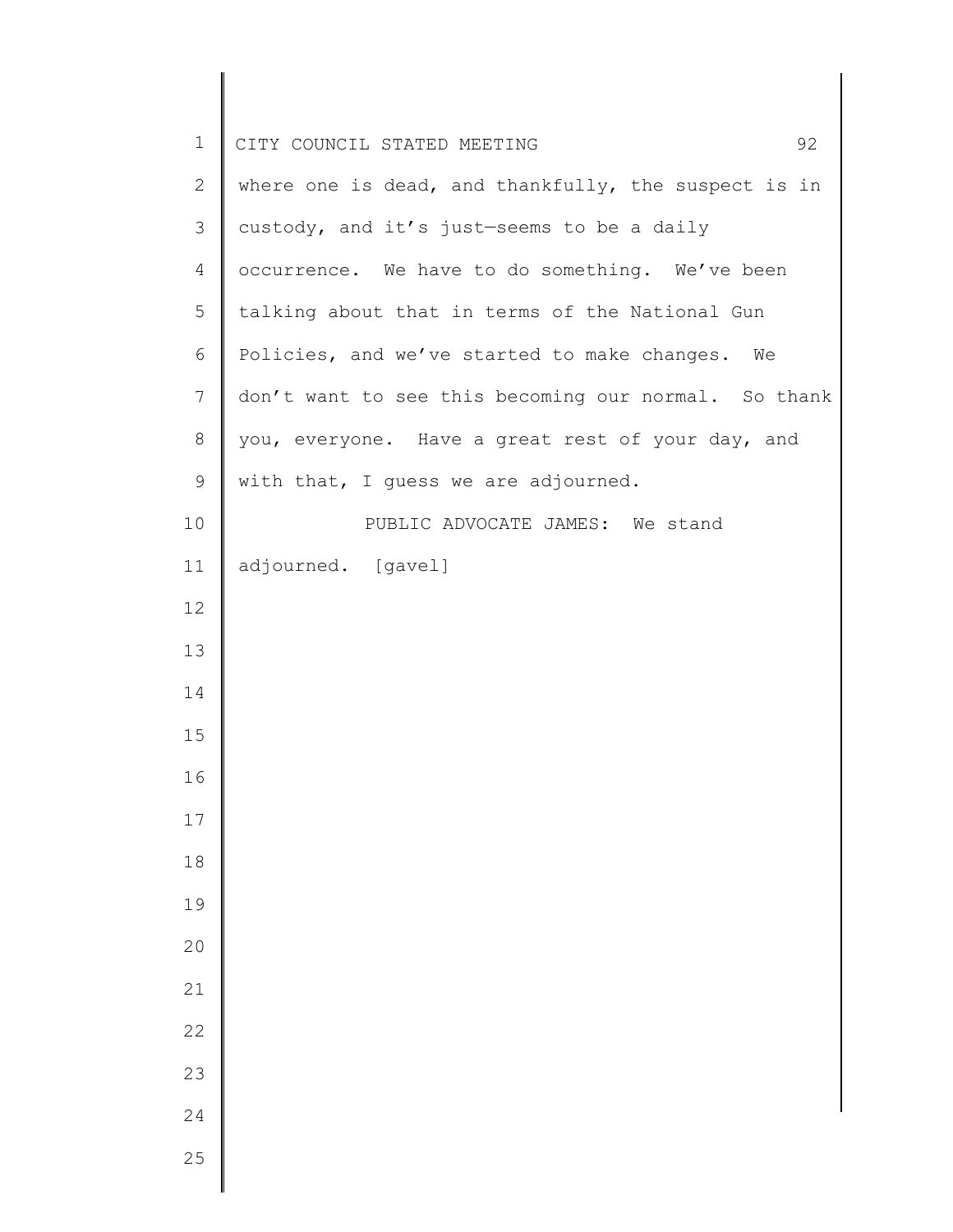where one is dead, and thankfully, the suspect is in custody, and it's just—seems to be a daily occurrence. We have to do something. We've been talking about that in terms of the National Gun Policies, and we've started to make changes. We don't want to see this becoming our normal. So thank you, everyone. Have a great rest of your day, and with that, I guess we are adjourned.

PUBLIC ADVOCATE JAMES: We stand adjourned. [gavel]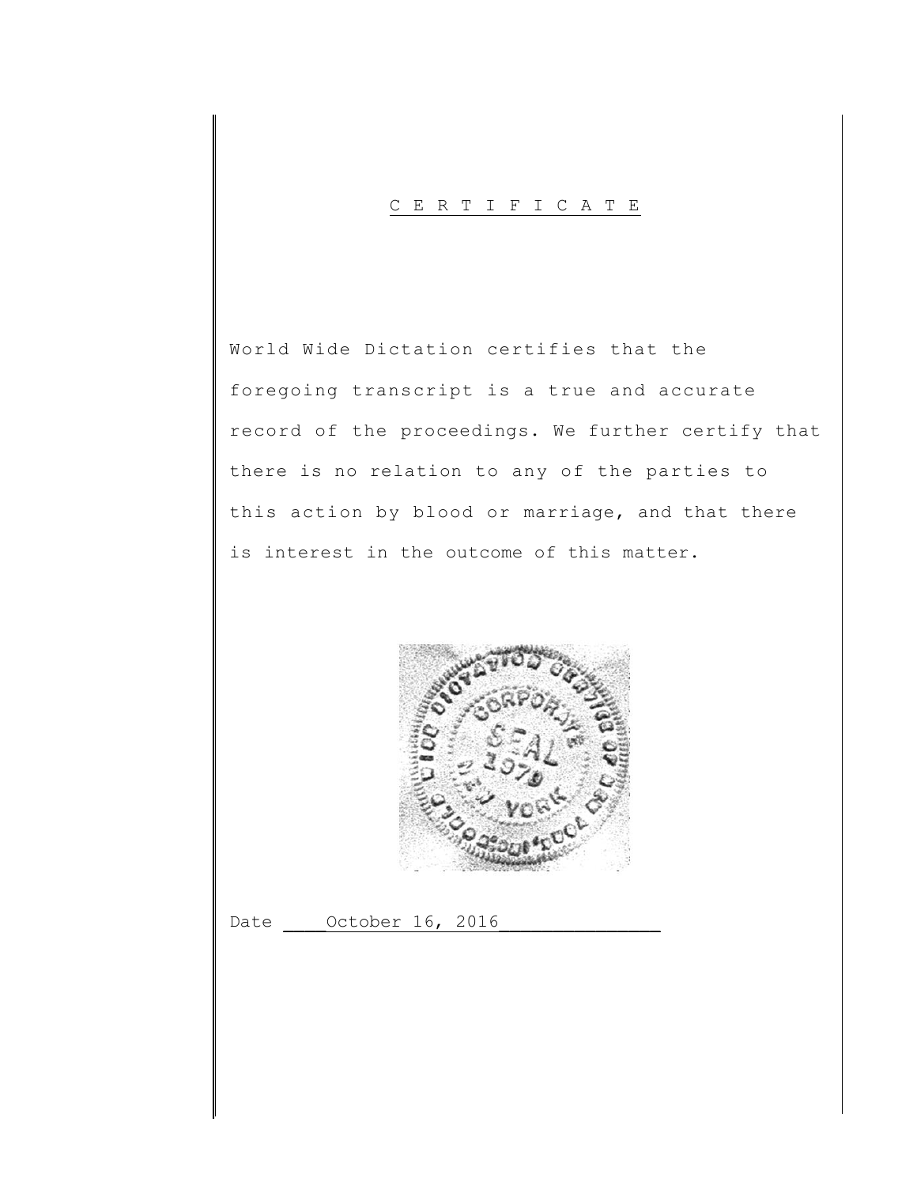C E R T I F I C A T E

World Wide Dictation certifies that the foregoing transcript is a true and accurate record of the proceedings. We further certify that there is no relation to any of the parties to this action by blood or marriage, and that there is interest in the outcome of this matter.

Date ____October 16, 2016______________